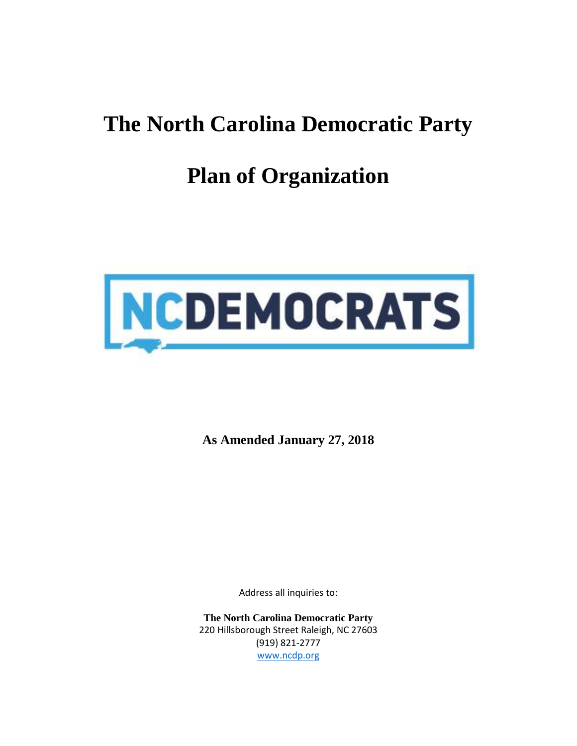# The North Carolina Democratic Party

# Plan of Organization

NCDEMOCRATS

**As Amended January 27, 2018**

Address all inquiries to:

**The North Carolina Democratic Party**
220 Hillsborough Street Raleigh, NC 27603
(919) 821-2777
www.ncdp.org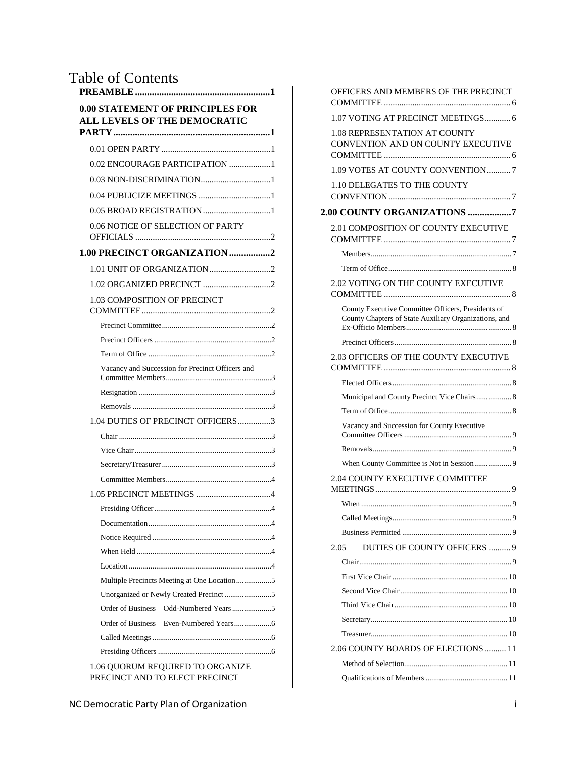# Table of Contents

**PREAMBLE** ........ 1

**0.00 STATEMENT OF PRINCIPLES FOR ALL LEVELS OF THE DEMOCRATIC PARTY** ........ 1

- 0.01 OPEN PARTY ........ 1
- 0.02 ENCOURAGE PARTICIPATION ........ 1
- 0.03 NON-DISCRIMINATION ........ 1
- 0.04 PUBLICIZE MEETINGS ........ 1
- 0.05 BROAD REGISTRATION ........ 1
- 0.06 NOTICE OF SELECTION OF PARTY OFFICIALS ........ 2

**1.00 PRECINCT ORGANIZATION** ........ 2

- 1.01 UNIT OF ORGANIZATION ........ 2
- 1.02 ORGANIZED PRECINCT ........ 2
- 1.03 COMPOSITION OF PRECINCT COMMITTEE ........ 2
  - Precinct Committee ........ 2
  - Precinct Officers ........ 2
  - Term of Office ........ 2
  - Vacancy and Succession for Precinct Officers and Committee Members ........ 3
  - Resignation ........ 3
  - Removals ........ 3
- 1.04 DUTIES OF PRECINCT OFFICERS ........ 3
  - Chair ........ 3
  - Vice Chair ........ 3
  - Secretary/Treasurer ........ 3
  - Committee Members ........ 4
- 1.05 PRECINCT MEETINGS ........ 4
  - Presiding Officer ........ 4
  - Documentation ........ 4
  - Notice Required ........ 4
  - When Held ........ 4
  - Location ........ 4
  - Multiple Precincts Meeting at One Location ........ 5
  - Unorganized or Newly Created Precinct ........ 5
  - Order of Business – Odd-Numbered Years ........ 5
  - Order of Business – Even-Numbered Years ........ 6
  - Called Meetings ........ 6
  - Presiding Officers ........ 6
- 1.06 QUORUM REQUIRED TO ORGANIZE PRECINCT AND TO ELECT PRECINCT OFFICERS AND MEMBERS OF THE PRECINCT COMMITTEE ........ 6
- 1.07 VOTING AT PRECINCT MEETINGS ........ 6
- 1.08 REPRESENTATION AT COUNTY CONVENTION AND ON COUNTY EXECUTIVE COMMITTEE ........ 6
- 1.09 VOTES AT COUNTY CONVENTION ........ 7
- 1.10 DELEGATES TO THE COUNTY CONVENTION ........ 7

**2.00 COUNTY ORGANIZATIONS** ........ 7

- 2.01 COMPOSITION OF COUNTY EXECUTIVE COMMITTEE ........ 7
  - Members ........ 7
  - Term of Office ........ 8
- 2.02 VOTING ON THE COUNTY EXECUTIVE COMMITTEE ........ 8
  - County Executive Committee Officers, Presidents of County Chapters of State Auxiliary Organizations, and Ex-Officio Members ........ 8
  - Precinct Officers ........ 8
- 2.03 OFFICERS OF THE COUNTY EXECUTIVE COMMITTEE ........ 8
  - Elected Officers ........ 8
  - Municipal and County Precinct Vice Chairs ........ 8
  - Term of Office ........ 8
  - Vacancy and Succession for County Executive Committee Officers ........ 9
  - Removals ........ 9
  - When County Committee is Not in Session ........ 9
- 2.04 COUNTY EXECUTIVE COMMITTEE MEETINGS ........ 9
  - When ........ 9
  - Called Meetings ........ 9
  - Business Permitted ........ 9
- 2.05 DUTIES OF COUNTY OFFICERS ........ 9
  - Chair ........ 9
  - First Vice Chair ........ 10
  - Second Vice Chair ........ 10
  - Third Vice Chair ........ 10
  - Secretary ........ 10
  - Treasurer ........ 10
- 2.06 COUNTY BOARDS OF ELECTIONS ........ 11
  - Method of Selection ........ 11
  - Qualifications of Members ........ 11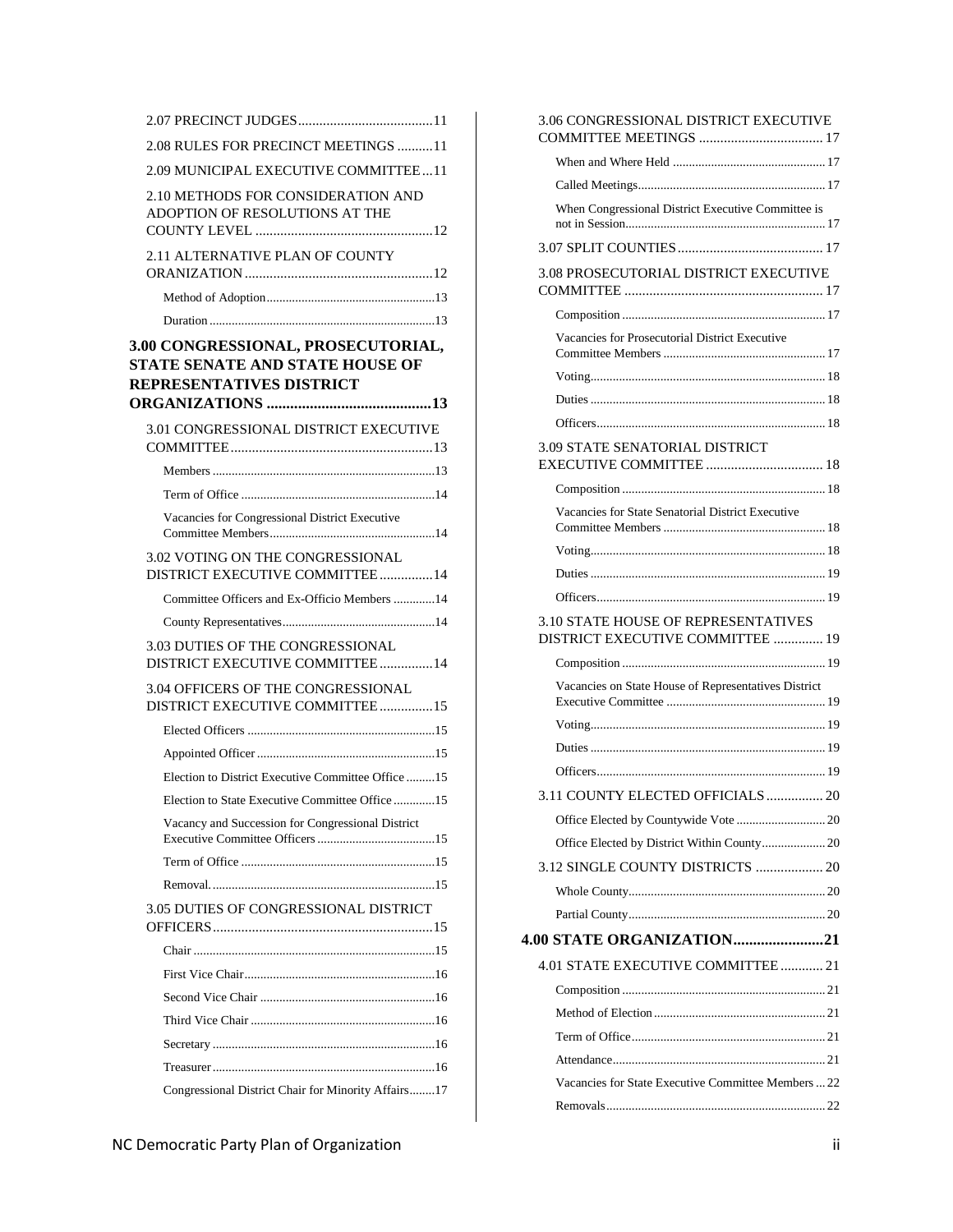2.07 PRECINCT JUDGES......................................11

2.08 RULES FOR PRECINCT MEETINGS ..........11

2.09 MUNICIPAL EXECUTIVE COMMITTEE...11

2.10 METHODS FOR CONSIDERATION AND ADOPTION OF RESOLUTIONS AT THE COUNTY LEVEL ..................................................12

2.11 ALTERNATIVE PLAN OF COUNTY ORANIZATION ......................................................12

Method of Adoption.....................................................13

Duration ......................................................................13

**3.00 CONGRESSIONAL, PROSECUTORIAL, STATE SENATE AND STATE HOUSE OF REPRESENTATIVES DISTRICT ORGANIZATIONS ..........................................13**

3.01 CONGRESSIONAL DISTRICT EXECUTIVE COMMITTEE.........................................................13

Members .....................................................................13

Term of Office ............................................................14

Vacancies for Congressional District Executive Committee Members....................................................14

3.02 VOTING ON THE CONGRESSIONAL DISTRICT EXECUTIVE COMMITTEE ...............14

Committee Officers and Ex-Officio Members .............14

County Representatives................................................14

3.03 DUTIES OF THE CONGRESSIONAL DISTRICT EXECUTIVE COMMITTEE ...............14

3.04 OFFICERS OF THE CONGRESSIONAL DISTRICT EXECUTIVE COMMITTEE ...............15

Elected Officers ...........................................................15

Appointed Officer ........................................................15

Election to District Executive Committee Office .........15

Election to State Executive Committee Office .............15

Vacancy and Succession for Congressional District Executive Committee Officers .....................................15

Term of Office .............................................................15

Removal. ......................................................................15

3.05 DUTIES OF CONGRESSIONAL DISTRICT OFFICERS...............................................................15

Chair ............................................................................15

First Vice Chair............................................................16

Second Vice Chair .......................................................16

Third Vice Chair ..........................................................16

Secretary ......................................................................16

Treasurer ......................................................................16

Congressional District Chair for Minority Affairs........17

3.06 CONGRESSIONAL DISTRICT EXECUTIVE COMMITTEE MEETINGS ................................... 17

When and Where Held ................................................. 17

Called Meetings........................................................... 17

When Congressional District Executive Committee is not in Session............................................................... 17

3.07 SPLIT COUNTIES......................................... 17

3.08 PROSECUTORIAL DISTRICT EXECUTIVE COMMITTEE ........................................................ 17

Composition ................................................................ 17

Vacancies for Prosecutorial District Executive Committee Members ................................................... 17

Voting.......................................................................... 18

Duties .......................................................................... 18

Officers........................................................................ 18

3.09 STATE SENATORIAL DISTRICT EXECUTIVE COMMITTEE ................................. 18

Composition ................................................................ 18

Vacancies for State Senatorial District Executive Committee Members ................................................... 18

Voting.......................................................................... 18

Duties .......................................................................... 19

Officers........................................................................ 19

3.10 STATE HOUSE OF REPRESENTATIVES DISTRICT EXECUTIVE COMMITTEE .............. 19

Composition ................................................................ 19

Vacancies on State House of Representatives District Executive Committee .................................................. 19

Voting.......................................................................... 19

Duties .......................................................................... 19

Officers........................................................................ 19

3.11 COUNTY ELECTED OFFICIALS ................ 20

Office Elected by Countywide Vote ............................ 20

Office Elected by District Within County.................... 20

3.12 SINGLE COUNTY DISTRICTS ................... 20

Whole County.............................................................. 20

Partial County.............................................................. 20

**4.00 STATE ORGANIZATION.......................21**

4.01 STATE EXECUTIVE COMMITTEE ............ 21

Composition ................................................................ 21

Method of Election ...................................................... 21

Term of Office............................................................. 21

Attendance................................................................... 21

Vacancies for State Executive Committee Members ... 22

Removals..................................................................... 22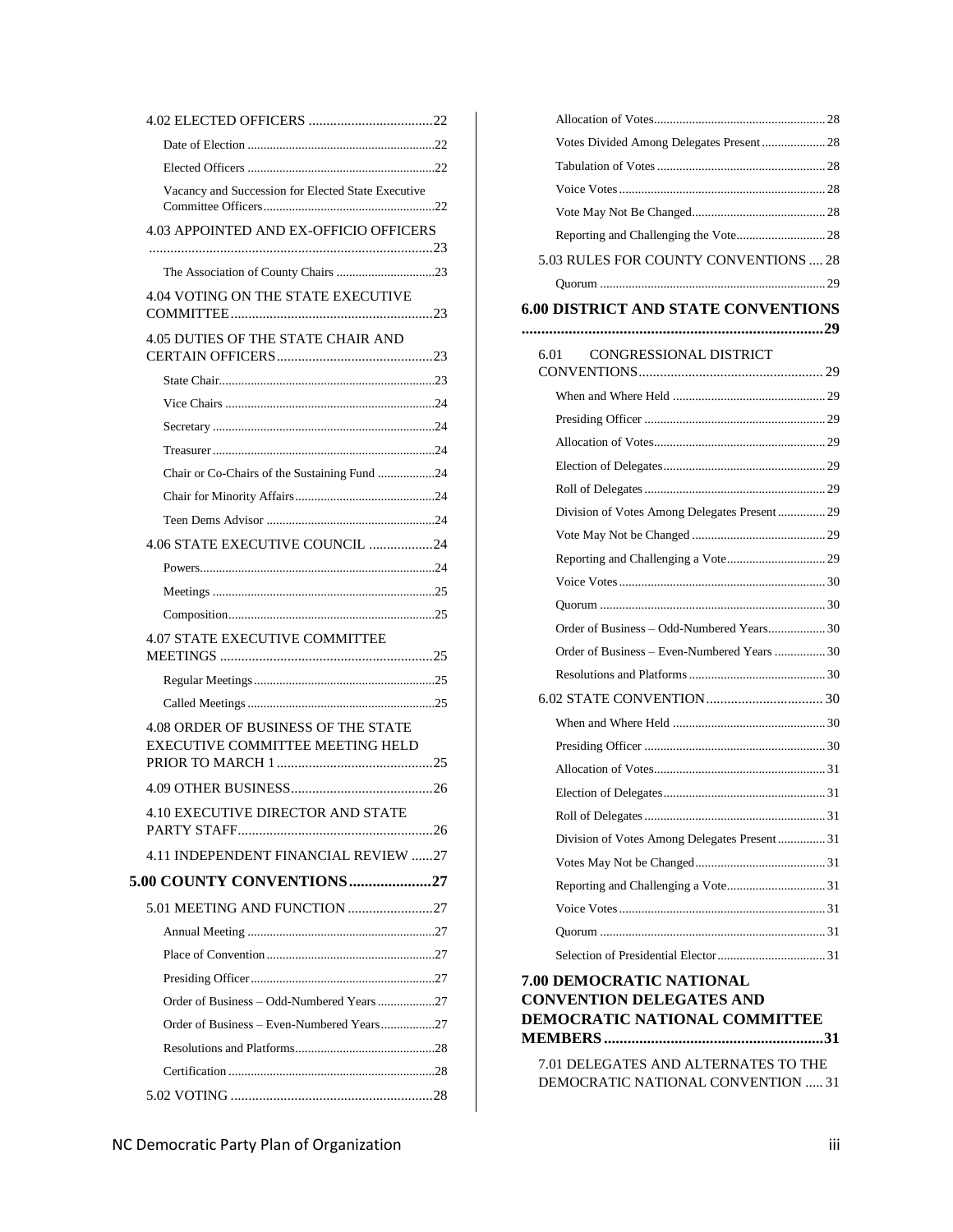4.02 ELECTED OFFICERS ..... 22

- Date of Election ..... 22
- Elected Officers ..... 22
- Vacancy and Succession for Elected State Executive Committee Officers ..... 22

4.03 APPOINTED AND EX-OFFICIO OFFICERS ..... 23

- The Association of County Chairs ..... 23

4.04 VOTING ON THE STATE EXECUTIVE COMMITTEE ..... 23

4.05 DUTIES OF THE STATE CHAIR AND CERTAIN OFFICERS ..... 23

- State Chair ..... 23
- Vice Chairs ..... 24
- Secretary ..... 24
- Treasurer ..... 24
- Chair or Co-Chairs of the Sustaining Fund ..... 24
- Chair for Minority Affairs ..... 24
- Teen Dems Advisor ..... 24

4.06 STATE EXECUTIVE COUNCIL ..... 24

- Powers ..... 24
- Meetings ..... 25
- Composition ..... 25

4.07 STATE EXECUTIVE COMMITTEE MEETINGS ..... 25

- Regular Meetings ..... 25
- Called Meetings ..... 25

4.08 ORDER OF BUSINESS OF THE STATE EXECUTIVE COMMITTEE MEETING HELD PRIOR TO MARCH 1 ..... 25

4.09 OTHER BUSINESS ..... 26

4.10 EXECUTIVE DIRECTOR AND STATE PARTY STAFF ..... 26

4.11 INDEPENDENT FINANCIAL REVIEW ..... 27

**5.00 COUNTY CONVENTIONS ..... 27**

5.01 MEETING AND FUNCTION ..... 27

- Annual Meeting ..... 27
- Place of Convention ..... 27
- Presiding Officer ..... 27
- Order of Business – Odd-Numbered Years ..... 27
- Order of Business – Even-Numbered Years ..... 27
- Resolutions and Platforms ..... 28
- Certification ..... 28

5.02 VOTING ..... 28

- Allocation of Votes ..... 28
- Votes Divided Among Delegates Present ..... 28
- Tabulation of Votes ..... 28
- Voice Votes ..... 28
- Vote May Not Be Changed ..... 28
- Reporting and Challenging the Vote ..... 28

5.03 RULES FOR COUNTY CONVENTIONS ..... 28

- Quorum ..... 29

**6.00 DISTRICT AND STATE CONVENTIONS ..... 29**

6.01 CONGRESSIONAL DISTRICT CONVENTIONS ..... 29

- When and Where Held ..... 29
- Presiding Officer ..... 29
- Allocation of Votes ..... 29
- Election of Delegates ..... 29
- Roll of Delegates ..... 29
- Division of Votes Among Delegates Present ..... 29
- Vote May Not be Changed ..... 29
- Reporting and Challenging a Vote ..... 29
- Voice Votes ..... 30
- Quorum ..... 30
- Order of Business – Odd-Numbered Years ..... 30
- Order of Business – Even-Numbered Years ..... 30
- Resolutions and Platforms ..... 30

6.02 STATE CONVENTION ..... 30

- When and Where Held ..... 30
- Presiding Officer ..... 30
- Allocation of Votes ..... 31
- Election of Delegates ..... 31
- Roll of Delegates ..... 31
- Division of Votes Among Delegates Present ..... 31
- Votes May Not be Changed ..... 31
- Reporting and Challenging a Vote ..... 31
- Voice Votes ..... 31
- Quorum ..... 31
- Selection of Presidential Elector ..... 31

**7.00 DEMOCRATIC NATIONAL CONVENTION DELEGATES AND DEMOCRATIC NATIONAL COMMITTEE MEMBERS ..... 31**

7.01 DELEGATES AND ALTERNATES TO THE DEMOCRATIC NATIONAL CONVENTION ..... 31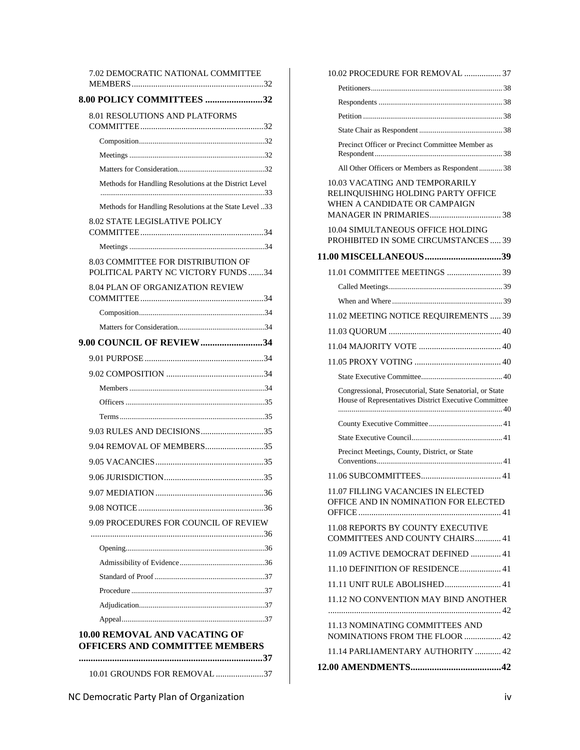7.02 DEMOCRATIC NATIONAL COMMITTEE MEMBERS ........ 32

**8.00 POLICY COMMITTEES ........ 32**

8.01 RESOLUTIONS AND PLATFORMS COMMITTEE ........ 32

Composition ........ 32

Meetings ........ 32

Matters for Consideration ........ 32

Methods for Handling Resolutions at the District Level ........ 33

Methods for Handling Resolutions at the State Level ........ 33

8.02 STATE LEGISLATIVE POLICY COMMITTEE ........ 34

Meetings ........ 34

8.03 COMMITTEE FOR DISTRIBUTION OF POLITICAL PARTY NC VICTORY FUNDS ........ 34

8.04 PLAN OF ORGANIZATION REVIEW COMMITTEE ........ 34

Composition ........ 34

Matters for Consideration ........ 34

**9.00 COUNCIL OF REVIEW ........ 34**

9.01 PURPOSE ........ 34

9.02 COMPOSITION ........ 34

Members ........ 34

Officers ........ 35

Terms ........ 35

9.03 RULES AND DECISIONS ........ 35

9.04 REMOVAL OF MEMBERS ........ 35

9.05 VACANCIES ........ 35

9.06 JURISDICTION ........ 35

9.07 MEDIATION ........ 36

9.08 NOTICE ........ 36

9.09 PROCEDURES FOR COUNCIL OF REVIEW ........ 36

Opening ........ 36

Admissibility of Evidence ........ 36

Standard of Proof ........ 37

Procedure ........ 37

Adjudication ........ 37

Appeal ........ 37

**10.00 REMOVAL AND VACATING OF OFFICERS AND COMMITTEE MEMBERS ........ 37**

10.01 GROUNDS FOR REMOVAL ........ 37

10.02 PROCEDURE FOR REMOVAL ........ 37

Petitioners ........ 38

Respondents ........ 38

Petition ........ 38

State Chair as Respondent ........ 38

Precinct Officer or Precinct Committee Member as Respondent ........ 38

All Other Officers or Members as Respondent ........ 38

10.03 VACATING AND TEMPORARILY RELINQUISHING HOLDING PARTY OFFICE WHEN A CANDIDATE OR CAMPAIGN MANAGER IN PRIMARIES ........ 38

10.04 SIMULTANEOUS OFFICE HOLDING PROHIBITED IN SOME CIRCUMSTANCES ........ 39

**11.00 MISCELLANEOUS ........ 39**

11.01 COMMITTEE MEETINGS ........ 39

Called Meetings ........ 39

When and Where ........ 39

11.02 MEETING NOTICE REQUIREMENTS ........ 39

11.03 QUORUM ........ 40

11.04 MAJORITY VOTE ........ 40

11.05 PROXY VOTING ........ 40

State Executive Committee ........ 40

Congressional, Prosecutorial, State Senatorial, or State House of Representatives District Executive Committee ........ 40

County Executive Committee ........ 41

State Executive Council ........ 41

Precinct Meetings, County, District, or State Conventions ........ 41

11.06 SUBCOMMITTEES ........ 41

11.07 FILLING VACANCIES IN ELECTED OFFICE AND IN NOMINATION FOR ELECTED OFFICE ........ 41

11.08 REPORTS BY COUNTY EXECUTIVE COMMITTEES AND COUNTY CHAIRS ........ 41

11.09 ACTIVE DEMOCRAT DEFINED ........ 41

11.10 DEFINITION OF RESIDENCE ........ 41

11.11 UNIT RULE ABOLISHED ........ 41

11.12 NO CONVENTION MAY BIND ANOTHER ........ 42

11.13 NOMINATING COMMITTEES AND NOMINATIONS FROM THE FLOOR ........ 42

11.14 PARLIAMENTARY AUTHORITY ........ 42

**12.00 AMENDMENTS ........ 42**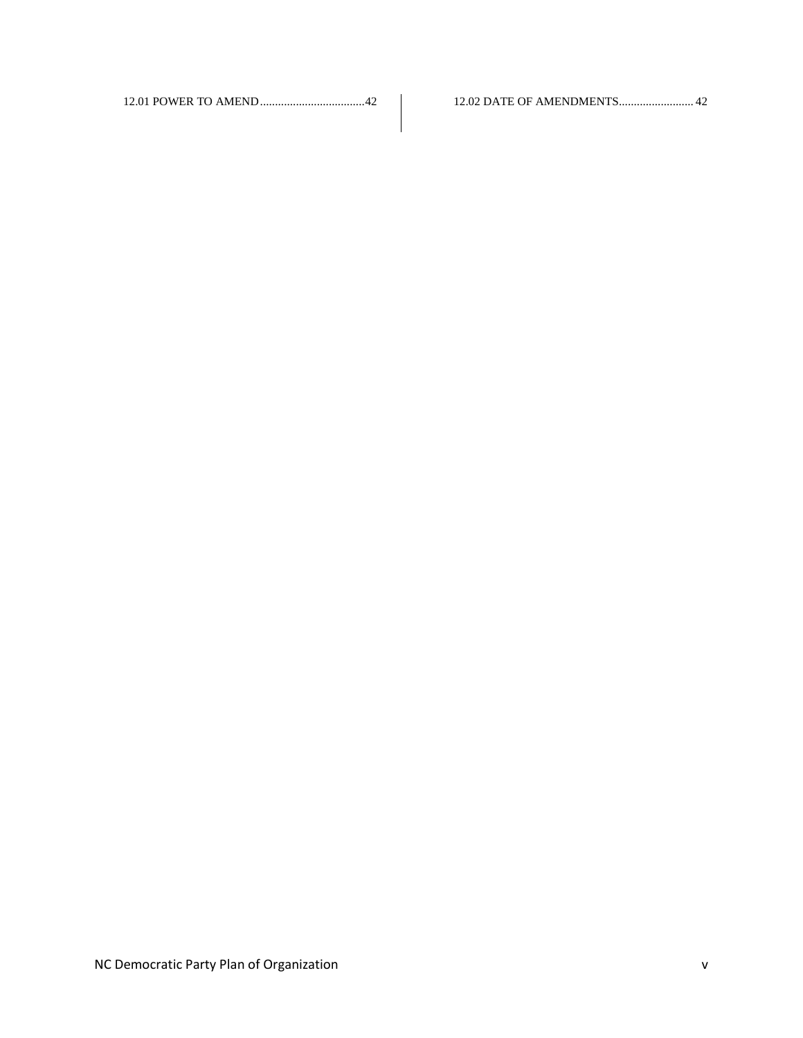12.01 POWER TO AMEND....................................42

12.02 DATE OF AMENDMENTS.........................42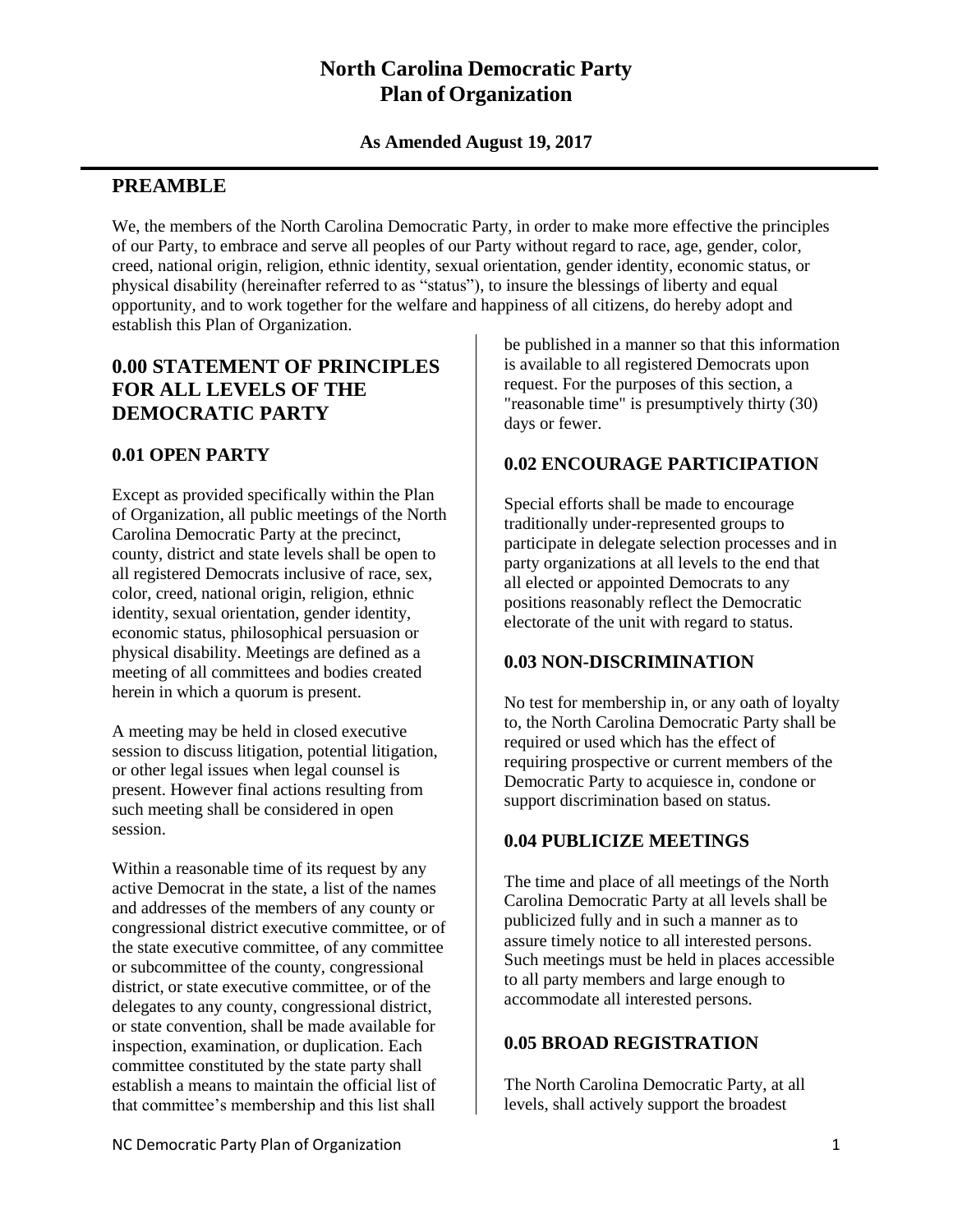# North Carolina Democratic Party Plan of Organization

**As Amended August 19, 2017**

## PREAMBLE

We, the members of the North Carolina Democratic Party, in order to make more effective the principles of our Party, to embrace and serve all peoples of our Party without regard to race, age, gender, color, creed, national origin, religion, ethnic identity, sexual orientation, gender identity, economic status, or physical disability (hereinafter referred to as "status"), to insure the blessings of liberty and equal opportunity, and to work together for the welfare and happiness of all citizens, do hereby adopt and establish this Plan of Organization.

## 0.00 STATEMENT OF PRINCIPLES FOR ALL LEVELS OF THE DEMOCRATIC PARTY

### 0.01 OPEN PARTY

Except as provided specifically within the Plan of Organization, all public meetings of the North Carolina Democratic Party at the precinct, county, district and state levels shall be open to all registered Democrats inclusive of race, sex, color, creed, national origin, religion, ethnic identity, sexual orientation, gender identity, economic status, philosophical persuasion or physical disability. Meetings are defined as a meeting of all committees and bodies created herein in which a quorum is present.

A meeting may be held in closed executive session to discuss litigation, potential litigation, or other legal issues when legal counsel is present. However final actions resulting from such meeting shall be considered in open session.

Within a reasonable time of its request by any active Democrat in the state, a list of the names and addresses of the members of any county or congressional district executive committee, or of the state executive committee, of any committee or subcommittee of the county, congressional district, or state executive committee, or of the delegates to any county, congressional district, or state convention, shall be made available for inspection, examination, or duplication. Each committee constituted by the state party shall establish a means to maintain the official list of that committee's membership and this list shall be published in a manner so that this information is available to all registered Democrats upon request. For the purposes of this section, a "reasonable time" is presumptively thirty (30) days or fewer.

### 0.02 ENCOURAGE PARTICIPATION

Special efforts shall be made to encourage traditionally under-represented groups to participate in delegate selection processes and in party organizations at all levels to the end that all elected or appointed Democrats to any positions reasonably reflect the Democratic electorate of the unit with regard to status.

### 0.03 NON-DISCRIMINATION

No test for membership in, or any oath of loyalty to, the North Carolina Democratic Party shall be required or used which has the effect of requiring prospective or current members of the Democratic Party to acquiesce in, condone or support discrimination based on status.

### 0.04 PUBLICIZE MEETINGS

The time and place of all meetings of the North Carolina Democratic Party at all levels shall be publicized fully and in such a manner as to assure timely notice to all interested persons. Such meetings must be held in places accessible to all party members and large enough to accommodate all interested persons.

### 0.05 BROAD REGISTRATION

The North Carolina Democratic Party, at all levels, shall actively support the broadest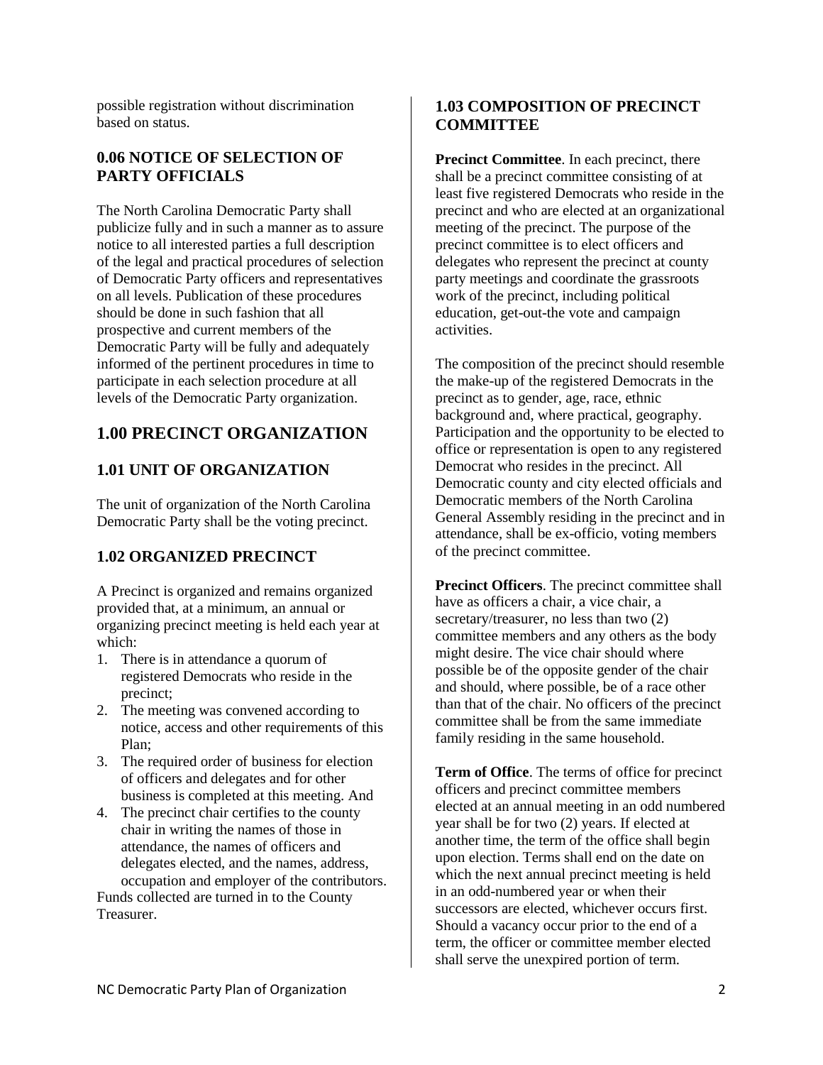possible registration without discrimination based on status.

### 0.06 NOTICE OF SELECTION OF PARTY OFFICIALS

The North Carolina Democratic Party shall publicize fully and in such a manner as to assure notice to all interested parties a full description of the legal and practical procedures of selection of Democratic Party officers and representatives on all levels. Publication of these procedures should be done in such fashion that all prospective and current members of the Democratic Party will be fully and adequately informed of the pertinent procedures in time to participate in each selection procedure at all levels of the Democratic Party organization.

## 1.00 PRECINCT ORGANIZATION

### 1.01 UNIT OF ORGANIZATION

The unit of organization of the North Carolina Democratic Party shall be the voting precinct.

### 1.02 ORGANIZED PRECINCT

A Precinct is organized and remains organized provided that, at a minimum, an annual or organizing precinct meeting is held each year at which:

1. There is in attendance a quorum of registered Democrats who reside in the precinct;
2. The meeting was convened according to notice, access and other requirements of this Plan;
3. The required order of business for election of officers and delegates and for other business is completed at this meeting. And
4. The precinct chair certifies to the county chair in writing the names of those in attendance, the names of officers and delegates elected, and the names, address, occupation and employer of the contributors.

Funds collected are turned in to the County Treasurer.

### 1.03 COMPOSITION OF PRECINCT COMMITTEE

**Precinct Committee**. In each precinct, there shall be a precinct committee consisting of at least five registered Democrats who reside in the precinct and who are elected at an organizational meeting of the precinct. The purpose of the precinct committee is to elect officers and delegates who represent the precinct at county party meetings and coordinate the grassroots work of the precinct, including political education, get-out-the vote and campaign activities.

The composition of the precinct should resemble the make-up of the registered Democrats in the precinct as to gender, age, race, ethnic background and, where practical, geography. Participation and the opportunity to be elected to office or representation is open to any registered Democrat who resides in the precinct. All Democratic county and city elected officials and Democratic members of the North Carolina General Assembly residing in the precinct and in attendance, shall be ex-officio, voting members of the precinct committee.

**Precinct Officers**. The precinct committee shall have as officers a chair, a vice chair, a secretary/treasurer, no less than two (2) committee members and any others as the body might desire. The vice chair should where possible be of the opposite gender of the chair and should, where possible, be of a race other than that of the chair. No officers of the precinct committee shall be from the same immediate family residing in the same household.

**Term of Office**. The terms of office for precinct officers and precinct committee members elected at an annual meeting in an odd numbered year shall be for two (2) years. If elected at another time, the term of the office shall begin upon election. Terms shall end on the date on which the next annual precinct meeting is held in an odd-numbered year or when their successors are elected, whichever occurs first. Should a vacancy occur prior to the end of a term, the officer or committee member elected shall serve the unexpired portion of term.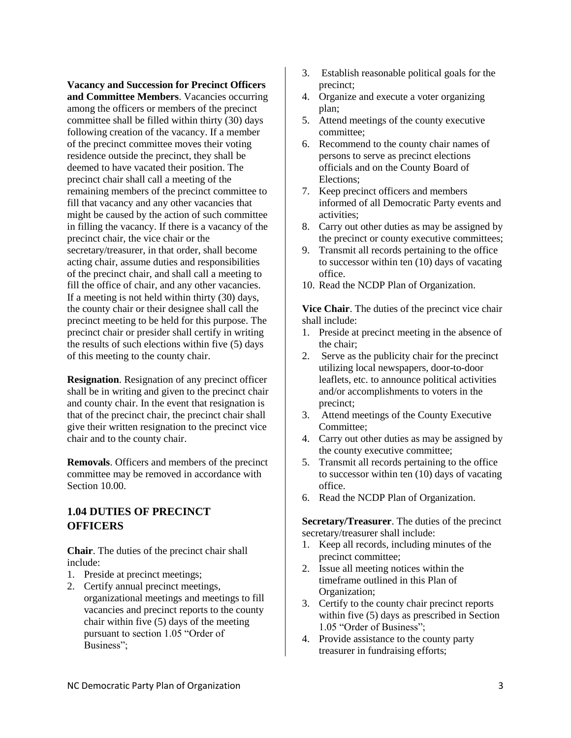**Vacancy and Succession for Precinct Officers and Committee Members**. Vacancies occurring among the officers or members of the precinct committee shall be filled within thirty (30) days following creation of the vacancy. If a member of the precinct committee moves their voting residence outside the precinct, they shall be deemed to have vacated their position. The precinct chair shall call a meeting of the remaining members of the precinct committee to fill that vacancy and any other vacancies that might be caused by the action of such committee in filling the vacancy. If there is a vacancy of the precinct chair, the vice chair or the secretary/treasurer, in that order, shall become acting chair, assume duties and responsibilities of the precinct chair, and shall call a meeting to fill the office of chair, and any other vacancies. If a meeting is not held within thirty (30) days, the county chair or their designee shall call the precinct meeting to be held for this purpose. The precinct chair or presider shall certify in writing the results of such elections within five (5) days of this meeting to the county chair.

**Resignation**. Resignation of any precinct officer shall be in writing and given to the precinct chair and county chair. In the event that resignation is that of the precinct chair, the precinct chair shall give their written resignation to the precinct vice chair and to the county chair.

**Removals**. Officers and members of the precinct committee may be removed in accordance with Section 10.00.

## 1.04 DUTIES OF PRECINCT OFFICERS

**Chair**. The duties of the precinct chair shall include:

1. Preside at precinct meetings;
2. Certify annual precinct meetings, organizational meetings and meetings to fill vacancies and precinct reports to the county chair within five (5) days of the meeting pursuant to section 1.05 "Order of Business";
3. Establish reasonable political goals for the precinct;
4. Organize and execute a voter organizing plan;
5. Attend meetings of the county executive committee;
6. Recommend to the county chair names of persons to serve as precinct elections officials and on the County Board of Elections;
7. Keep precinct officers and members informed of all Democratic Party events and activities;
8. Carry out other duties as may be assigned by the precinct or county executive committees;
9. Transmit all records pertaining to the office to successor within ten (10) days of vacating office.
10. Read the NCDP Plan of Organization.

**Vice Chair**. The duties of the precinct vice chair shall include:

1. Preside at precinct meeting in the absence of the chair;
2. Serve as the publicity chair for the precinct utilizing local newspapers, door-to-door leaflets, etc. to announce political activities and/or accomplishments to voters in the precinct;
3. Attend meetings of the County Executive Committee;
4. Carry out other duties as may be assigned by the county executive committee;
5. Transmit all records pertaining to the office to successor within ten (10) days of vacating office.
6. Read the NCDP Plan of Organization.

**Secretary/Treasurer**. The duties of the precinct secretary/treasurer shall include:

1. Keep all records, including minutes of the precinct committee;
2. Issue all meeting notices within the timeframe outlined in this Plan of Organization;
3. Certify to the county chair precinct reports within five (5) days as prescribed in Section 1.05 "Order of Business";
4. Provide assistance to the county party treasurer in fundraising efforts;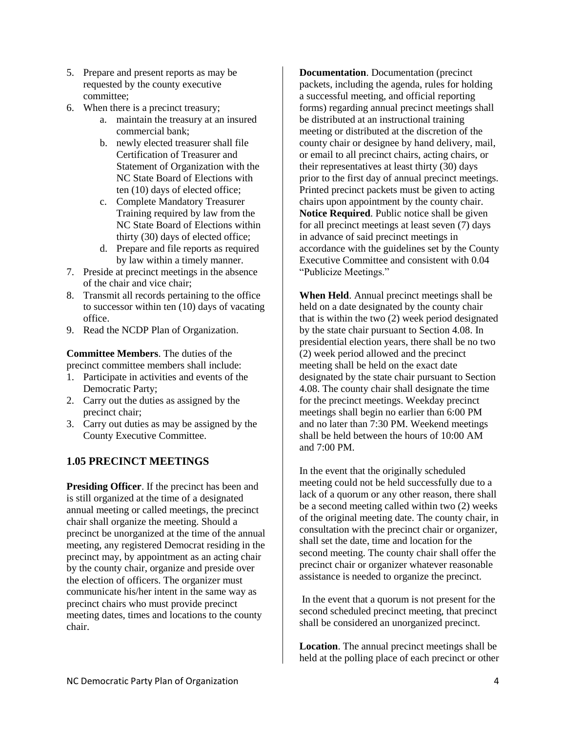5. Prepare and present reports as may be requested by the county executive committee;
6. When there is a precinct treasury;
    a. maintain the treasury at an insured commercial bank;
    b. newly elected treasurer shall file Certification of Treasurer and Statement of Organization with the NC State Board of Elections with ten (10) days of elected office;
    c. Complete Mandatory Treasurer Training required by law from the NC State Board of Elections within thirty (30) days of elected office;
    d. Prepare and file reports as required by law within a timely manner.
7. Preside at precinct meetings in the absence of the chair and vice chair;
8. Transmit all records pertaining to the office to successor within ten (10) days of vacating office.
9. Read the NCDP Plan of Organization.

**Committee Members**. The duties of the precinct committee members shall include:

1. Participate in activities and events of the Democratic Party;
2. Carry out the duties as assigned by the precinct chair;
3. Carry out duties as may be assigned by the County Executive Committee.

## 1.05 PRECINCT MEETINGS

**Presiding Officer**. If the precinct has been and is still organized at the time of a designated annual meeting or called meetings, the precinct chair shall organize the meeting. Should a precinct be unorganized at the time of the annual meeting, any registered Democrat residing in the precinct may, by appointment as an acting chair by the county chair, organize and preside over the election of officers. The organizer must communicate his/her intent in the same way as precinct chairs who must provide precinct meeting dates, times and locations to the county chair.

**Documentation**. Documentation (precinct packets, including the agenda, rules for holding a successful meeting, and official reporting forms) regarding annual precinct meetings shall be distributed at an instructional training meeting or distributed at the discretion of the county chair or designee by hand delivery, mail, or email to all precinct chairs, acting chairs, or their representatives at least thirty (30) days prior to the first day of annual precinct meetings. Printed precinct packets must be given to acting chairs upon appointment by the county chair.
**Notice Required**. Public notice shall be given for all precinct meetings at least seven (7) days in advance of said precinct meetings in accordance with the guidelines set by the County Executive Committee and consistent with 0.04 "Publicize Meetings."

**When Held**. Annual precinct meetings shall be held on a date designated by the county chair that is within the two (2) week period designated by the state chair pursuant to Section 4.08. In presidential election years, there shall be no two (2) week period allowed and the precinct meeting shall be held on the exact date designated by the state chair pursuant to Section 4.08. The county chair shall designate the time for the precinct meetings. Weekday precinct meetings shall begin no earlier than 6:00 PM and no later than 7:30 PM. Weekend meetings shall be held between the hours of 10:00 AM and 7:00 PM.

In the event that the originally scheduled meeting could not be held successfully due to a lack of a quorum or any other reason, there shall be a second meeting called within two (2) weeks of the original meeting date. The county chair, in consultation with the precinct chair or organizer, shall set the date, time and location for the second meeting. The county chair shall offer the precinct chair or organizer whatever reasonable assistance is needed to organize the precinct.

In the event that a quorum is not present for the second scheduled precinct meeting, that precinct shall be considered an unorganized precinct.

**Location**. The annual precinct meetings shall be held at the polling place of each precinct or other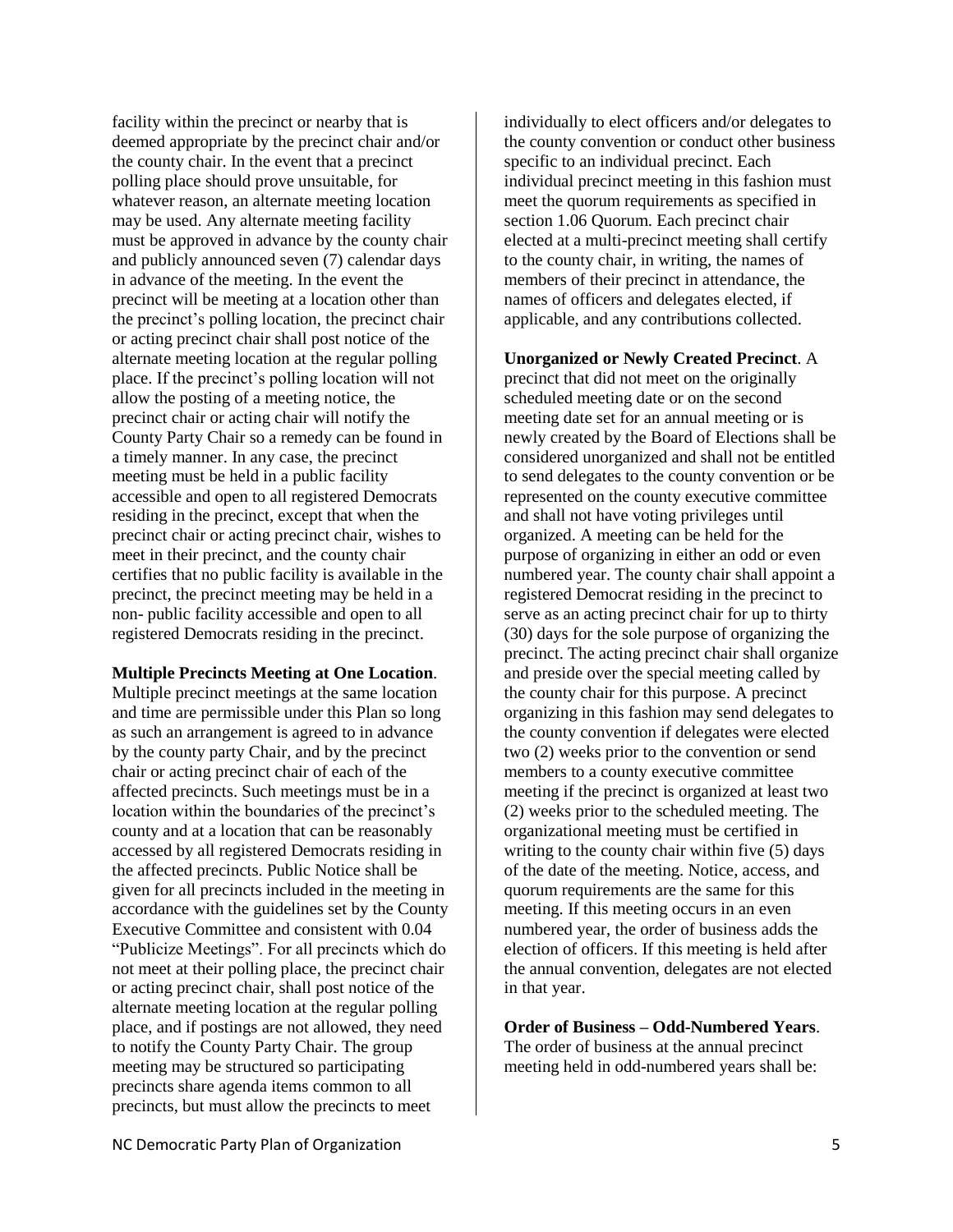facility within the precinct or nearby that is deemed appropriate by the precinct chair and/or the county chair. In the event that a precinct polling place should prove unsuitable, for whatever reason, an alternate meeting location may be used. Any alternate meeting facility must be approved in advance by the county chair and publicly announced seven (7) calendar days in advance of the meeting. In the event the precinct will be meeting at a location other than the precinct's polling location, the precinct chair or acting precinct chair shall post notice of the alternate meeting location at the regular polling place. If the precinct's polling location will not allow the posting of a meeting notice, the precinct chair or acting chair will notify the County Party Chair so a remedy can be found in a timely manner. In any case, the precinct meeting must be held in a public facility accessible and open to all registered Democrats residing in the precinct, except that when the precinct chair or acting precinct chair, wishes to meet in their precinct, and the county chair certifies that no public facility is available in the precinct, the precinct meeting may be held in a non- public facility accessible and open to all registered Democrats residing in the precinct.

**Multiple Precincts Meeting at One Location**. Multiple precinct meetings at the same location and time are permissible under this Plan so long as such an arrangement is agreed to in advance by the county party Chair, and by the precinct chair or acting precinct chair of each of the affected precincts. Such meetings must be in a location within the boundaries of the precinct's county and at a location that can be reasonably accessed by all registered Democrats residing in the affected precincts. Public Notice shall be given for all precincts included in the meeting in accordance with the guidelines set by the County Executive Committee and consistent with 0.04 "Publicize Meetings". For all precincts which do not meet at their polling place, the precinct chair or acting precinct chair, shall post notice of the alternate meeting location at the regular polling place, and if postings are not allowed, they need to notify the County Party Chair. The group meeting may be structured so participating precincts share agenda items common to all precincts, but must allow the precincts to meet individually to elect officers and/or delegates to the county convention or conduct other business specific to an individual precinct. Each individual precinct meeting in this fashion must meet the quorum requirements as specified in section 1.06 Quorum. Each precinct chair elected at a multi-precinct meeting shall certify to the county chair, in writing, the names of members of their precinct in attendance, the names of officers and delegates elected, if applicable, and any contributions collected.

**Unorganized or Newly Created Precinct**. A precinct that did not meet on the originally scheduled meeting date or on the second meeting date set for an annual meeting or is newly created by the Board of Elections shall be considered unorganized and shall not be entitled to send delegates to the county convention or be represented on the county executive committee and shall not have voting privileges until organized. A meeting can be held for the purpose of organizing in either an odd or even numbered year. The county chair shall appoint a registered Democrat residing in the precinct to serve as an acting precinct chair for up to thirty (30) days for the sole purpose of organizing the precinct. The acting precinct chair shall organize and preside over the special meeting called by the county chair for this purpose. A precinct organizing in this fashion may send delegates to the county convention if delegates were elected two (2) weeks prior to the convention or send members to a county executive committee meeting if the precinct is organized at least two (2) weeks prior to the scheduled meeting. The organizational meeting must be certified in writing to the county chair within five (5) days of the date of the meeting. Notice, access, and quorum requirements are the same for this meeting. If this meeting occurs in an even numbered year, the order of business adds the election of officers. If this meeting is held after the annual convention, delegates are not elected in that year.

**Order of Business – Odd-Numbered Years**. The order of business at the annual precinct meeting held in odd-numbered years shall be: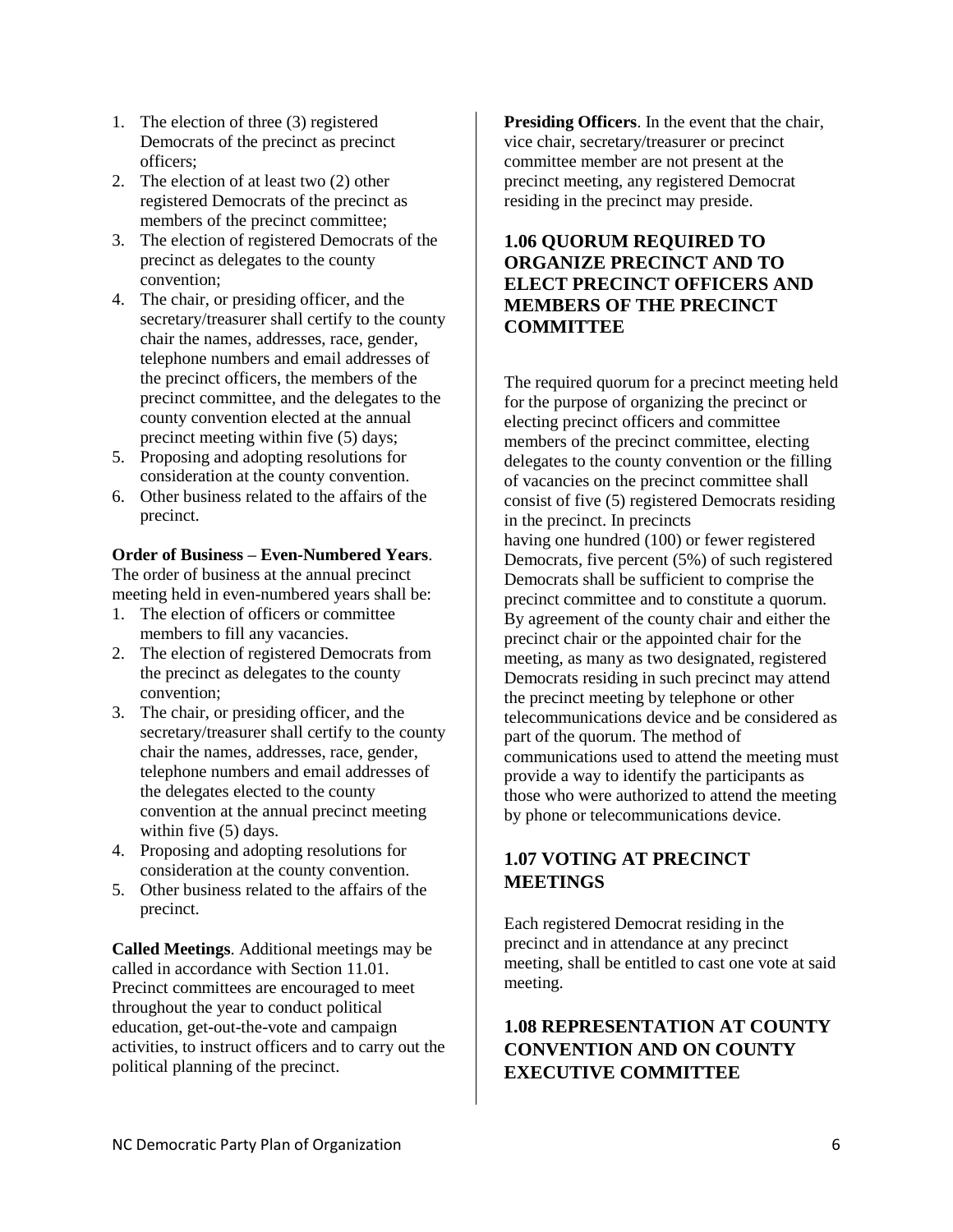1. The election of three (3) registered Democrats of the precinct as precinct officers;
2. The election of at least two (2) other registered Democrats of the precinct as members of the precinct committee;
3. The election of registered Democrats of the precinct as delegates to the county convention;
4. The chair, or presiding officer, and the secretary/treasurer shall certify to the county chair the names, addresses, race, gender, telephone numbers and email addresses of the precinct officers, the members of the precinct committee, and the delegates to the county convention elected at the annual precinct meeting within five (5) days;
5. Proposing and adopting resolutions for consideration at the county convention.
6. Other business related to the affairs of the precinct.

**Order of Business – Even-Numbered Years**. The order of business at the annual precinct meeting held in even-numbered years shall be:

1. The election of officers or committee members to fill any vacancies.
2. The election of registered Democrats from the precinct as delegates to the county convention;
3. The chair, or presiding officer, and the secretary/treasurer shall certify to the county chair the names, addresses, race, gender, telephone numbers and email addresses of the delegates elected to the county convention at the annual precinct meeting within five (5) days.
4. Proposing and adopting resolutions for consideration at the county convention.
5. Other business related to the affairs of the precinct.

**Called Meetings**. Additional meetings may be called in accordance with Section 11.01. Precinct committees are encouraged to meet throughout the year to conduct political education, get-out-the-vote and campaign activities, to instruct officers and to carry out the political planning of the precinct.

**Presiding Officers**. In the event that the chair, vice chair, secretary/treasurer or precinct committee member are not present at the precinct meeting, any registered Democrat residing in the precinct may preside.

## 1.06 QUORUM REQUIRED TO ORGANIZE PRECINCT AND TO ELECT PRECINCT OFFICERS AND MEMBERS OF THE PRECINCT COMMITTEE

The required quorum for a precinct meeting held for the purpose of organizing the precinct or electing precinct officers and committee members of the precinct committee, electing delegates to the county convention or the filling of vacancies on the precinct committee shall consist of five (5) registered Democrats residing in the precinct. In precincts having one hundred (100) or fewer registered Democrats, five percent (5%) of such registered Democrats shall be sufficient to comprise the precinct committee and to constitute a quorum. By agreement of the county chair and either the precinct chair or the appointed chair for the meeting, as many as two designated, registered Democrats residing in such precinct may attend the precinct meeting by telephone or other telecommunications device and be considered as part of the quorum. The method of communications used to attend the meeting must provide a way to identify the participants as those who were authorized to attend the meeting by phone or telecommunications device.

## 1.07 VOTING AT PRECINCT MEETINGS

Each registered Democrat residing in the precinct and in attendance at any precinct meeting, shall be entitled to cast one vote at said meeting.

## 1.08 REPRESENTATION AT COUNTY CONVENTION AND ON COUNTY EXECUTIVE COMMITTEE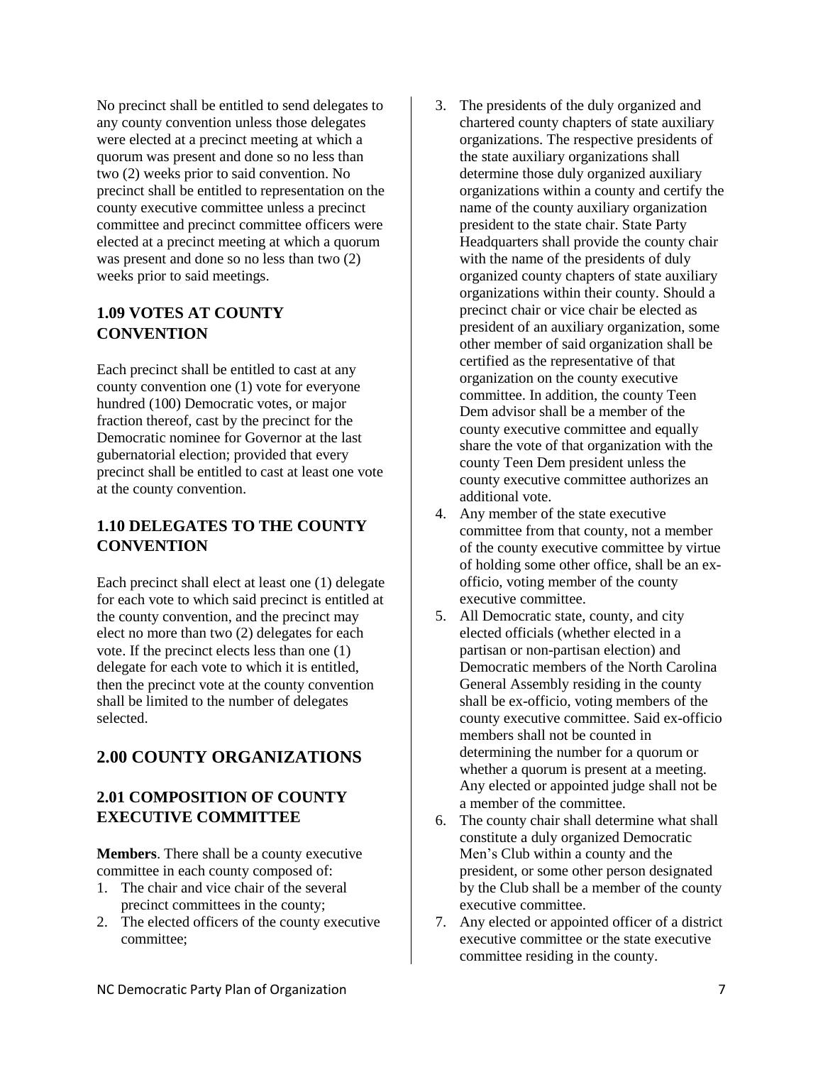No precinct shall be entitled to send delegates to any county convention unless those delegates were elected at a precinct meeting at which a quorum was present and done so no less than two (2) weeks prior to said convention. No precinct shall be entitled to representation on the county executive committee unless a precinct committee and precinct committee officers were elected at a precinct meeting at which a quorum was present and done so no less than two (2) weeks prior to said meetings.

### 1.09 VOTES AT COUNTY CONVENTION

Each precinct shall be entitled to cast at any county convention one (1) vote for everyone hundred (100) Democratic votes, or major fraction thereof, cast by the precinct for the Democratic nominee for Governor at the last gubernatorial election; provided that every precinct shall be entitled to cast at least one vote at the county convention.

### 1.10 DELEGATES TO THE COUNTY CONVENTION

Each precinct shall elect at least one (1) delegate for each vote to which said precinct is entitled at the county convention, and the precinct may elect no more than two (2) delegates for each vote. If the precinct elects less than one (1) delegate for each vote to which it is entitled, then the precinct vote at the county convention shall be limited to the number of delegates selected.

## 2.00 COUNTY ORGANIZATIONS

### 2.01 COMPOSITION OF COUNTY EXECUTIVE COMMITTEE

**Members**. There shall be a county executive committee in each county composed of:

1. The chair and vice chair of the several precinct committees in the county;
2. The elected officers of the county executive committee;
3. The presidents of the duly organized and chartered county chapters of state auxiliary organizations. The respective presidents of the state auxiliary organizations shall determine those duly organized auxiliary organizations within a county and certify the name of the county auxiliary organization president to the state chair. State Party Headquarters shall provide the county chair with the name of the presidents of duly organized county chapters of state auxiliary organizations within their county. Should a precinct chair or vice chair be elected as president of an auxiliary organization, some other member of said organization shall be certified as the representative of that organization on the county executive committee. In addition, the county Teen Dem advisor shall be a member of the county executive committee and equally share the vote of that organization with the county Teen Dem president unless the county executive committee authorizes an additional vote.
4. Any member of the state executive committee from that county, not a member of the county executive committee by virtue of holding some other office, shall be an ex-officio, voting member of the county executive committee.
5. All Democratic state, county, and city elected officials (whether elected in a partisan or non-partisan election) and Democratic members of the North Carolina General Assembly residing in the county shall be ex-officio, voting members of the county executive committee. Said ex-officio members shall not be counted in determining the number for a quorum or whether a quorum is present at a meeting. Any elected or appointed judge shall not be a member of the committee.
6. The county chair shall determine what shall constitute a duly organized Democratic Men's Club within a county and the president, or some other person designated by the Club shall be a member of the county executive committee.
7. Any elected or appointed officer of a district executive committee or the state executive committee residing in the county.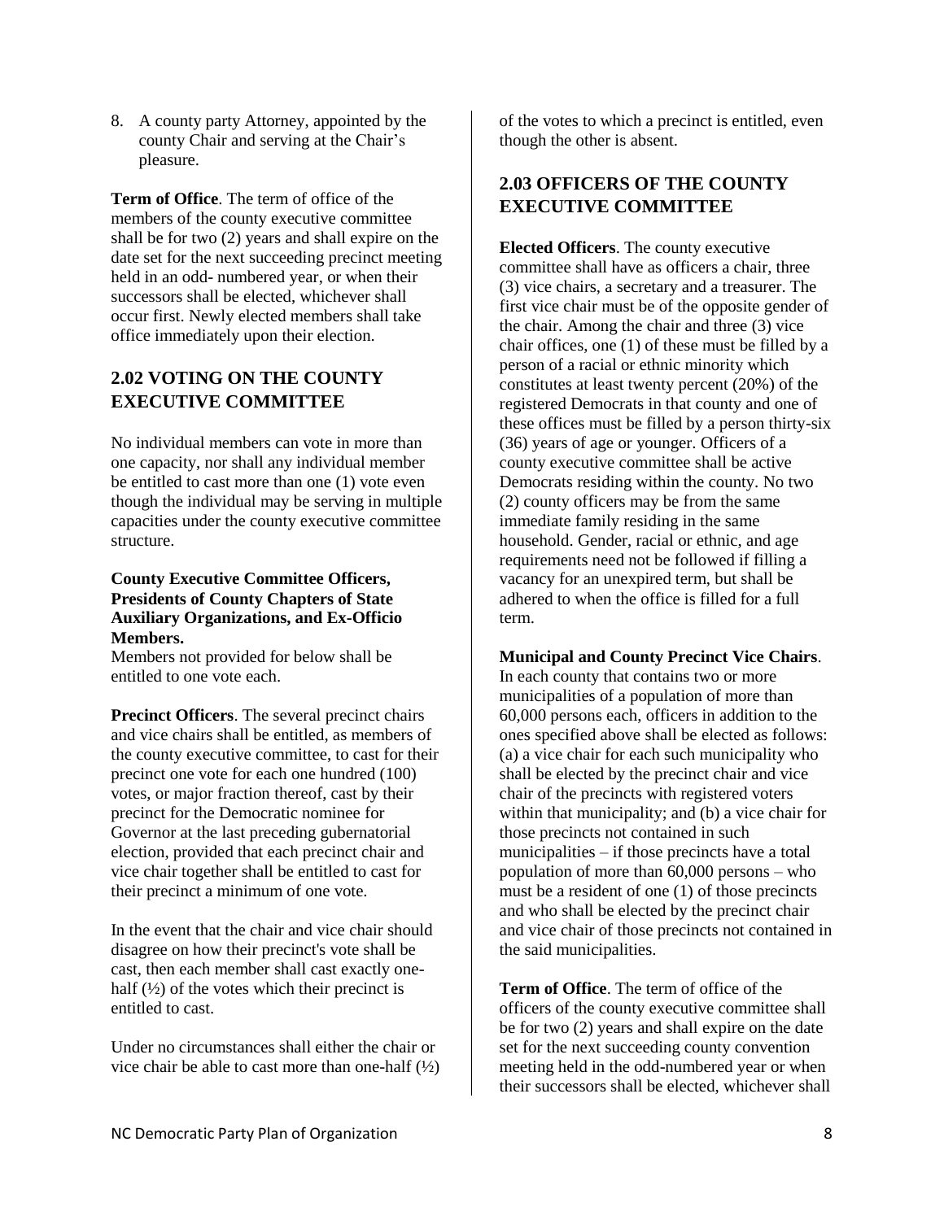8. A county party Attorney, appointed by the county Chair and serving at the Chair's pleasure.

**Term of Office**. The term of office of the members of the county executive committee shall be for two (2) years and shall expire on the date set for the next succeeding precinct meeting held in an odd- numbered year, or when their successors shall be elected, whichever shall occur first. Newly elected members shall take office immediately upon their election.

## 2.02 VOTING ON THE COUNTY EXECUTIVE COMMITTEE

No individual members can vote in more than one capacity, nor shall any individual member be entitled to cast more than one (1) vote even though the individual may be serving in multiple capacities under the county executive committee structure.

**County Executive Committee Officers, Presidents of County Chapters of State Auxiliary Organizations, and Ex-Officio Members.**
Members not provided for below shall be entitled to one vote each.

**Precinct Officers**. The several precinct chairs and vice chairs shall be entitled, as members of the county executive committee, to cast for their precinct one vote for each one hundred (100) votes, or major fraction thereof, cast by their precinct for the Democratic nominee for Governor at the last preceding gubernatorial election, provided that each precinct chair and vice chair together shall be entitled to cast for their precinct a minimum of one vote.

In the event that the chair and vice chair should disagree on how their precinct's vote shall be cast, then each member shall cast exactly one-half (½) of the votes which their precinct is entitled to cast.

Under no circumstances shall either the chair or vice chair be able to cast more than one-half (½) of the votes to which a precinct is entitled, even though the other is absent.

## 2.03 OFFICERS OF THE COUNTY EXECUTIVE COMMITTEE

**Elected Officers**. The county executive committee shall have as officers a chair, three (3) vice chairs, a secretary and a treasurer. The first vice chair must be of the opposite gender of the chair. Among the chair and three (3) vice chair offices, one (1) of these must be filled by a person of a racial or ethnic minority which constitutes at least twenty percent (20%) of the registered Democrats in that county and one of these offices must be filled by a person thirty-six (36) years of age or younger. Officers of a county executive committee shall be active Democrats residing within the county. No two (2) county officers may be from the same immediate family residing in the same household. Gender, racial or ethnic, and age requirements need not be followed if filling a vacancy for an unexpired term, but shall be adhered to when the office is filled for a full term.

**Municipal and County Precinct Vice Chairs**. In each county that contains two or more municipalities of a population of more than 60,000 persons each, officers in addition to the ones specified above shall be elected as follows: (a) a vice chair for each such municipality who shall be elected by the precinct chair and vice chair of the precincts with registered voters within that municipality; and (b) a vice chair for those precincts not contained in such municipalities – if those precincts have a total population of more than 60,000 persons – who must be a resident of one (1) of those precincts and who shall be elected by the precinct chair and vice chair of those precincts not contained in the said municipalities.

**Term of Office**. The term of office of the officers of the county executive committee shall be for two (2) years and shall expire on the date set for the next succeeding county convention meeting held in the odd-numbered year or when their successors shall be elected, whichever shall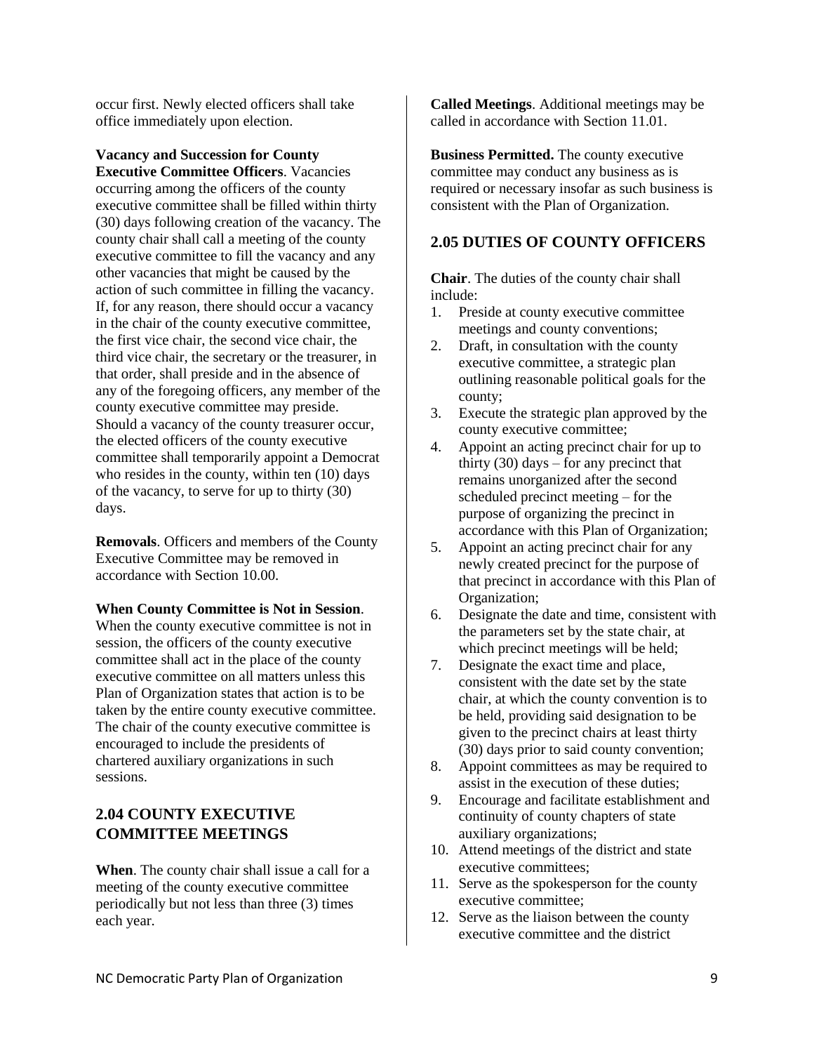occur first. Newly elected officers shall take office immediately upon election.

**Vacancy and Succession for County Executive Committee Officers**. Vacancies occurring among the officers of the county executive committee shall be filled within thirty (30) days following creation of the vacancy. The county chair shall call a meeting of the county executive committee to fill the vacancy and any other vacancies that might be caused by the action of such committee in filling the vacancy. If, for any reason, there should occur a vacancy in the chair of the county executive committee, the first vice chair, the second vice chair, the third vice chair, the secretary or the treasurer, in that order, shall preside and in the absence of any of the foregoing officers, any member of the county executive committee may preside. Should a vacancy of the county treasurer occur, the elected officers of the county executive committee shall temporarily appoint a Democrat who resides in the county, within ten (10) days of the vacancy, to serve for up to thirty (30) days.

**Removals**. Officers and members of the County Executive Committee may be removed in accordance with Section 10.00.

**When County Committee is Not in Session**. When the county executive committee is not in session, the officers of the county executive committee shall act in the place of the county executive committee on all matters unless this Plan of Organization states that action is to be taken by the entire county executive committee. The chair of the county executive committee is encouraged to include the presidents of chartered auxiliary organizations in such sessions.

## 2.04 COUNTY EXECUTIVE COMMITTEE MEETINGS

**When**. The county chair shall issue a call for a meeting of the county executive committee periodically but not less than three (3) times each year.

**Called Meetings**. Additional meetings may be called in accordance with Section 11.01.

**Business Permitted.** The county executive committee may conduct any business as is required or necessary insofar as such business is consistent with the Plan of Organization.

## 2.05 DUTIES OF COUNTY OFFICERS

**Chair**. The duties of the county chair shall include:

1. Preside at county executive committee meetings and county conventions;
2. Draft, in consultation with the county executive committee, a strategic plan outlining reasonable political goals for the county;
3. Execute the strategic plan approved by the county executive committee;
4. Appoint an acting precinct chair for up to thirty (30) days – for any precinct that remains unorganized after the second scheduled precinct meeting – for the purpose of organizing the precinct in accordance with this Plan of Organization;
5. Appoint an acting precinct chair for any newly created precinct for the purpose of that precinct in accordance with this Plan of Organization;
6. Designate the date and time, consistent with the parameters set by the state chair, at which precinct meetings will be held;
7. Designate the exact time and place, consistent with the date set by the state chair, at which the county convention is to be held, providing said designation to be given to the precinct chairs at least thirty (30) days prior to said county convention;
8. Appoint committees as may be required to assist in the execution of these duties;
9. Encourage and facilitate establishment and continuity of county chapters of state auxiliary organizations;
10. Attend meetings of the district and state executive committees;
11. Serve as the spokesperson for the county executive committee;
12. Serve as the liaison between the county executive committee and the district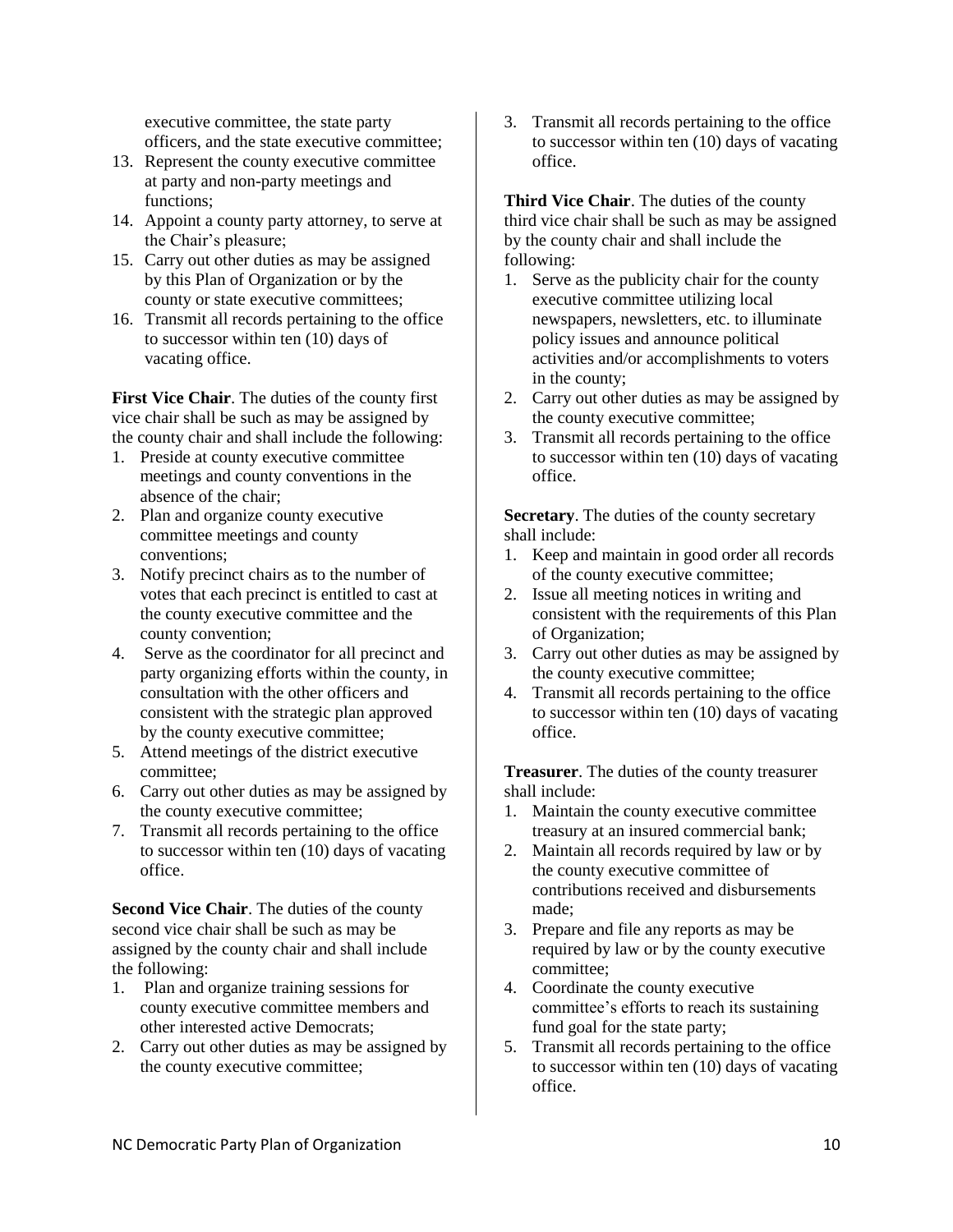executive committee, the state party officers, and the state executive committee;

13. Represent the county executive committee at party and non-party meetings and functions;
14. Appoint a county party attorney, to serve at the Chair's pleasure;
15. Carry out other duties as may be assigned by this Plan of Organization or by the county or state executive committees;
16. Transmit all records pertaining to the office to successor within ten (10) days of vacating office.

**First Vice Chair**. The duties of the county first vice chair shall be such as may be assigned by the county chair and shall include the following:

1. Preside at county executive committee meetings and county conventions in the absence of the chair;
2. Plan and organize county executive committee meetings and county conventions;
3. Notify precinct chairs as to the number of votes that each precinct is entitled to cast at the county executive committee and the county convention;
4. Serve as the coordinator for all precinct and party organizing efforts within the county, in consultation with the other officers and consistent with the strategic plan approved by the county executive committee;
5. Attend meetings of the district executive committee;
6. Carry out other duties as may be assigned by the county executive committee;
7. Transmit all records pertaining to the office to successor within ten (10) days of vacating office.

**Second Vice Chair**. The duties of the county second vice chair shall be such as may be assigned by the county chair and shall include the following:

1. Plan and organize training sessions for county executive committee members and other interested active Democrats;
2. Carry out other duties as may be assigned by the county executive committee;
3. Transmit all records pertaining to the office to successor within ten (10) days of vacating office.

**Third Vice Chair**. The duties of the county third vice chair shall be such as may be assigned by the county chair and shall include the following:

1. Serve as the publicity chair for the county executive committee utilizing local newspapers, newsletters, etc. to illuminate policy issues and announce political activities and/or accomplishments to voters in the county;
2. Carry out other duties as may be assigned by the county executive committee;
3. Transmit all records pertaining to the office to successor within ten (10) days of vacating office.

**Secretary**. The duties of the county secretary shall include:

1. Keep and maintain in good order all records of the county executive committee;
2. Issue all meeting notices in writing and consistent with the requirements of this Plan of Organization;
3. Carry out other duties as may be assigned by the county executive committee;
4. Transmit all records pertaining to the office to successor within ten (10) days of vacating office.

**Treasurer**. The duties of the county treasurer shall include:

1. Maintain the county executive committee treasury at an insured commercial bank;
2. Maintain all records required by law or by the county executive committee of contributions received and disbursements made;
3. Prepare and file any reports as may be required by law or by the county executive committee;
4. Coordinate the county executive committee's efforts to reach its sustaining fund goal for the state party;
5. Transmit all records pertaining to the office to successor within ten (10) days of vacating office.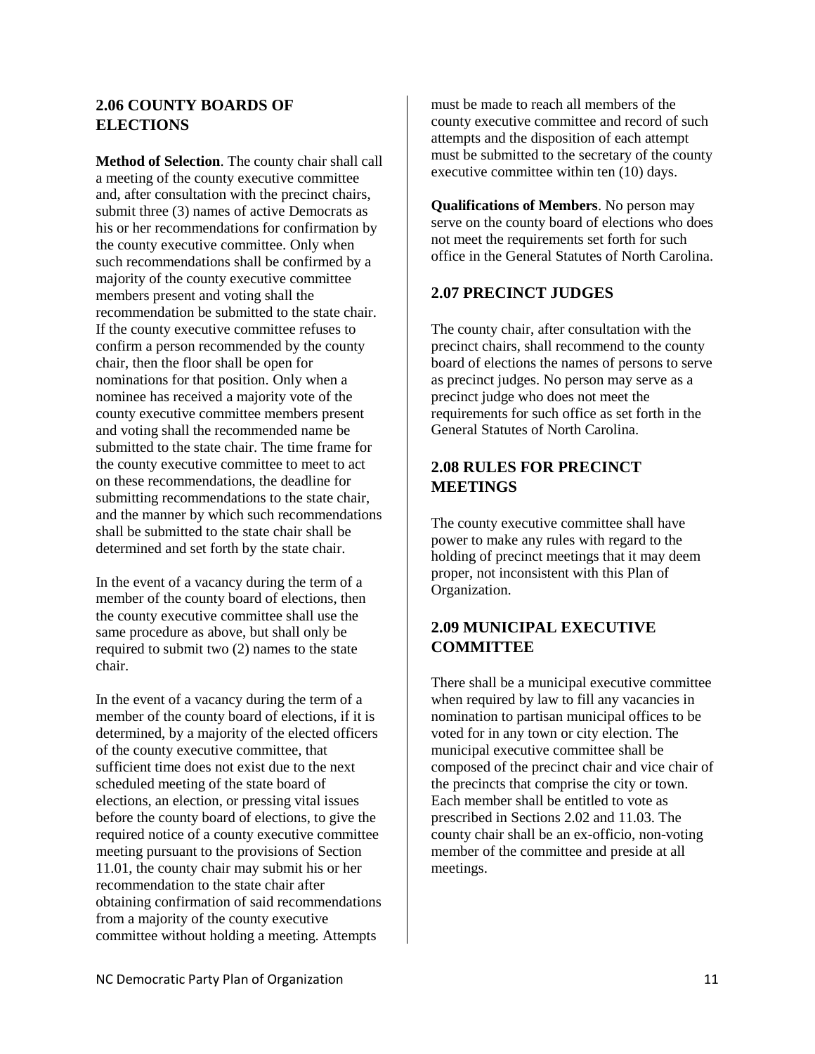## 2.06 COUNTY BOARDS OF ELECTIONS

**Method of Selection**. The county chair shall call a meeting of the county executive committee and, after consultation with the precinct chairs, submit three (3) names of active Democrats as his or her recommendations for confirmation by the county executive committee. Only when such recommendations shall be confirmed by a majority of the county executive committee members present and voting shall the recommendation be submitted to the state chair. If the county executive committee refuses to confirm a person recommended by the county chair, then the floor shall be open for nominations for that position. Only when a nominee has received a majority vote of the county executive committee members present and voting shall the recommended name be submitted to the state chair. The time frame for the county executive committee to meet to act on these recommendations, the deadline for submitting recommendations to the state chair, and the manner by which such recommendations shall be submitted to the state chair shall be determined and set forth by the state chair.

In the event of a vacancy during the term of a member of the county board of elections, then the county executive committee shall use the same procedure as above, but shall only be required to submit two (2) names to the state chair.

In the event of a vacancy during the term of a member of the county board of elections, if it is determined, by a majority of the elected officers of the county executive committee, that sufficient time does not exist due to the next scheduled meeting of the state board of elections, an election, or pressing vital issues before the county board of elections, to give the required notice of a county executive committee meeting pursuant to the provisions of Section 11.01, the county chair may submit his or her recommendation to the state chair after obtaining confirmation of said recommendations from a majority of the county executive committee without holding a meeting. Attempts must be made to reach all members of the county executive committee and record of such attempts and the disposition of each attempt must be submitted to the secretary of the county executive committee within ten (10) days.

**Qualifications of Members**. No person may serve on the county board of elections who does not meet the requirements set forth for such office in the General Statutes of North Carolina.

## 2.07 PRECINCT JUDGES

The county chair, after consultation with the precinct chairs, shall recommend to the county board of elections the names of persons to serve as precinct judges. No person may serve as a precinct judge who does not meet the requirements for such office as set forth in the General Statutes of North Carolina.

## 2.08 RULES FOR PRECINCT MEETINGS

The county executive committee shall have power to make any rules with regard to the holding of precinct meetings that it may deem proper, not inconsistent with this Plan of Organization.

## 2.09 MUNICIPAL EXECUTIVE COMMITTEE

There shall be a municipal executive committee when required by law to fill any vacancies in nomination to partisan municipal offices to be voted for in any town or city election. The municipal executive committee shall be composed of the precinct chair and vice chair of the precincts that comprise the city or town. Each member shall be entitled to vote as prescribed in Sections 2.02 and 11.03. The county chair shall be an ex-officio, non-voting member of the committee and preside at all meetings.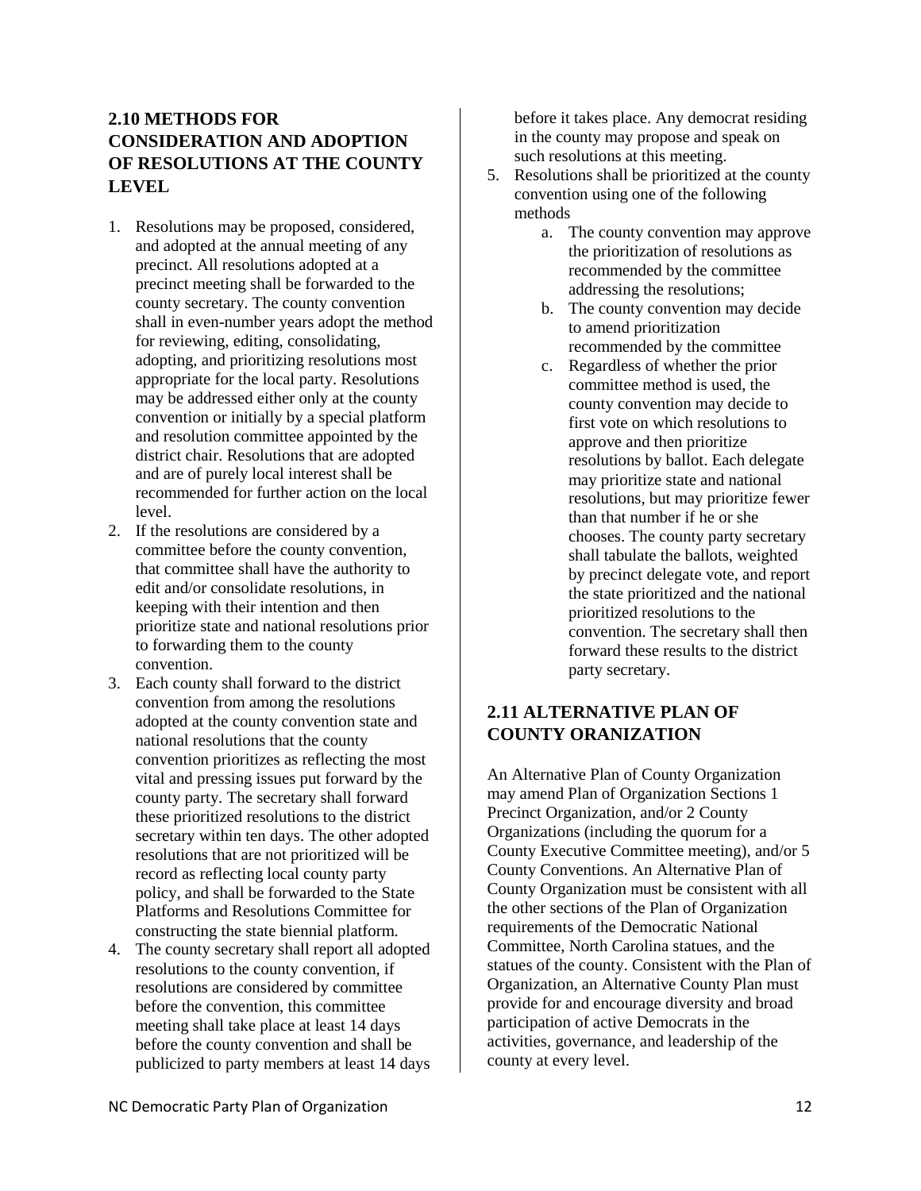## 2.10 METHODS FOR CONSIDERATION AND ADOPTION OF RESOLUTIONS AT THE COUNTY LEVEL

1. Resolutions may be proposed, considered, and adopted at the annual meeting of any precinct. All resolutions adopted at a precinct meeting shall be forwarded to the county secretary. The county convention shall in even-number years adopt the method for reviewing, editing, consolidating, adopting, and prioritizing resolutions most appropriate for the local party. Resolutions may be addressed either only at the county convention or initially by a special platform and resolution committee appointed by the district chair. Resolutions that are adopted and are of purely local interest shall be recommended for further action on the local level.
2. If the resolutions are considered by a committee before the county convention, that committee shall have the authority to edit and/or consolidate resolutions, in keeping with their intention and then prioritize state and national resolutions prior to forwarding them to the county convention.
3. Each county shall forward to the district convention from among the resolutions adopted at the county convention state and national resolutions that the county convention prioritizes as reflecting the most vital and pressing issues put forward by the county party. The secretary shall forward these prioritized resolutions to the district secretary within ten days. The other adopted resolutions that are not prioritized will be record as reflecting local county party policy, and shall be forwarded to the State Platforms and Resolutions Committee for constructing the state biennial platform.
4. The county secretary shall report all adopted resolutions to the county convention, if resolutions are considered by committee before the convention, this committee meeting shall take place at least 14 days before the county convention and shall be publicized to party members at least 14 days before it takes place. Any democrat residing in the county may propose and speak on such resolutions at this meeting.
5. Resolutions shall be prioritized at the county convention using one of the following methods
   a. The county convention may approve the prioritization of resolutions as recommended by the committee addressing the resolutions;
   b. The county convention may decide to amend prioritization recommended by the committee
   c. Regardless of whether the prior committee method is used, the county convention may decide to first vote on which resolutions to approve and then prioritize resolutions by ballot. Each delegate may prioritize state and national resolutions, but may prioritize fewer than that number if he or she chooses. The county party secretary shall tabulate the ballots, weighted by precinct delegate vote, and report the state prioritized and the national prioritized resolutions to the convention. The secretary shall then forward these results to the district party secretary.

## 2.11 ALTERNATIVE PLAN OF COUNTY ORANIZATION

An Alternative Plan of County Organization may amend Plan of Organization Sections 1 Precinct Organization, and/or 2 County Organizations (including the quorum for a County Executive Committee meeting), and/or 5 County Conventions. An Alternative Plan of County Organization must be consistent with all the other sections of the Plan of Organization requirements of the Democratic National Committee, North Carolina statues, and the statues of the county. Consistent with the Plan of Organization, an Alternative County Plan must provide for and encourage diversity and broad participation of active Democrats in the activities, governance, and leadership of the county at every level.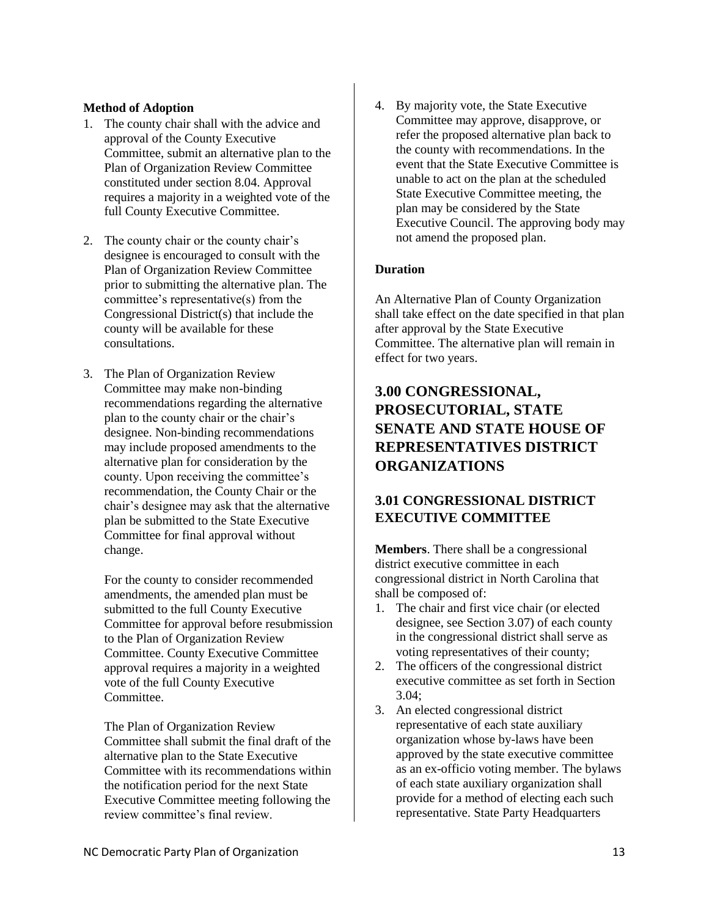**Method of Adoption**

1. The county chair shall with the advice and approval of the County Executive Committee, submit an alternative plan to the Plan of Organization Review Committee constituted under section 8.04. Approval requires a majority in a weighted vote of the full County Executive Committee.

2. The county chair or the county chair's designee is encouraged to consult with the Plan of Organization Review Committee prior to submitting the alternative plan. The committee's representative(s) from the Congressional District(s) that include the county will be available for these consultations.

3. The Plan of Organization Review Committee may make non-binding recommendations regarding the alternative plan to the county chair or the chair's designee. Non-binding recommendations may include proposed amendments to the alternative plan for consideration by the county. Upon receiving the committee's recommendation, the County Chair or the chair's designee may ask that the alternative plan be submitted to the State Executive Committee for final approval without change.

   For the county to consider recommended amendments, the amended plan must be submitted to the full County Executive Committee for approval before resubmission to the Plan of Organization Review Committee. County Executive Committee approval requires a majority in a weighted vote of the full County Executive Committee.

   The Plan of Organization Review Committee shall submit the final draft of the alternative plan to the State Executive Committee with its recommendations within the notification period for the next State Executive Committee meeting following the review committee's final review.

4. By majority vote, the State Executive Committee may approve, disapprove, or refer the proposed alternative plan back to the county with recommendations. In the event that the State Executive Committee is unable to act on the plan at the scheduled State Executive Committee meeting, the plan may be considered by the State Executive Council. The approving body may not amend the proposed plan.

**Duration**

An Alternative Plan of County Organization shall take effect on the date specified in that plan after approval by the State Executive Committee. The alternative plan will remain in effect for two years.

# 3.00 CONGRESSIONAL, PROSECUTORIAL, STATE SENATE AND STATE HOUSE OF REPRESENTATIVES DISTRICT ORGANIZATIONS

## 3.01 CONGRESSIONAL DISTRICT EXECUTIVE COMMITTEE

**Members**. There shall be a congressional district executive committee in each congressional district in North Carolina that shall be composed of:

1. The chair and first vice chair (or elected designee, see Section 3.07) of each county in the congressional district shall serve as voting representatives of their county;
2. The officers of the congressional district executive committee as set forth in Section 3.04;
3. An elected congressional district representative of each state auxiliary organization whose by-laws have been approved by the state executive committee as an ex-officio voting member. The bylaws of each state auxiliary organization shall provide for a method of electing each such representative. State Party Headquarters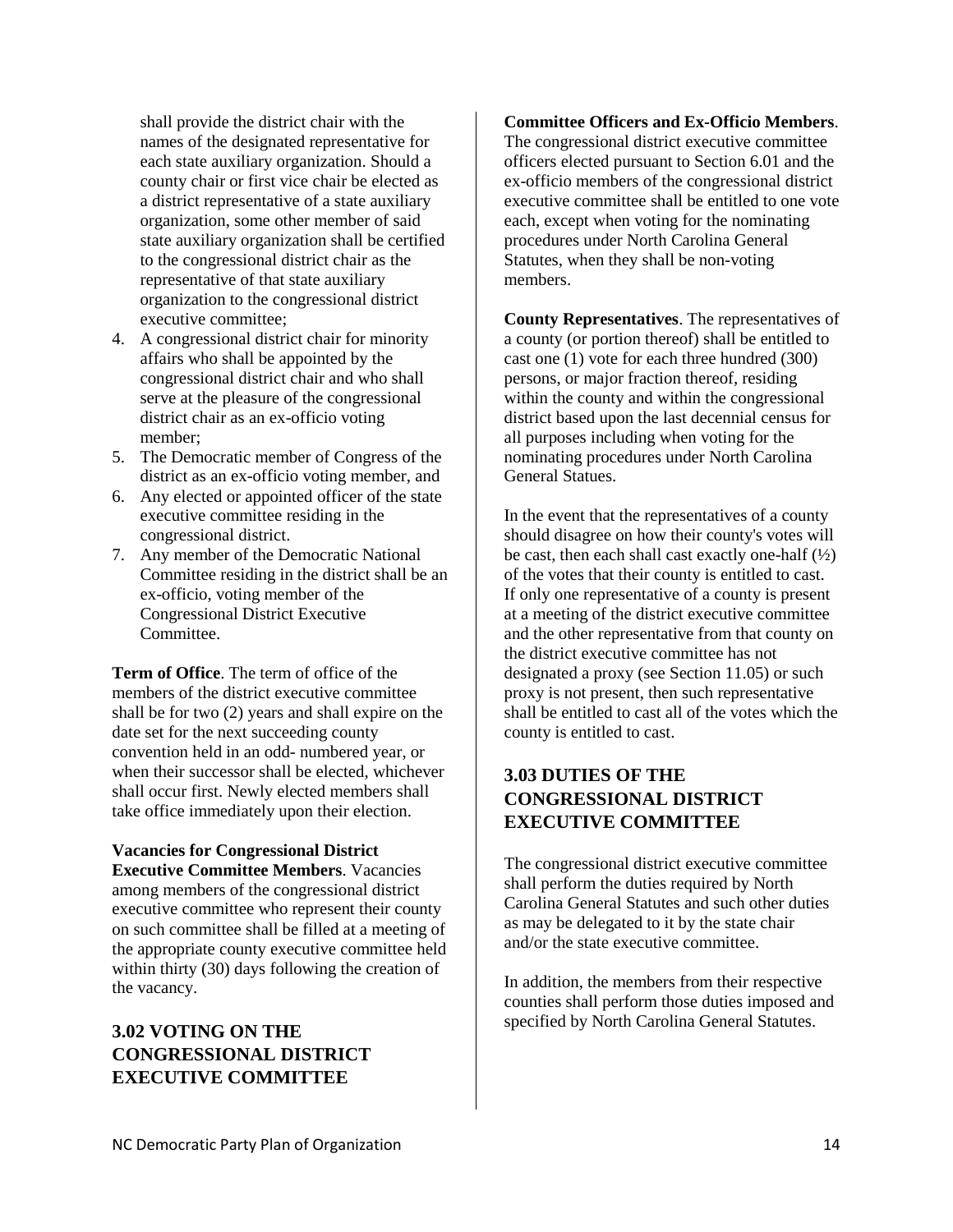shall provide the district chair with the names of the designated representative for each state auxiliary organization. Should a county chair or first vice chair be elected as a district representative of a state auxiliary organization, some other member of said state auxiliary organization shall be certified to the congressional district chair as the representative of that state auxiliary organization to the congressional district executive committee;

4. A congressional district chair for minority affairs who shall be appointed by the congressional district chair and who shall serve at the pleasure of the congressional district chair as an ex-officio voting member;
5. The Democratic member of Congress of the district as an ex-officio voting member, and
6. Any elected or appointed officer of the state executive committee residing in the congressional district.
7. Any member of the Democratic National Committee residing in the district shall be an ex-officio, voting member of the Congressional District Executive Committee.

**Term of Office**. The term of office of the members of the district executive committee shall be for two (2) years and shall expire on the date set for the next succeeding county convention held in an odd- numbered year, or when their successor shall be elected, whichever shall occur first. Newly elected members shall take office immediately upon their election.

**Vacancies for Congressional District Executive Committee Members**. Vacancies among members of the congressional district executive committee who represent their county on such committee shall be filled at a meeting of the appropriate county executive committee held within thirty (30) days following the creation of the vacancy.

## 3.02 VOTING ON THE CONGRESSIONAL DISTRICT EXECUTIVE COMMITTEE

**Committee Officers and Ex-Officio Members**. The congressional district executive committee officers elected pursuant to Section 6.01 and the ex-officio members of the congressional district executive committee shall be entitled to one vote each, except when voting for the nominating procedures under North Carolina General Statutes, when they shall be non-voting members.

**County Representatives**. The representatives of a county (or portion thereof) shall be entitled to cast one (1) vote for each three hundred (300) persons, or major fraction thereof, residing within the county and within the congressional district based upon the last decennial census for all purposes including when voting for the nominating procedures under North Carolina General Statues.

In the event that the representatives of a county should disagree on how their county's votes will be cast, then each shall cast exactly one-half (½) of the votes that their county is entitled to cast. If only one representative of a county is present at a meeting of the district executive committee and the other representative from that county on the district executive committee has not designated a proxy (see Section 11.05) or such proxy is not present, then such representative shall be entitled to cast all of the votes which the county is entitled to cast.

## 3.03 DUTIES OF THE CONGRESSIONAL DISTRICT EXECUTIVE COMMITTEE

The congressional district executive committee shall perform the duties required by North Carolina General Statutes and such other duties as may be delegated to it by the state chair and/or the state executive committee.

In addition, the members from their respective counties shall perform those duties imposed and specified by North Carolina General Statutes.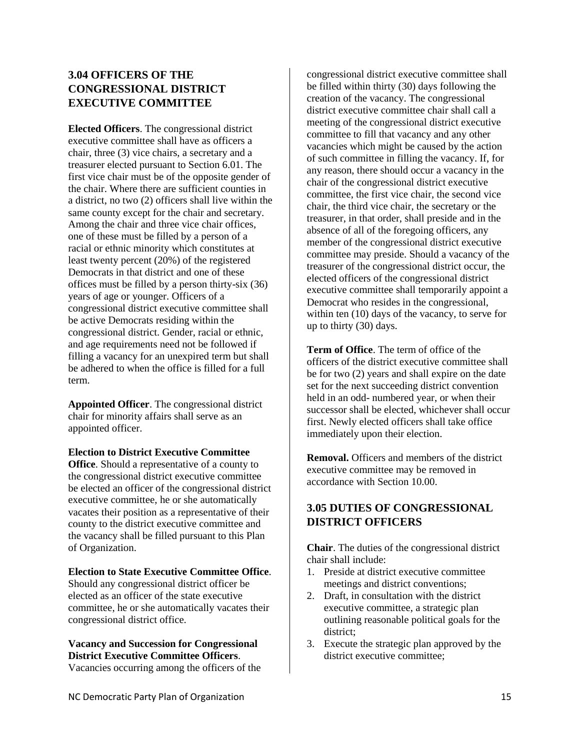## 3.04 OFFICERS OF THE CONGRESSIONAL DISTRICT EXECUTIVE COMMITTEE

**Elected Officers**. The congressional district executive committee shall have as officers a chair, three (3) vice chairs, a secretary and a treasurer elected pursuant to Section 6.01. The first vice chair must be of the opposite gender of the chair. Where there are sufficient counties in a district, no two (2) officers shall live within the same county except for the chair and secretary. Among the chair and three vice chair offices, one of these must be filled by a person of a racial or ethnic minority which constitutes at least twenty percent (20%) of the registered Democrats in that district and one of these offices must be filled by a person thirty-six (36) years of age or younger. Officers of a congressional district executive committee shall be active Democrats residing within the congressional district. Gender, racial or ethnic, and age requirements need not be followed if filling a vacancy for an unexpired term but shall be adhered to when the office is filled for a full term.

**Appointed Officer**. The congressional district chair for minority affairs shall serve as an appointed officer.

**Election to District Executive Committee Office**. Should a representative of a county to the congressional district executive committee be elected an officer of the congressional district executive committee, he or she automatically vacates their position as a representative of their county to the district executive committee and the vacancy shall be filled pursuant to this Plan of Organization.

**Election to State Executive Committee Office**. Should any congressional district officer be elected as an officer of the state executive committee, he or she automatically vacates their congressional district office.

**Vacancy and Succession for Congressional District Executive Committee Officers**. Vacancies occurring among the officers of the congressional district executive committee shall be filled within thirty (30) days following the creation of the vacancy. The congressional district executive committee chair shall call a meeting of the congressional district executive committee to fill that vacancy and any other vacancies which might be caused by the action of such committee in filling the vacancy. If, for any reason, there should occur a vacancy in the chair of the congressional district executive committee, the first vice chair, the second vice chair, the third vice chair, the secretary or the treasurer, in that order, shall preside and in the absence of all of the foregoing officers, any member of the congressional district executive committee may preside. Should a vacancy of the treasurer of the congressional district occur, the elected officers of the congressional district executive committee shall temporarily appoint a Democrat who resides in the congressional, within ten (10) days of the vacancy, to serve for up to thirty (30) days.

**Term of Office**. The term of office of the officers of the district executive committee shall be for two (2) years and shall expire on the date set for the next succeeding district convention held in an odd- numbered year, or when their successor shall be elected, whichever shall occur first. Newly elected officers shall take office immediately upon their election.

**Removal.** Officers and members of the district executive committee may be removed in accordance with Section 10.00.

## 3.05 DUTIES OF CONGRESSIONAL DISTRICT OFFICERS

**Chair**. The duties of the congressional district chair shall include:

1. Preside at district executive committee meetings and district conventions;
2. Draft, in consultation with the district executive committee, a strategic plan outlining reasonable political goals for the district;
3. Execute the strategic plan approved by the district executive committee;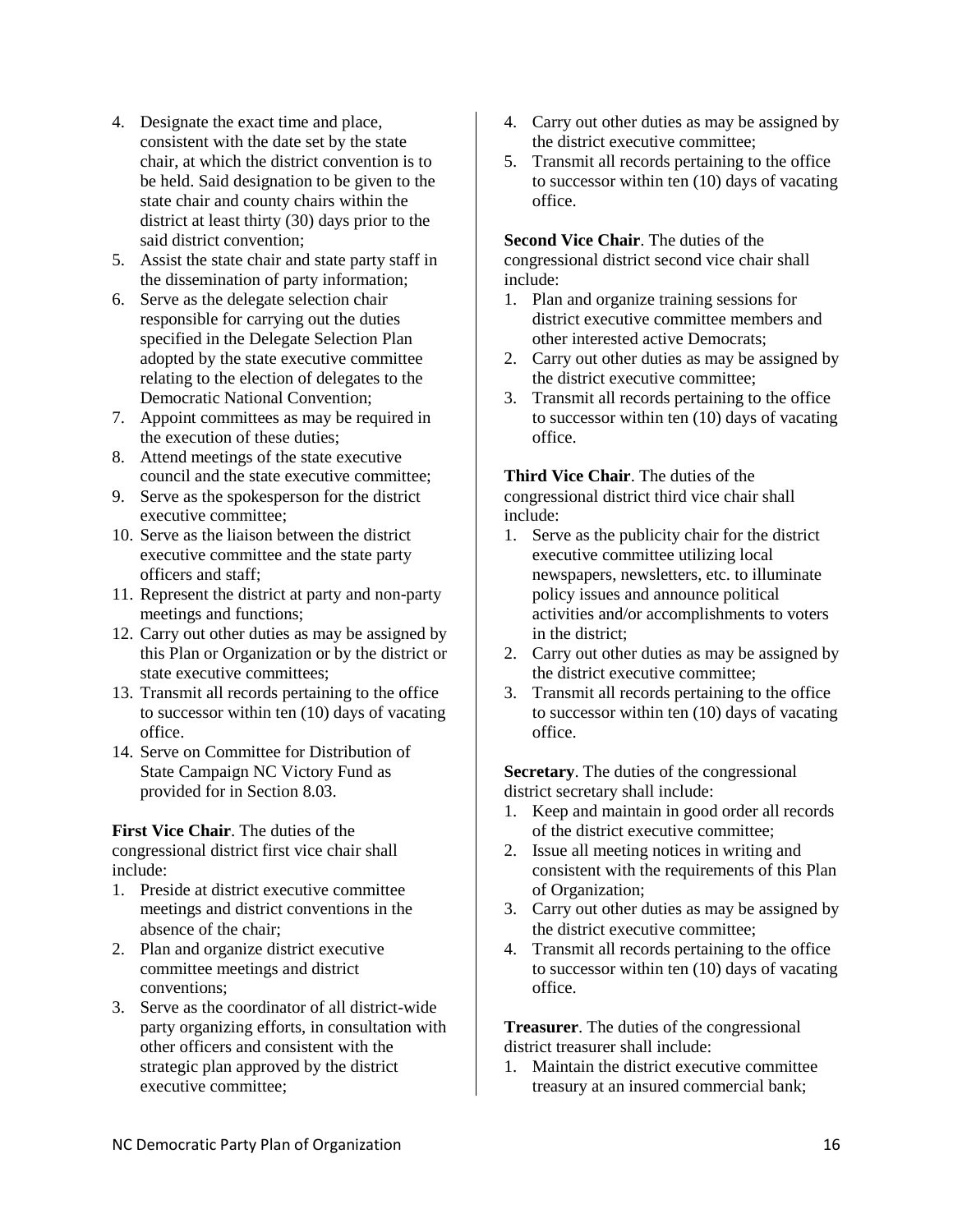4. Designate the exact time and place, consistent with the date set by the state chair, at which the district convention is to be held. Said designation to be given to the state chair and county chairs within the district at least thirty (30) days prior to the said district convention;
5. Assist the state chair and state party staff in the dissemination of party information;
6. Serve as the delegate selection chair responsible for carrying out the duties specified in the Delegate Selection Plan adopted by the state executive committee relating to the election of delegates to the Democratic National Convention;
7. Appoint committees as may be required in the execution of these duties;
8. Attend meetings of the state executive council and the state executive committee;
9. Serve as the spokesperson for the district executive committee;
10. Serve as the liaison between the district executive committee and the state party officers and staff;
11. Represent the district at party and non-party meetings and functions;
12. Carry out other duties as may be assigned by this Plan or Organization or by the district or state executive committees;
13. Transmit all records pertaining to the office to successor within ten (10) days of vacating office.
14. Serve on Committee for Distribution of State Campaign NC Victory Fund as provided for in Section 8.03.

**First Vice Chair**. The duties of the congressional district first vice chair shall include:

1. Preside at district executive committee meetings and district conventions in the absence of the chair;
2. Plan and organize district executive committee meetings and district conventions;
3. Serve as the coordinator of all district-wide party organizing efforts, in consultation with other officers and consistent with the strategic plan approved by the district executive committee;
4. Carry out other duties as may be assigned by the district executive committee;
5. Transmit all records pertaining to the office to successor within ten (10) days of vacating office.

**Second Vice Chair**. The duties of the congressional district second vice chair shall include:

1. Plan and organize training sessions for district executive committee members and other interested active Democrats;
2. Carry out other duties as may be assigned by the district executive committee;
3. Transmit all records pertaining to the office to successor within ten (10) days of vacating office.

**Third Vice Chair**. The duties of the congressional district third vice chair shall include:

1. Serve as the publicity chair for the district executive committee utilizing local newspapers, newsletters, etc. to illuminate policy issues and announce political activities and/or accomplishments to voters in the district;
2. Carry out other duties as may be assigned by the district executive committee;
3. Transmit all records pertaining to the office to successor within ten (10) days of vacating office.

**Secretary**. The duties of the congressional district secretary shall include:

1. Keep and maintain in good order all records of the district executive committee;
2. Issue all meeting notices in writing and consistent with the requirements of this Plan of Organization;
3. Carry out other duties as may be assigned by the district executive committee;
4. Transmit all records pertaining to the office to successor within ten (10) days of vacating office.

**Treasurer**. The duties of the congressional district treasurer shall include:

1. Maintain the district executive committee treasury at an insured commercial bank;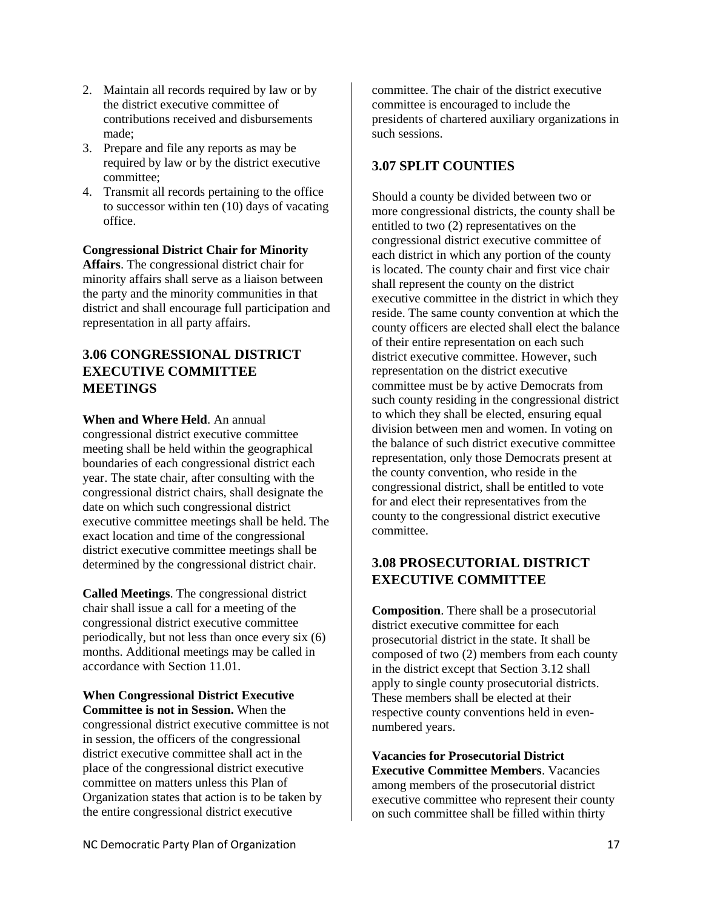2. Maintain all records required by law or by the district executive committee of contributions received and disbursements made;
3. Prepare and file any reports as may be required by law or by the district executive committee;
4. Transmit all records pertaining to the office to successor within ten (10) days of vacating office.

**Congressional District Chair for Minority Affairs**. The congressional district chair for minority affairs shall serve as a liaison between the party and the minority communities in that district and shall encourage full participation and representation in all party affairs.

## 3.06 CONGRESSIONAL DISTRICT EXECUTIVE COMMITTEE MEETINGS

**When and Where Held**. An annual congressional district executive committee meeting shall be held within the geographical boundaries of each congressional district each year. The state chair, after consulting with the congressional district chairs, shall designate the date on which such congressional district executive committee meetings shall be held. The exact location and time of the congressional district executive committee meetings shall be determined by the congressional district chair.

**Called Meetings**. The congressional district chair shall issue a call for a meeting of the congressional district executive committee periodically, but not less than once every six (6) months. Additional meetings may be called in accordance with Section 11.01.

**When Congressional District Executive Committee is not in Session.** When the congressional district executive committee is not in session, the officers of the congressional district executive committee shall act in the place of the congressional district executive committee on matters unless this Plan of Organization states that action is to be taken by the entire congressional district executive committee. The chair of the district executive committee is encouraged to include the presidents of chartered auxiliary organizations in such sessions.

## 3.07 SPLIT COUNTIES

Should a county be divided between two or more congressional districts, the county shall be entitled to two (2) representatives on the congressional district executive committee of each district in which any portion of the county is located. The county chair and first vice chair shall represent the county on the district executive committee in the district in which they reside. The same county convention at which the county officers are elected shall elect the balance of their entire representation on each such district executive committee. However, such representation on the district executive committee must be by active Democrats from such county residing in the congressional district to which they shall be elected, ensuring equal division between men and women. In voting on the balance of such district executive committee representation, only those Democrats present at the county convention, who reside in the congressional district, shall be entitled to vote for and elect their representatives from the county to the congressional district executive committee.

## 3.08 PROSECUTORIAL DISTRICT EXECUTIVE COMMITTEE

**Composition**. There shall be a prosecutorial district executive committee for each prosecutorial district in the state. It shall be composed of two (2) members from each county in the district except that Section 3.12 shall apply to single county prosecutorial districts. These members shall be elected at their respective county conventions held in even-numbered years.

**Vacancies for Prosecutorial District Executive Committee Members**. Vacancies among members of the prosecutorial district executive committee who represent their county on such committee shall be filled within thirty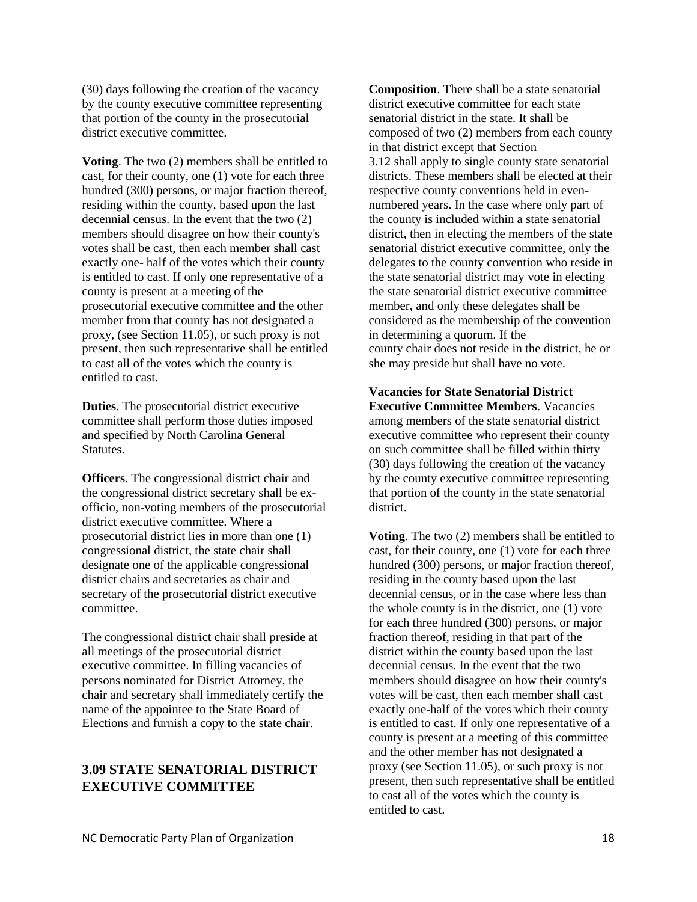(30) days following the creation of the vacancy by the county executive committee representing that portion of the county in the prosecutorial district executive committee.

**Voting**. The two (2) members shall be entitled to cast, for their county, one (1) vote for each three hundred (300) persons, or major fraction thereof, residing within the county, based upon the last decennial census. In the event that the two (2) members should disagree on how their county's votes shall be cast, then each member shall cast exactly one- half of the votes which their county is entitled to cast. If only one representative of a county is present at a meeting of the prosecutorial executive committee and the other member from that county has not designated a proxy, (see Section 11.05), or such proxy is not present, then such representative shall be entitled to cast all of the votes which the county is entitled to cast.

**Duties**. The prosecutorial district executive committee shall perform those duties imposed and specified by North Carolina General Statutes.

**Officers**. The congressional district chair and the congressional district secretary shall be ex-officio, non-voting members of the prosecutorial district executive committee. Where a prosecutorial district lies in more than one (1) congressional district, the state chair shall designate one of the applicable congressional district chairs and secretaries as chair and secretary of the prosecutorial district executive committee.

The congressional district chair shall preside at all meetings of the prosecutorial district executive committee. In filling vacancies of persons nominated for District Attorney, the chair and secretary shall immediately certify the name of the appointee to the State Board of Elections and furnish a copy to the state chair.

## 3.09 STATE SENATORIAL DISTRICT EXECUTIVE COMMITTEE

**Composition**. There shall be a state senatorial district executive committee for each state senatorial district in the state. It shall be composed of two (2) members from each county in that district except that Section 3.12 shall apply to single county state senatorial districts. These members shall be elected at their respective county conventions held in even-numbered years. In the case where only part of the county is included within a state senatorial district, then in electing the members of the state senatorial district executive committee, only the delegates to the county convention who reside in the state senatorial district may vote in electing the state senatorial district executive committee member, and only these delegates shall be considered as the membership of the convention in determining a quorum. If the county chair does not reside in the district, he or she may preside but shall have no vote.

**Vacancies for State Senatorial District Executive Committee Members**. Vacancies among members of the state senatorial district executive committee who represent their county on such committee shall be filled within thirty (30) days following the creation of the vacancy by the county executive committee representing that portion of the county in the state senatorial district.

**Voting**. The two (2) members shall be entitled to cast, for their county, one (1) vote for each three hundred (300) persons, or major fraction thereof, residing in the county based upon the last decennial census, or in the case where less than the whole county is in the district, one (1) vote for each three hundred (300) persons, or major fraction thereof, residing in that part of the district within the county based upon the last decennial census. In the event that the two members should disagree on how their county's votes will be cast, then each member shall cast exactly one-half of the votes which their county is entitled to cast. If only one representative of a county is present at a meeting of this committee and the other member has not designated a proxy (see Section 11.05), or such proxy is not present, then such representative shall be entitled to cast all of the votes which the county is entitled to cast.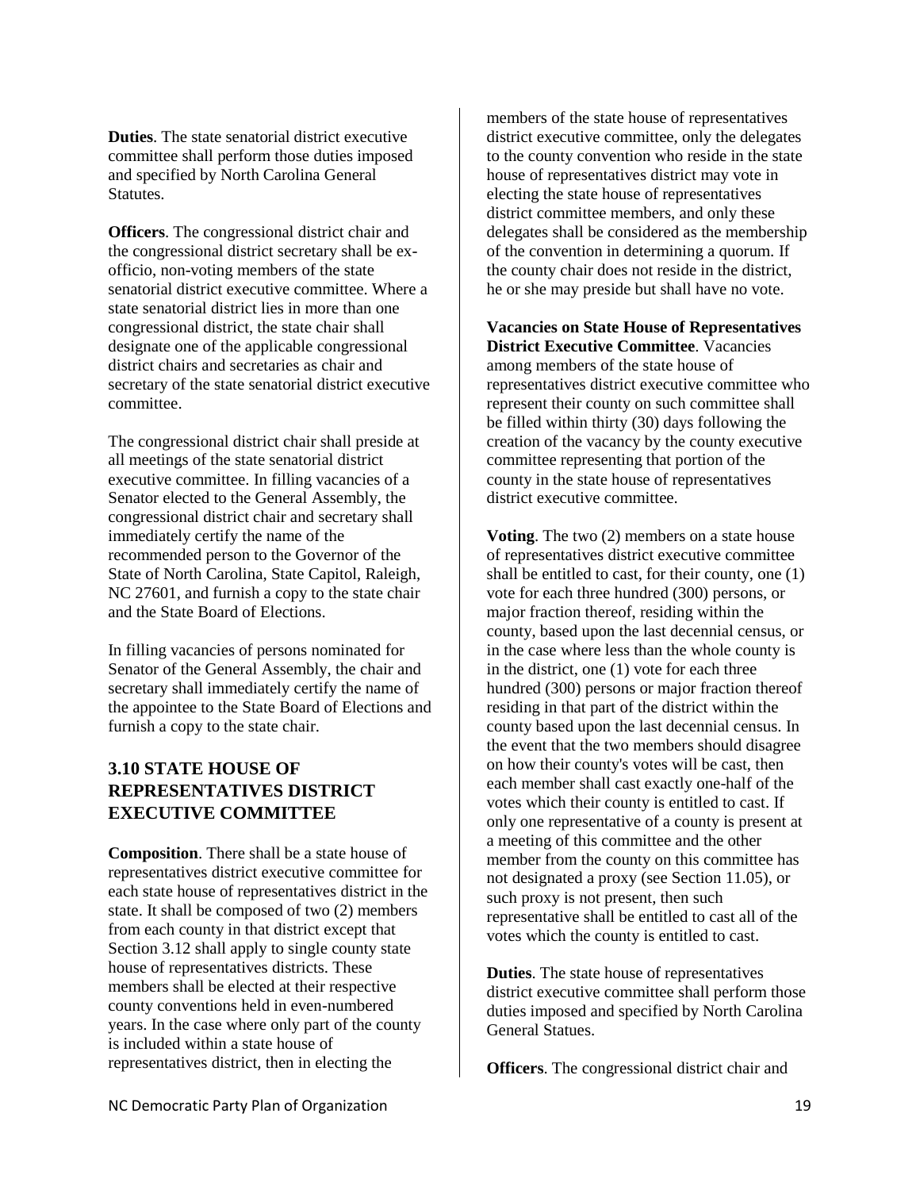**Duties**. The state senatorial district executive committee shall perform those duties imposed and specified by North Carolina General Statutes.

**Officers**. The congressional district chair and the congressional district secretary shall be ex-officio, non-voting members of the state senatorial district executive committee. Where a state senatorial district lies in more than one congressional district, the state chair shall designate one of the applicable congressional district chairs and secretaries as chair and secretary of the state senatorial district executive committee.

The congressional district chair shall preside at all meetings of the state senatorial district executive committee. In filling vacancies of a Senator elected to the General Assembly, the congressional district chair and secretary shall immediately certify the name of the recommended person to the Governor of the State of North Carolina, State Capitol, Raleigh, NC 27601, and furnish a copy to the state chair and the State Board of Elections.

In filling vacancies of persons nominated for Senator of the General Assembly, the chair and secretary shall immediately certify the name of the appointee to the State Board of Elections and furnish a copy to the state chair.

## 3.10 STATE HOUSE OF REPRESENTATIVES DISTRICT EXECUTIVE COMMITTEE

**Composition**. There shall be a state house of representatives district executive committee for each state house of representatives district in the state. It shall be composed of two (2) members from each county in that district except that Section 3.12 shall apply to single county state house of representatives districts. These members shall be elected at their respective county conventions held in even-numbered years. In the case where only part of the county is included within a state house of representatives district, then in electing the members of the state house of representatives district executive committee, only the delegates to the county convention who reside in the state house of representatives district may vote in electing the state house of representatives district committee members, and only these delegates shall be considered as the membership of the convention in determining a quorum. If the county chair does not reside in the district, he or she may preside but shall have no vote.

**Vacancies on State House of Representatives District Executive Committee**. Vacancies among members of the state house of representatives district executive committee who represent their county on such committee shall be filled within thirty (30) days following the creation of the vacancy by the county executive committee representing that portion of the county in the state house of representatives district executive committee.

**Voting**. The two (2) members on a state house of representatives district executive committee shall be entitled to cast, for their county, one (1) vote for each three hundred (300) persons, or major fraction thereof, residing within the county, based upon the last decennial census, or in the case where less than the whole county is in the district, one (1) vote for each three hundred (300) persons or major fraction thereof residing in that part of the district within the county based upon the last decennial census. In the event that the two members should disagree on how their county's votes will be cast, then each member shall cast exactly one-half of the votes which their county is entitled to cast. If only one representative of a county is present at a meeting of this committee and the other member from the county on this committee has not designated a proxy (see Section 11.05), or such proxy is not present, then such representative shall be entitled to cast all of the votes which the county is entitled to cast.

**Duties**. The state house of representatives district executive committee shall perform those duties imposed and specified by North Carolina General Statues.

**Officers**. The congressional district chair and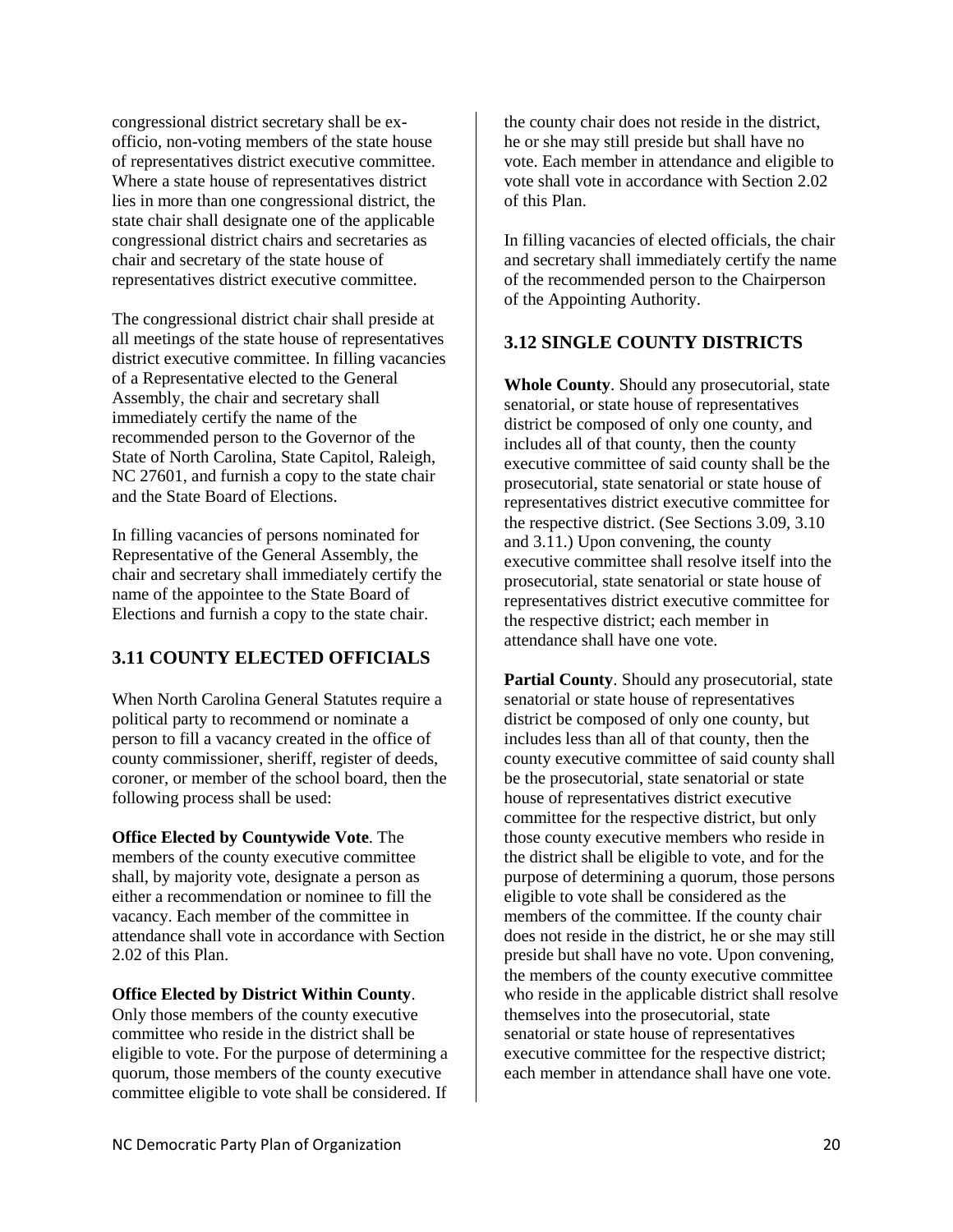congressional district secretary shall be ex-officio, non-voting members of the state house of representatives district executive committee. Where a state house of representatives district lies in more than one congressional district, the state chair shall designate one of the applicable congressional district chairs and secretaries as chair and secretary of the state house of representatives district executive committee.

The congressional district chair shall preside at all meetings of the state house of representatives district executive committee. In filling vacancies of a Representative elected to the General Assembly, the chair and secretary shall immediately certify the name of the recommended person to the Governor of the State of North Carolina, State Capitol, Raleigh, NC 27601, and furnish a copy to the state chair and the State Board of Elections.

In filling vacancies of persons nominated for Representative of the General Assembly, the chair and secretary shall immediately certify the name of the appointee to the State Board of Elections and furnish a copy to the state chair.

## 3.11 COUNTY ELECTED OFFICIALS

When North Carolina General Statutes require a political party to recommend or nominate a person to fill a vacancy created in the office of county commissioner, sheriff, register of deeds, coroner, or member of the school board, then the following process shall be used:

**Office Elected by Countywide Vote**. The members of the county executive committee shall, by majority vote, designate a person as either a recommendation or nominee to fill the vacancy. Each member of the committee in attendance shall vote in accordance with Section 2.02 of this Plan.

**Office Elected by District Within County**. Only those members of the county executive committee who reside in the district shall be eligible to vote. For the purpose of determining a quorum, those members of the county executive committee eligible to vote shall be considered. If the county chair does not reside in the district, he or she may still preside but shall have no vote. Each member in attendance and eligible to vote shall vote in accordance with Section 2.02 of this Plan.

In filling vacancies of elected officials, the chair and secretary shall immediately certify the name of the recommended person to the Chairperson of the Appointing Authority.

## 3.12 SINGLE COUNTY DISTRICTS

**Whole County**. Should any prosecutorial, state senatorial, or state house of representatives district be composed of only one county, and includes all of that county, then the county executive committee of said county shall be the prosecutorial, state senatorial or state house of representatives district executive committee for the respective district. (See Sections 3.09, 3.10 and 3.11.) Upon convening, the county executive committee shall resolve itself into the prosecutorial, state senatorial or state house of representatives district executive committee for the respective district; each member in attendance shall have one vote.

**Partial County**. Should any prosecutorial, state senatorial or state house of representatives district be composed of only one county, but includes less than all of that county, then the county executive committee of said county shall be the prosecutorial, state senatorial or state house of representatives district executive committee for the respective district, but only those county executive members who reside in the district shall be eligible to vote, and for the purpose of determining a quorum, those persons eligible to vote shall be considered as the members of the committee. If the county chair does not reside in the district, he or she may still preside but shall have no vote. Upon convening, the members of the county executive committee who reside in the applicable district shall resolve themselves into the prosecutorial, state senatorial or state house of representatives executive committee for the respective district; each member in attendance shall have one vote.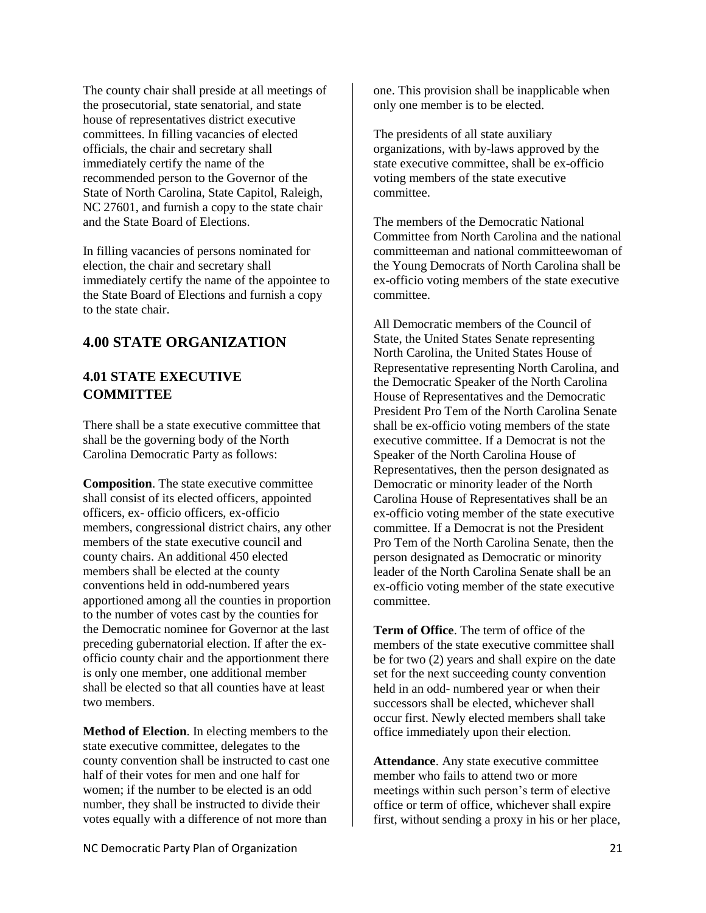The county chair shall preside at all meetings of the prosecutorial, state senatorial, and state house of representatives district executive committees. In filling vacancies of elected officials, the chair and secretary shall immediately certify the name of the recommended person to the Governor of the State of North Carolina, State Capitol, Raleigh, NC 27601, and furnish a copy to the state chair and the State Board of Elections.

In filling vacancies of persons nominated for election, the chair and secretary shall immediately certify the name of the appointee to the State Board of Elections and furnish a copy to the state chair.

## 4.00 STATE ORGANIZATION

### 4.01 STATE EXECUTIVE COMMITTEE

There shall be a state executive committee that shall be the governing body of the North Carolina Democratic Party as follows:

**Composition**. The state executive committee shall consist of its elected officers, appointed officers, ex- officio officers, ex-officio members, congressional district chairs, any other members of the state executive council and county chairs. An additional 450 elected members shall be elected at the county conventions held in odd-numbered years apportioned among all the counties in proportion to the number of votes cast by the counties for the Democratic nominee for Governor at the last preceding gubernatorial election. If after the ex-officio county chair and the apportionment there is only one member, one additional member shall be elected so that all counties have at least two members.

**Method of Election**. In electing members to the state executive committee, delegates to the county convention shall be instructed to cast one half of their votes for men and one half for women; if the number to be elected is an odd number, they shall be instructed to divide their votes equally with a difference of not more than one. This provision shall be inapplicable when only one member is to be elected.

The presidents of all state auxiliary organizations, with by-laws approved by the state executive committee, shall be ex-officio voting members of the state executive committee.

The members of the Democratic National Committee from North Carolina and the national committeeman and national committeewoman of the Young Democrats of North Carolina shall be ex-officio voting members of the state executive committee.

All Democratic members of the Council of State, the United States Senate representing North Carolina, the United States House of Representative representing North Carolina, and the Democratic Speaker of the North Carolina House of Representatives and the Democratic President Pro Tem of the North Carolina Senate shall be ex-officio voting members of the state executive committee. If a Democrat is not the Speaker of the North Carolina House of Representatives, then the person designated as Democratic or minority leader of the North Carolina House of Representatives shall be an ex-officio voting member of the state executive committee. If a Democrat is not the President Pro Tem of the North Carolina Senate, then the person designated as Democratic or minority leader of the North Carolina Senate shall be an ex-officio voting member of the state executive committee.

**Term of Office**. The term of office of the members of the state executive committee shall be for two (2) years and shall expire on the date set for the next succeeding county convention held in an odd- numbered year or when their successors shall be elected, whichever shall occur first. Newly elected members shall take office immediately upon their election.

**Attendance**. Any state executive committee member who fails to attend two or more meetings within such person's term of elective office or term of office, whichever shall expire first, without sending a proxy in his or her place,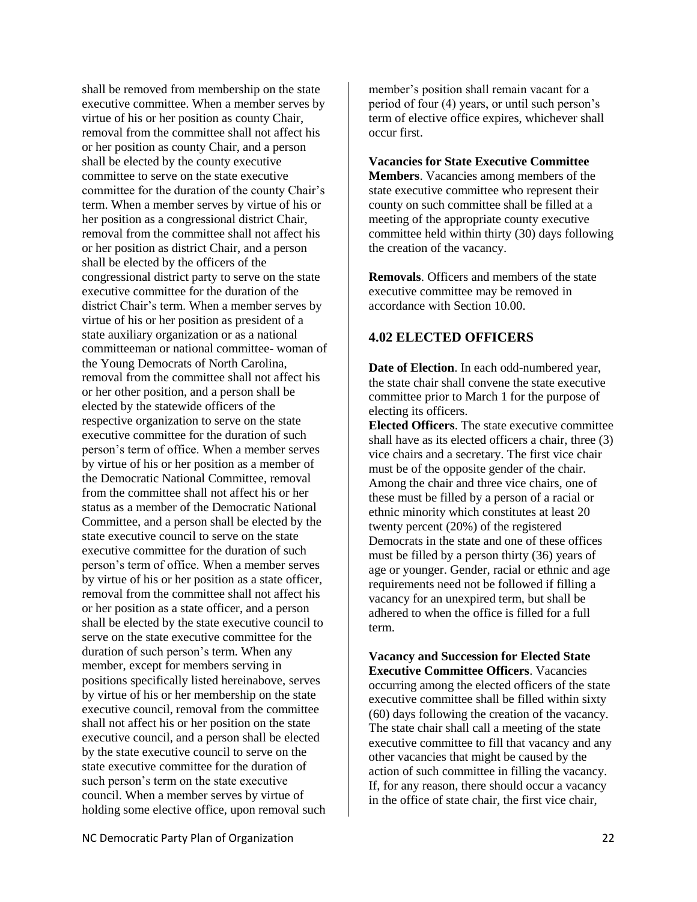shall be removed from membership on the state executive committee. When a member serves by virtue of his or her position as county Chair, removal from the committee shall not affect his or her position as county Chair, and a person shall be elected by the county executive committee to serve on the state executive committee for the duration of the county Chair's term. When a member serves by virtue of his or her position as a congressional district Chair, removal from the committee shall not affect his or her position as district Chair, and a person shall be elected by the officers of the congressional district party to serve on the state executive committee for the duration of the district Chair's term. When a member serves by virtue of his or her position as president of a state auxiliary organization or as a national committeeman or national committee- woman of the Young Democrats of North Carolina, removal from the committee shall not affect his or her other position, and a person shall be elected by the statewide officers of the respective organization to serve on the state executive committee for the duration of such person's term of office. When a member serves by virtue of his or her position as a member of the Democratic National Committee, removal from the committee shall not affect his or her status as a member of the Democratic National Committee, and a person shall be elected by the state executive council to serve on the state executive committee for the duration of such person's term of office. When a member serves by virtue of his or her position as a state officer, removal from the committee shall not affect his or her position as a state officer, and a person shall be elected by the state executive council to serve on the state executive committee for the duration of such person's term. When any member, except for members serving in positions specifically listed hereinabove, serves by virtue of his or her membership on the state executive council, removal from the committee shall not affect his or her position on the state executive council, and a person shall be elected by the state executive council to serve on the state executive committee for the duration of such person's term on the state executive council. When a member serves by virtue of holding some elective office, upon removal such member's position shall remain vacant for a period of four (4) years, or until such person's term of elective office expires, whichever shall occur first.

**Vacancies for State Executive Committee Members**. Vacancies among members of the state executive committee who represent their county on such committee shall be filled at a meeting of the appropriate county executive committee held within thirty (30) days following the creation of the vacancy.

**Removals**. Officers and members of the state executive committee may be removed in accordance with Section 10.00.

## 4.02 ELECTED OFFICERS

**Date of Election**. In each odd-numbered year, the state chair shall convene the state executive committee prior to March 1 for the purpose of electing its officers.

**Elected Officers**. The state executive committee shall have as its elected officers a chair, three (3) vice chairs and a secretary. The first vice chair must be of the opposite gender of the chair. Among the chair and three vice chairs, one of these must be filled by a person of a racial or ethnic minority which constitutes at least 20 twenty percent (20%) of the registered Democrats in the state and one of these offices must be filled by a person thirty (36) years of age or younger. Gender, racial or ethnic and age requirements need not be followed if filling a vacancy for an unexpired term, but shall be adhered to when the office is filled for a full term.

**Vacancy and Succession for Elected State Executive Committee Officers**. Vacancies occurring among the elected officers of the state executive committee shall be filled within sixty (60) days following the creation of the vacancy. The state chair shall call a meeting of the state executive committee to fill that vacancy and any other vacancies that might be caused by the action of such committee in filling the vacancy. If, for any reason, there should occur a vacancy in the office of state chair, the first vice chair,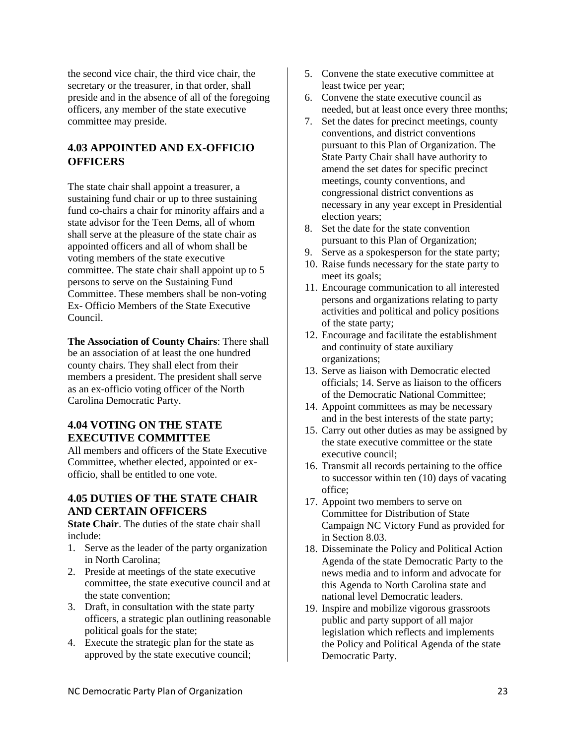the second vice chair, the third vice chair, the secretary or the treasurer, in that order, shall preside and in the absence of all of the foregoing officers, any member of the state executive committee may preside.

## 4.03 APPOINTED AND EX-OFFICIO OFFICERS

The state chair shall appoint a treasurer, a sustaining fund chair or up to three sustaining fund co-chairs a chair for minority affairs and a state advisor for the Teen Dems, all of whom shall serve at the pleasure of the state chair as appointed officers and all of whom shall be voting members of the state executive committee. The state chair shall appoint up to 5 persons to serve on the Sustaining Fund Committee. These members shall be non-voting Ex- Officio Members of the State Executive Council.

**The Association of County Chairs**: There shall be an association of at least the one hundred county chairs. They shall elect from their members a president. The president shall serve as an ex-officio voting officer of the North Carolina Democratic Party.

## 4.04 VOTING ON THE STATE EXECUTIVE COMMITTEE

All members and officers of the State Executive Committee, whether elected, appointed or ex-officio, shall be entitled to one vote.

## 4.05 DUTIES OF THE STATE CHAIR AND CERTAIN OFFICERS

**State Chair**. The duties of the state chair shall include:

1. Serve as the leader of the party organization in North Carolina;
2. Preside at meetings of the state executive committee, the state executive council and at the state convention;
3. Draft, in consultation with the state party officers, a strategic plan outlining reasonable political goals for the state;
4. Execute the strategic plan for the state as approved by the state executive council;
5. Convene the state executive committee at least twice per year;
6. Convene the state executive council as needed, but at least once every three months;
7. Set the dates for precinct meetings, county conventions, and district conventions pursuant to this Plan of Organization. The State Party Chair shall have authority to amend the set dates for specific precinct meetings, county conventions, and congressional district conventions as necessary in any year except in Presidential election years;
8. Set the date for the state convention pursuant to this Plan of Organization;
9. Serve as a spokesperson for the state party;
10. Raise funds necessary for the state party to meet its goals;
11. Encourage communication to all interested persons and organizations relating to party activities and political and policy positions of the state party;
12. Encourage and facilitate the establishment and continuity of state auxiliary organizations;
13. Serve as liaison with Democratic elected officials; 14. Serve as liaison to the officers of the Democratic National Committee;
14. Appoint committees as may be necessary and in the best interests of the state party;
15. Carry out other duties as may be assigned by the state executive committee or the state executive council;
16. Transmit all records pertaining to the office to successor within ten (10) days of vacating office;
17. Appoint two members to serve on Committee for Distribution of State Campaign NC Victory Fund as provided for in Section 8.03.
18. Disseminate the Policy and Political Action Agenda of the state Democratic Party to the news media and to inform and advocate for this Agenda to North Carolina state and national level Democratic leaders.
19. Inspire and mobilize vigorous grassroots public and party support of all major legislation which reflects and implements the Policy and Political Agenda of the state Democratic Party.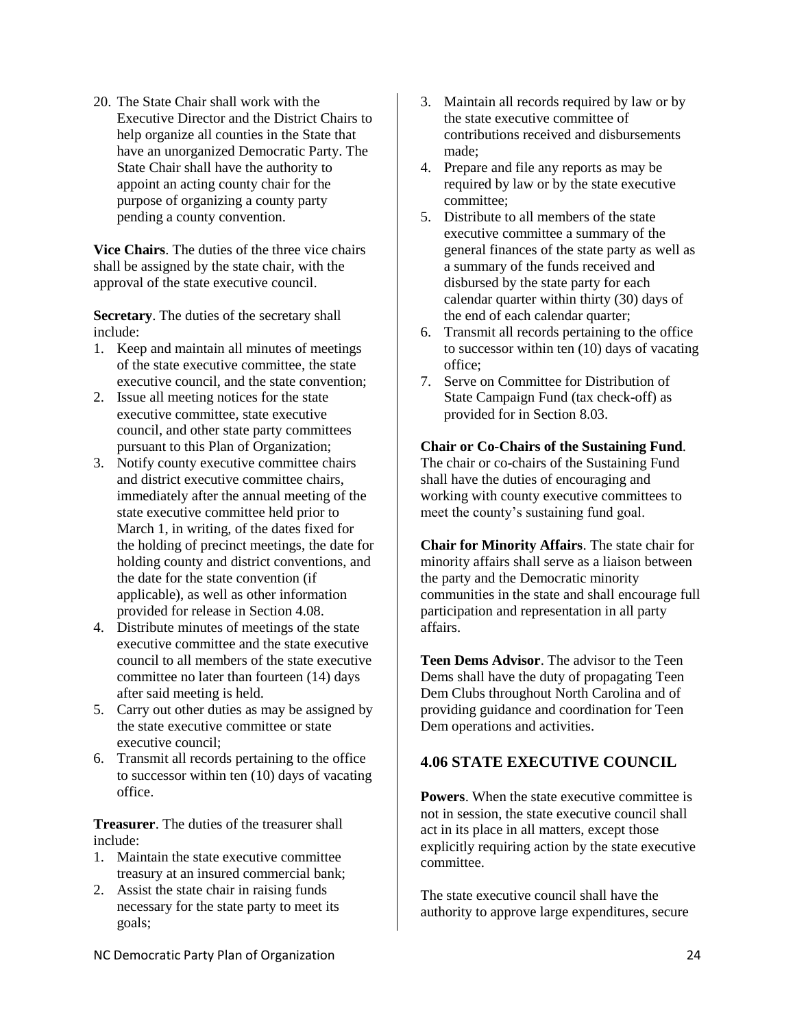20. The State Chair shall work with the Executive Director and the District Chairs to help organize all counties in the State that have an unorganized Democratic Party. The State Chair shall have the authority to appoint an acting county chair for the purpose of organizing a county party pending a county convention.

**Vice Chairs**. The duties of the three vice chairs shall be assigned by the state chair, with the approval of the state executive council.

**Secretary**. The duties of the secretary shall include:

1. Keep and maintain all minutes of meetings of the state executive committee, the state executive council, and the state convention;
2. Issue all meeting notices for the state executive committee, state executive council, and other state party committees pursuant to this Plan of Organization;
3. Notify county executive committee chairs and district executive committee chairs, immediately after the annual meeting of the state executive committee held prior to March 1, in writing, of the dates fixed for the holding of precinct meetings, the date for holding county and district conventions, and the date for the state convention (if applicable), as well as other information provided for release in Section 4.08.
4. Distribute minutes of meetings of the state executive committee and the state executive council to all members of the state executive committee no later than fourteen (14) days after said meeting is held.
5. Carry out other duties as may be assigned by the state executive committee or state executive council;
6. Transmit all records pertaining to the office to successor within ten (10) days of vacating office.

**Treasurer**. The duties of the treasurer shall include:

1. Maintain the state executive committee treasury at an insured commercial bank;
2. Assist the state chair in raising funds necessary for the state party to meet its goals;
3. Maintain all records required by law or by the state executive committee of contributions received and disbursements made;
4. Prepare and file any reports as may be required by law or by the state executive committee;
5. Distribute to all members of the state executive committee a summary of the general finances of the state party as well as a summary of the funds received and disbursed by the state party for each calendar quarter within thirty (30) days of the end of each calendar quarter;
6. Transmit all records pertaining to the office to successor within ten (10) days of vacating office;
7. Serve on Committee for Distribution of State Campaign Fund (tax check-off) as provided for in Section 8.03.

**Chair or Co-Chairs of the Sustaining Fund**. The chair or co-chairs of the Sustaining Fund shall have the duties of encouraging and working with county executive committees to meet the county's sustaining fund goal.

**Chair for Minority Affairs**. The state chair for minority affairs shall serve as a liaison between the party and the Democratic minority communities in the state and shall encourage full participation and representation in all party affairs.

**Teen Dems Advisor**. The advisor to the Teen Dems shall have the duty of propagating Teen Dem Clubs throughout North Carolina and of providing guidance and coordination for Teen Dem operations and activities.

## 4.06 STATE EXECUTIVE COUNCIL

**Powers**. When the state executive committee is not in session, the state executive council shall act in its place in all matters, except those explicitly requiring action by the state executive committee.

The state executive council shall have the authority to approve large expenditures, secure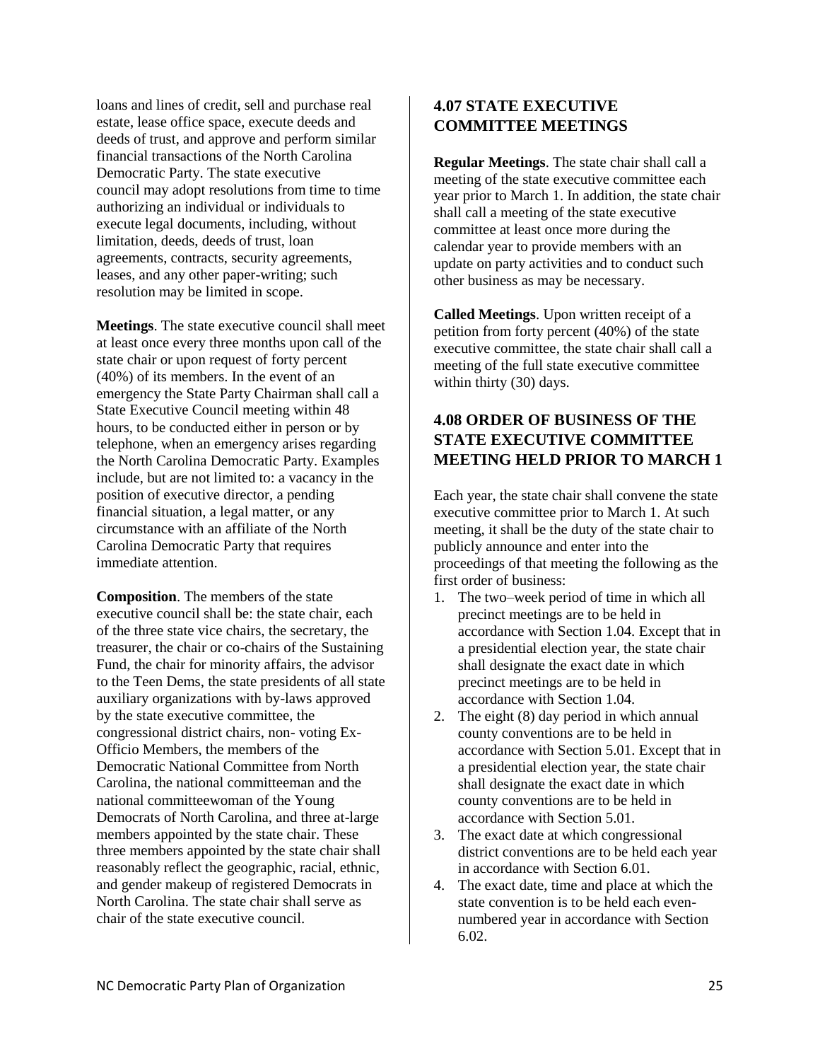loans and lines of credit, sell and purchase real estate, lease office space, execute deeds and deeds of trust, and approve and perform similar financial transactions of the North Carolina Democratic Party. The state executive council may adopt resolutions from time to time authorizing an individual or individuals to execute legal documents, including, without limitation, deeds, deeds of trust, loan agreements, contracts, security agreements, leases, and any other paper-writing; such resolution may be limited in scope.

**Meetings**. The state executive council shall meet at least once every three months upon call of the state chair or upon request of forty percent (40%) of its members. In the event of an emergency the State Party Chairman shall call a State Executive Council meeting within 48 hours, to be conducted either in person or by telephone, when an emergency arises regarding the North Carolina Democratic Party. Examples include, but are not limited to: a vacancy in the position of executive director, a pending financial situation, a legal matter, or any circumstance with an affiliate of the North Carolina Democratic Party that requires immediate attention.

**Composition**. The members of the state executive council shall be: the state chair, each of the three state vice chairs, the secretary, the treasurer, the chair or co-chairs of the Sustaining Fund, the chair for minority affairs, the advisor to the Teen Dems, the state presidents of all state auxiliary organizations with by-laws approved by the state executive committee, the congressional district chairs, non- voting Ex-Officio Members, the members of the Democratic National Committee from North Carolina, the national committeeman and the national committeewoman of the Young Democrats of North Carolina, and three at-large members appointed by the state chair. These three members appointed by the state chair shall reasonably reflect the geographic, racial, ethnic, and gender makeup of registered Democrats in North Carolina. The state chair shall serve as chair of the state executive council.

## 4.07 STATE EXECUTIVE COMMITTEE MEETINGS

**Regular Meetings**. The state chair shall call a meeting of the state executive committee each year prior to March 1. In addition, the state chair shall call a meeting of the state executive committee at least once more during the calendar year to provide members with an update on party activities and to conduct such other business as may be necessary.

**Called Meetings**. Upon written receipt of a petition from forty percent (40%) of the state executive committee, the state chair shall call a meeting of the full state executive committee within thirty (30) days.

## 4.08 ORDER OF BUSINESS OF THE STATE EXECUTIVE COMMITTEE MEETING HELD PRIOR TO MARCH 1

Each year, the state chair shall convene the state executive committee prior to March 1. At such meeting, it shall be the duty of the state chair to publicly announce and enter into the proceedings of that meeting the following as the first order of business:

1. The two–week period of time in which all precinct meetings are to be held in accordance with Section 1.04. Except that in a presidential election year, the state chair shall designate the exact date in which precinct meetings are to be held in accordance with Section 1.04.
2. The eight (8) day period in which annual county conventions are to be held in accordance with Section 5.01. Except that in a presidential election year, the state chair shall designate the exact date in which county conventions are to be held in accordance with Section 5.01.
3. The exact date at which congressional district conventions are to be held each year in accordance with Section 6.01.
4. The exact date, time and place at which the state convention is to be held each even-numbered year in accordance with Section 6.02.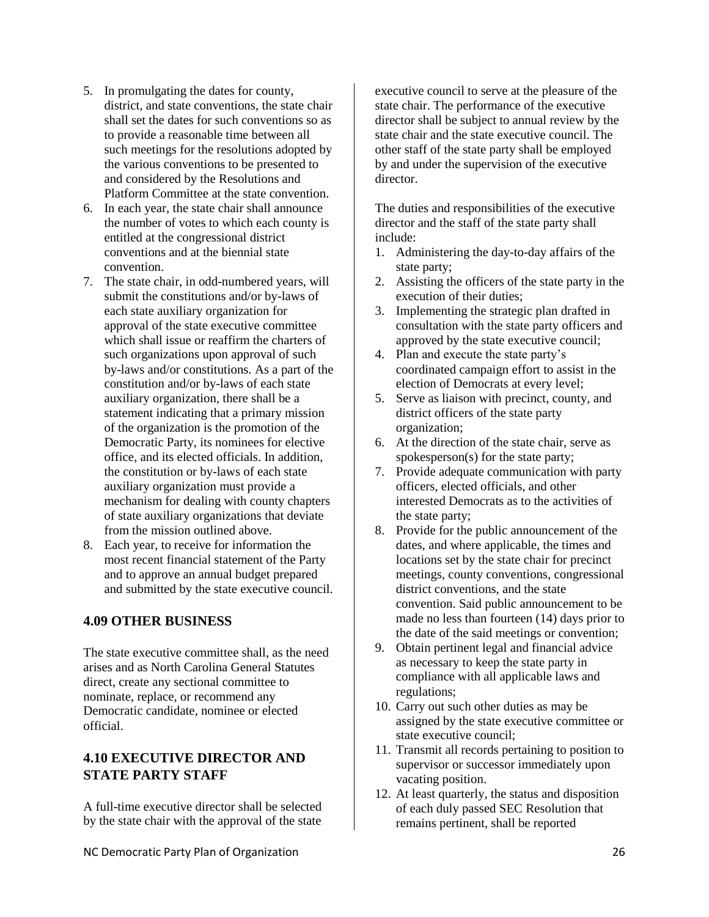5. In promulgating the dates for county, district, and state conventions, the state chair shall set the dates for such conventions so as to provide a reasonable time between all such meetings for the resolutions adopted by the various conventions to be presented to and considered by the Resolutions and Platform Committee at the state convention.
6. In each year, the state chair shall announce the number of votes to which each county is entitled at the congressional district conventions and at the biennial state convention.
7. The state chair, in odd-numbered years, will submit the constitutions and/or by-laws of each state auxiliary organization for approval of the state executive committee which shall issue or reaffirm the charters of such organizations upon approval of such by-laws and/or constitutions. As a part of the constitution and/or by-laws of each state auxiliary organization, there shall be a statement indicating that a primary mission of the organization is the promotion of the Democratic Party, its nominees for elective office, and its elected officials. In addition, the constitution or by-laws of each state auxiliary organization must provide a mechanism for dealing with county chapters of state auxiliary organizations that deviate from the mission outlined above.
8. Each year, to receive for information the most recent financial statement of the Party and to approve an annual budget prepared and submitted by the state executive council.

### 4.09 OTHER BUSINESS

The state executive committee shall, as the need arises and as North Carolina General Statutes direct, create any sectional committee to nominate, replace, or recommend any Democratic candidate, nominee or elected official.

### 4.10 EXECUTIVE DIRECTOR AND STATE PARTY STAFF

A full-time executive director shall be selected by the state chair with the approval of the state executive council to serve at the pleasure of the state chair. The performance of the executive director shall be subject to annual review by the state chair and the state executive council. The other staff of the state party shall be employed by and under the supervision of the executive director.

The duties and responsibilities of the executive director and the staff of the state party shall include:

1. Administering the day-to-day affairs of the state party;
2. Assisting the officers of the state party in the execution of their duties;
3. Implementing the strategic plan drafted in consultation with the state party officers and approved by the state executive council;
4. Plan and execute the state party's coordinated campaign effort to assist in the election of Democrats at every level;
5. Serve as liaison with precinct, county, and district officers of the state party organization;
6. At the direction of the state chair, serve as spokesperson(s) for the state party;
7. Provide adequate communication with party officers, elected officials, and other interested Democrats as to the activities of the state party;
8. Provide for the public announcement of the dates, and where applicable, the times and locations set by the state chair for precinct meetings, county conventions, congressional district conventions, and the state convention. Said public announcement to be made no less than fourteen (14) days prior to the date of the said meetings or convention;
9. Obtain pertinent legal and financial advice as necessary to keep the state party in compliance with all applicable laws and regulations;
10. Carry out such other duties as may be assigned by the state executive committee or state executive council;
11. Transmit all records pertaining to position to supervisor or successor immediately upon vacating position.
12. At least quarterly, the status and disposition of each duly passed SEC Resolution that remains pertinent, shall be reported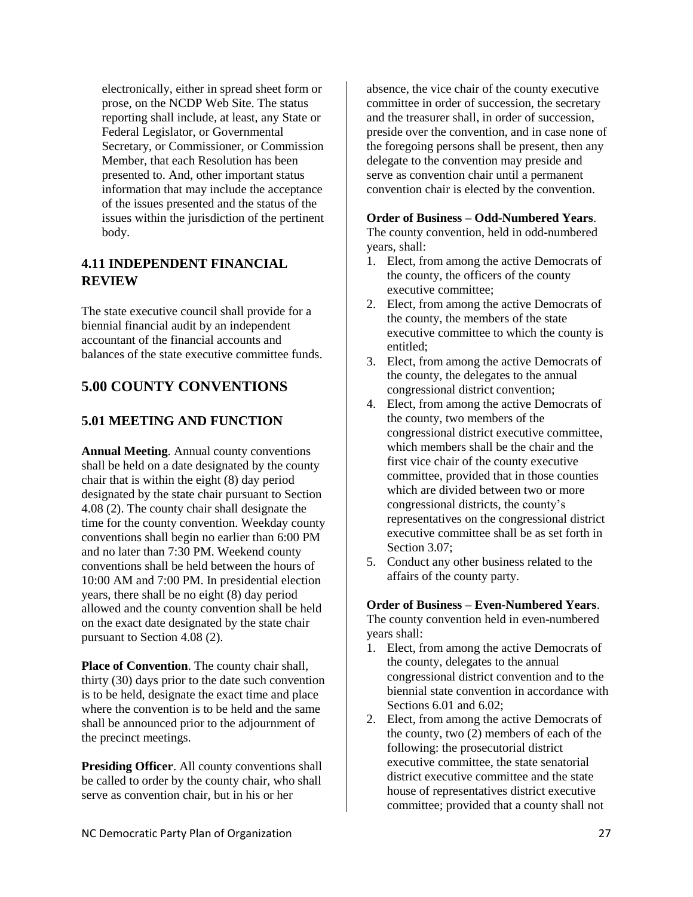electronically, either in spread sheet form or prose, on the NCDP Web Site. The status reporting shall include, at least, any State or Federal Legislator, or Governmental Secretary, or Commissioner, or Commission Member, that each Resolution has been presented to. And, other important status information that may include the acceptance of the issues presented and the status of the issues within the jurisdiction of the pertinent body.

### 4.11 INDEPENDENT FINANCIAL REVIEW

The state executive council shall provide for a biennial financial audit by an independent accountant of the financial accounts and balances of the state executive committee funds.

## 5.00 COUNTY CONVENTIONS

### 5.01 MEETING AND FUNCTION

**Annual Meeting**. Annual county conventions shall be held on a date designated by the county chair that is within the eight (8) day period designated by the state chair pursuant to Section 4.08 (2). The county chair shall designate the time for the county convention. Weekday county conventions shall begin no earlier than 6:00 PM and no later than 7:30 PM. Weekend county conventions shall be held between the hours of 10:00 AM and 7:00 PM. In presidential election years, there shall be no eight (8) day period allowed and the county convention shall be held on the exact date designated by the state chair pursuant to Section 4.08 (2).

**Place of Convention**. The county chair shall, thirty (30) days prior to the date such convention is to be held, designate the exact time and place where the convention is to be held and the same shall be announced prior to the adjournment of the precinct meetings.

**Presiding Officer**. All county conventions shall be called to order by the county chair, who shall serve as convention chair, but in his or her absence, the vice chair of the county executive committee in order of succession, the secretary and the treasurer shall, in order of succession, preside over the convention, and in case none of the foregoing persons shall be present, then any delegate to the convention may preside and serve as convention chair until a permanent convention chair is elected by the convention.

**Order of Business – Odd-Numbered Years**. The county convention, held in odd-numbered years, shall:

1. Elect, from among the active Democrats of the county, the officers of the county executive committee;
2. Elect, from among the active Democrats of the county, the members of the state executive committee to which the county is entitled;
3. Elect, from among the active Democrats of the county, the delegates to the annual congressional district convention;
4. Elect, from among the active Democrats of the county, two members of the congressional district executive committee, which members shall be the chair and the first vice chair of the county executive committee, provided that in those counties which are divided between two or more congressional districts, the county's representatives on the congressional district executive committee shall be as set forth in Section 3.07;
5. Conduct any other business related to the affairs of the county party.

**Order of Business – Even-Numbered Years**. The county convention held in even-numbered years shall:

1. Elect, from among the active Democrats of the county, delegates to the annual congressional district convention and to the biennial state convention in accordance with Sections 6.01 and 6.02;
2. Elect, from among the active Democrats of the county, two (2) members of each of the following: the prosecutorial district executive committee, the state senatorial district executive committee and the state house of representatives district executive committee; provided that a county shall not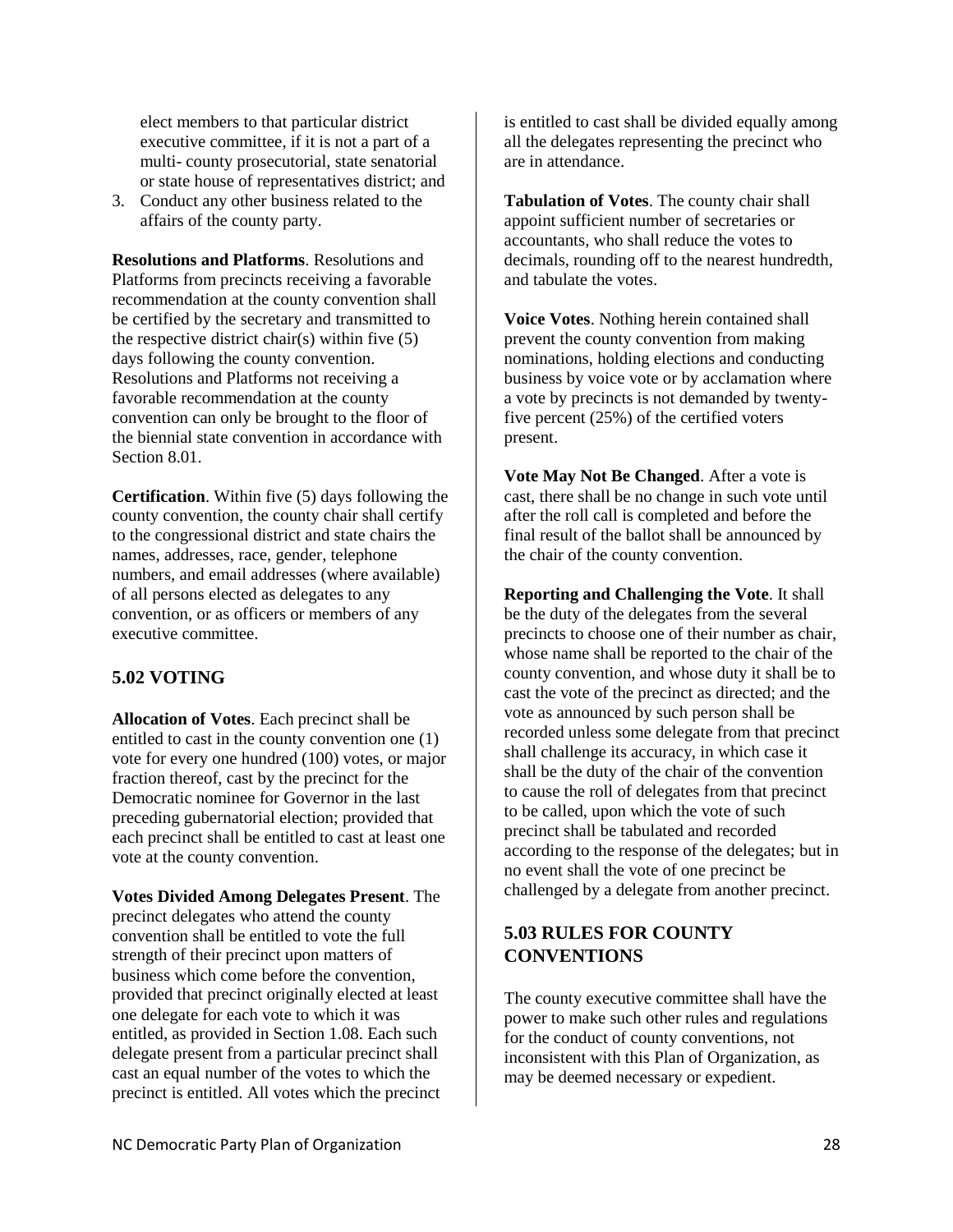elect members to that particular district executive committee, if it is not a part of a multi- county prosecutorial, state senatorial or state house of representatives district; and

3. Conduct any other business related to the affairs of the county party.

**Resolutions and Platforms**. Resolutions and Platforms from precincts receiving a favorable recommendation at the county convention shall be certified by the secretary and transmitted to the respective district chair(s) within five (5) days following the county convention. Resolutions and Platforms not receiving a favorable recommendation at the county convention can only be brought to the floor of the biennial state convention in accordance with Section 8.01.

**Certification**. Within five (5) days following the county convention, the county chair shall certify to the congressional district and state chairs the names, addresses, race, gender, telephone numbers, and email addresses (where available) of all persons elected as delegates to any convention, or as officers or members of any executive committee.

## 5.02 VOTING

**Allocation of Votes**. Each precinct shall be entitled to cast in the county convention one (1) vote for every one hundred (100) votes, or major fraction thereof, cast by the precinct for the Democratic nominee for Governor in the last preceding gubernatorial election; provided that each precinct shall be entitled to cast at least one vote at the county convention.

**Votes Divided Among Delegates Present**. The precinct delegates who attend the county convention shall be entitled to vote the full strength of their precinct upon matters of business which come before the convention, provided that precinct originally elected at least one delegate for each vote to which it was entitled, as provided in Section 1.08. Each such delegate present from a particular precinct shall cast an equal number of the votes to which the precinct is entitled. All votes which the precinct is entitled to cast shall be divided equally among all the delegates representing the precinct who are in attendance.

**Tabulation of Votes**. The county chair shall appoint sufficient number of secretaries or accountants, who shall reduce the votes to decimals, rounding off to the nearest hundredth, and tabulate the votes.

**Voice Votes**. Nothing herein contained shall prevent the county convention from making nominations, holding elections and conducting business by voice vote or by acclamation where a vote by precincts is not demanded by twenty-five percent (25%) of the certified voters present.

**Vote May Not Be Changed**. After a vote is cast, there shall be no change in such vote until after the roll call is completed and before the final result of the ballot shall be announced by the chair of the county convention.

**Reporting and Challenging the Vote**. It shall be the duty of the delegates from the several precincts to choose one of their number as chair, whose name shall be reported to the chair of the county convention, and whose duty it shall be to cast the vote of the precinct as directed; and the vote as announced by such person shall be recorded unless some delegate from that precinct shall challenge its accuracy, in which case it shall be the duty of the chair of the convention to cause the roll of delegates from that precinct to be called, upon which the vote of such precinct shall be tabulated and recorded according to the response of the delegates; but in no event shall the vote of one precinct be challenged by a delegate from another precinct.

## 5.03 RULES FOR COUNTY CONVENTIONS

The county executive committee shall have the power to make such other rules and regulations for the conduct of county conventions, not inconsistent with this Plan of Organization, as may be deemed necessary or expedient.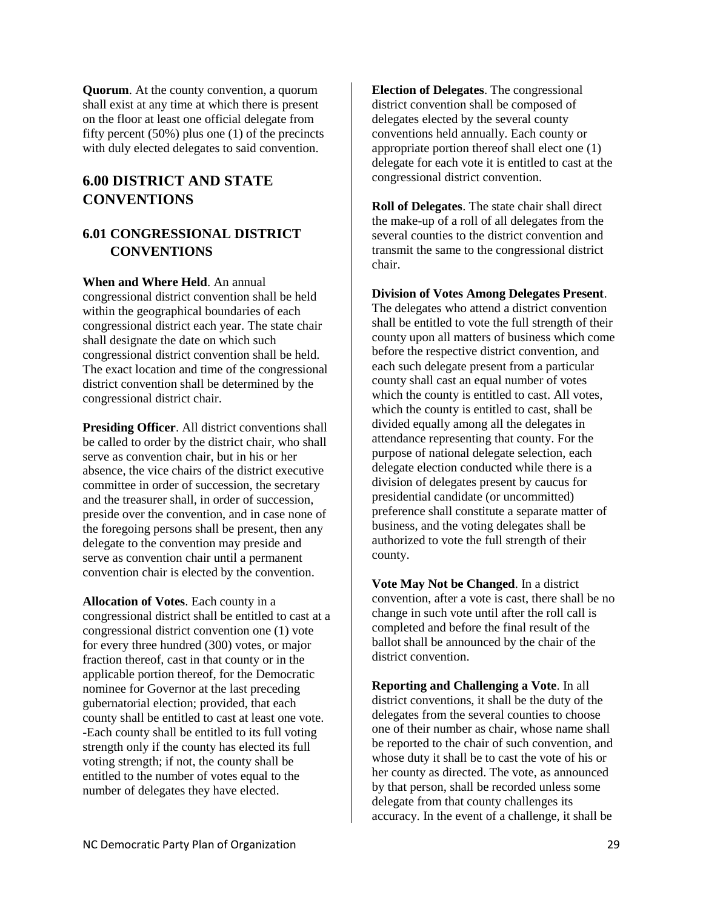**Quorum**. At the county convention, a quorum shall exist at any time at which there is present on the floor at least one official delegate from fifty percent (50%) plus one (1) of the precincts with duly elected delegates to said convention.

# 6.00 DISTRICT AND STATE CONVENTIONS

## 6.01 CONGRESSIONAL DISTRICT CONVENTIONS

**When and Where Held**. An annual congressional district convention shall be held within the geographical boundaries of each congressional district each year. The state chair shall designate the date on which such congressional district convention shall be held. The exact location and time of the congressional district convention shall be determined by the congressional district chair.

**Presiding Officer**. All district conventions shall be called to order by the district chair, who shall serve as convention chair, but in his or her absence, the vice chairs of the district executive committee in order of succession, the secretary and the treasurer shall, in order of succession, preside over the convention, and in case none of the foregoing persons shall be present, then any delegate to the convention may preside and serve as convention chair until a permanent convention chair is elected by the convention.

**Allocation of Votes**. Each county in a congressional district shall be entitled to cast at a congressional district convention one (1) vote for every three hundred (300) votes, or major fraction thereof, cast in that county or in the applicable portion thereof, for the Democratic nominee for Governor at the last preceding gubernatorial election; provided, that each county shall be entitled to cast at least one vote. -Each county shall be entitled to its full voting strength only if the county has elected its full voting strength; if not, the county shall be entitled to the number of votes equal to the number of delegates they have elected.

**Election of Delegates**. The congressional district convention shall be composed of delegates elected by the several county conventions held annually. Each county or appropriate portion thereof shall elect one (1) delegate for each vote it is entitled to cast at the congressional district convention.

**Roll of Delegates**. The state chair shall direct the make-up of a roll of all delegates from the several counties to the district convention and transmit the same to the congressional district chair.

**Division of Votes Among Delegates Present**. The delegates who attend a district convention shall be entitled to vote the full strength of their county upon all matters of business which come before the respective district convention, and each such delegate present from a particular county shall cast an equal number of votes which the county is entitled to cast. All votes, which the county is entitled to cast, shall be divided equally among all the delegates in attendance representing that county. For the purpose of national delegate selection, each delegate election conducted while there is a division of delegates present by caucus for presidential candidate (or uncommitted) preference shall constitute a separate matter of business, and the voting delegates shall be authorized to vote the full strength of their county.

**Vote May Not be Changed**. In a district convention, after a vote is cast, there shall be no change in such vote until after the roll call is completed and before the final result of the ballot shall be announced by the chair of the district convention.

**Reporting and Challenging a Vote**. In all district conventions, it shall be the duty of the delegates from the several counties to choose one of their number as chair, whose name shall be reported to the chair of such convention, and whose duty it shall be to cast the vote of his or her county as directed. The vote, as announced by that person, shall be recorded unless some delegate from that county challenges its accuracy. In the event of a challenge, it shall be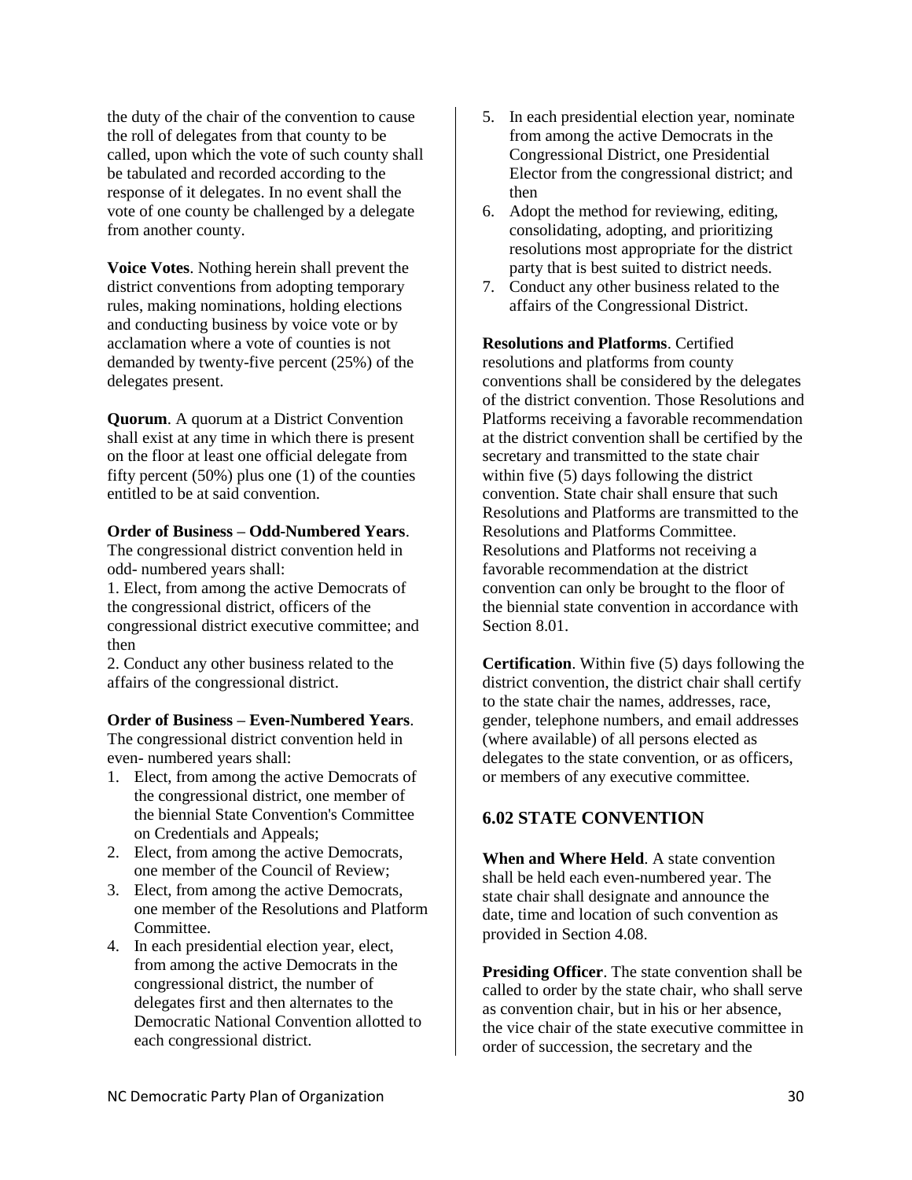the duty of the chair of the convention to cause the roll of delegates from that county to be called, upon which the vote of such county shall be tabulated and recorded according to the response of it delegates. In no event shall the vote of one county be challenged by a delegate from another county.

**Voice Votes**. Nothing herein shall prevent the district conventions from adopting temporary rules, making nominations, holding elections and conducting business by voice vote or by acclamation where a vote of counties is not demanded by twenty-five percent (25%) of the delegates present.

**Quorum**. A quorum at a District Convention shall exist at any time in which there is present on the floor at least one official delegate from fifty percent (50%) plus one (1) of the counties entitled to be at said convention.

**Order of Business – Odd-Numbered Years**. The congressional district convention held in odd- numbered years shall:

1. Elect, from among the active Democrats of the congressional district, officers of the congressional district executive committee; and then
2. Conduct any other business related to the affairs of the congressional district.

**Order of Business – Even-Numbered Years**. The congressional district convention held in even- numbered years shall:

1. Elect, from among the active Democrats of the congressional district, one member of the biennial State Convention's Committee on Credentials and Appeals;
2. Elect, from among the active Democrats, one member of the Council of Review;
3. Elect, from among the active Democrats, one member of the Resolutions and Platform Committee.
4. In each presidential election year, elect, from among the active Democrats in the congressional district, the number of delegates first and then alternates to the Democratic National Convention allotted to each congressional district.
5. In each presidential election year, nominate from among the active Democrats in the Congressional District, one Presidential Elector from the congressional district; and then
6. Adopt the method for reviewing, editing, consolidating, adopting, and prioritizing resolutions most appropriate for the district party that is best suited to district needs.
7. Conduct any other business related to the affairs of the Congressional District.

**Resolutions and Platforms**. Certified resolutions and platforms from county conventions shall be considered by the delegates of the district convention. Those Resolutions and Platforms receiving a favorable recommendation at the district convention shall be certified by the secretary and transmitted to the state chair within five (5) days following the district convention. State chair shall ensure that such Resolutions and Platforms are transmitted to the Resolutions and Platforms Committee. Resolutions and Platforms not receiving a favorable recommendation at the district convention can only be brought to the floor of the biennial state convention in accordance with Section 8.01.

**Certification**. Within five (5) days following the district convention, the district chair shall certify to the state chair the names, addresses, race, gender, telephone numbers, and email addresses (where available) of all persons elected as delegates to the state convention, or as officers, or members of any executive committee.

## 6.02 STATE CONVENTION

**When and Where Held**. A state convention shall be held each even-numbered year. The state chair shall designate and announce the date, time and location of such convention as provided in Section 4.08.

**Presiding Officer**. The state convention shall be called to order by the state chair, who shall serve as convention chair, but in his or her absence, the vice chair of the state executive committee in order of succession, the secretary and the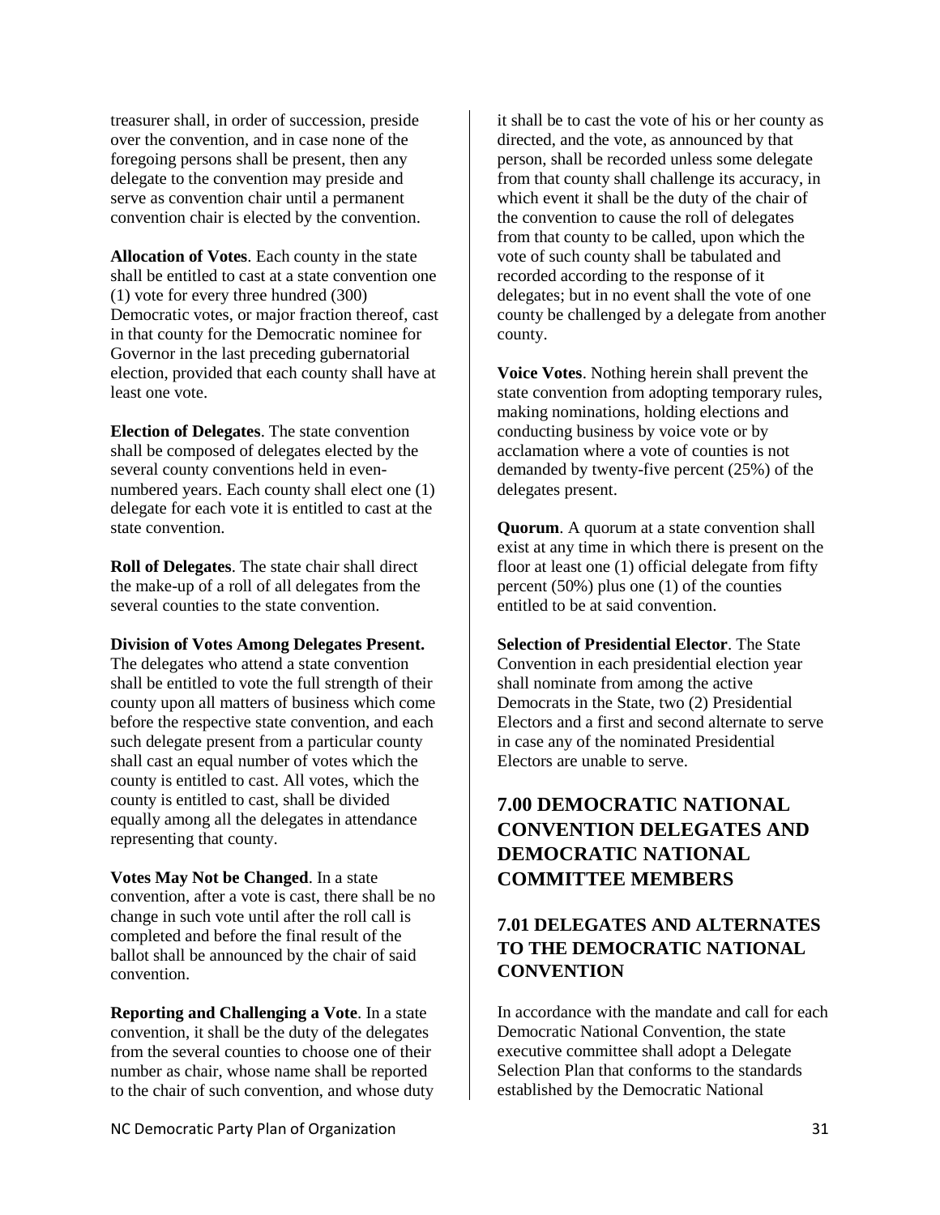treasurer shall, in order of succession, preside over the convention, and in case none of the foregoing persons shall be present, then any delegate to the convention may preside and serve as convention chair until a permanent convention chair is elected by the convention.

**Allocation of Votes**. Each county in the state shall be entitled to cast at a state convention one (1) vote for every three hundred (300) Democratic votes, or major fraction thereof, cast in that county for the Democratic nominee for Governor in the last preceding gubernatorial election, provided that each county shall have at least one vote.

**Election of Delegates**. The state convention shall be composed of delegates elected by the several county conventions held in even-numbered years. Each county shall elect one (1) delegate for each vote it is entitled to cast at the state convention.

**Roll of Delegates**. The state chair shall direct the make-up of a roll of all delegates from the several counties to the state convention.

**Division of Votes Among Delegates Present.** The delegates who attend a state convention shall be entitled to vote the full strength of their county upon all matters of business which come before the respective state convention, and each such delegate present from a particular county shall cast an equal number of votes which the county is entitled to cast. All votes, which the county is entitled to cast, shall be divided equally among all the delegates in attendance representing that county.

**Votes May Not be Changed**. In a state convention, after a vote is cast, there shall be no change in such vote until after the roll call is completed and before the final result of the ballot shall be announced by the chair of said convention.

**Reporting and Challenging a Vote**. In a state convention, it shall be the duty of the delegates from the several counties to choose one of their number as chair, whose name shall be reported to the chair of such convention, and whose duty it shall be to cast the vote of his or her county as directed, and the vote, as announced by that person, shall be recorded unless some delegate from that county shall challenge its accuracy, in which event it shall be the duty of the chair of the convention to cause the roll of delegates from that county to be called, upon which the vote of such county shall be tabulated and recorded according to the response of it delegates; but in no event shall the vote of one county be challenged by a delegate from another county.

**Voice Votes**. Nothing herein shall prevent the state convention from adopting temporary rules, making nominations, holding elections and conducting business by voice vote or by acclamation where a vote of counties is not demanded by twenty-five percent (25%) of the delegates present.

**Quorum**. A quorum at a state convention shall exist at any time in which there is present on the floor at least one (1) official delegate from fifty percent (50%) plus one (1) of the counties entitled to be at said convention.

**Selection of Presidential Elector**. The State Convention in each presidential election year shall nominate from among the active Democrats in the State, two (2) Presidential Electors and a first and second alternate to serve in case any of the nominated Presidential Electors are unable to serve.

# 7.00 DEMOCRATIC NATIONAL CONVENTION DELEGATES AND DEMOCRATIC NATIONAL COMMITTEE MEMBERS

## 7.01 DELEGATES AND ALTERNATES TO THE DEMOCRATIC NATIONAL CONVENTION

In accordance with the mandate and call for each Democratic National Convention, the state executive committee shall adopt a Delegate Selection Plan that conforms to the standards established by the Democratic National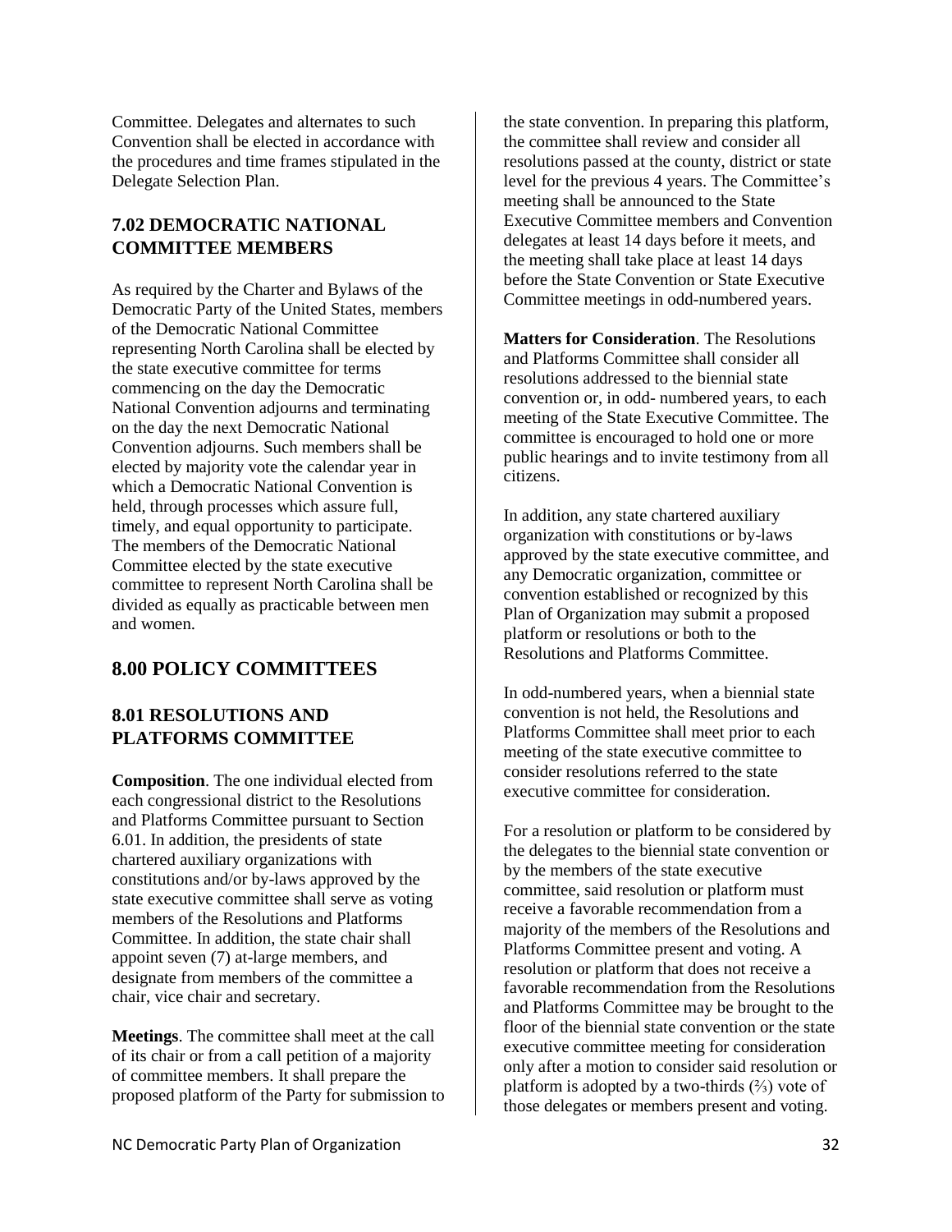Committee. Delegates and alternates to such Convention shall be elected in accordance with the procedures and time frames stipulated in the Delegate Selection Plan.

### 7.02 DEMOCRATIC NATIONAL COMMITTEE MEMBERS

As required by the Charter and Bylaws of the Democratic Party of the United States, members of the Democratic National Committee representing North Carolina shall be elected by the state executive committee for terms commencing on the day the Democratic National Convention adjourns and terminating on the day the next Democratic National Convention adjourns. Such members shall be elected by majority vote the calendar year in which a Democratic National Convention is held, through processes which assure full, timely, and equal opportunity to participate. The members of the Democratic National Committee elected by the state executive committee to represent North Carolina shall be divided as equally as practicable between men and women.

## 8.00 POLICY COMMITTEES

### 8.01 RESOLUTIONS AND PLATFORMS COMMITTEE

**Composition**. The one individual elected from each congressional district to the Resolutions and Platforms Committee pursuant to Section 6.01. In addition, the presidents of state chartered auxiliary organizations with constitutions and/or by-laws approved by the state executive committee shall serve as voting members of the Resolutions and Platforms Committee. In addition, the state chair shall appoint seven (7) at-large members, and designate from members of the committee a chair, vice chair and secretary.

**Meetings**. The committee shall meet at the call of its chair or from a call petition of a majority of committee members. It shall prepare the proposed platform of the Party for submission to the state convention. In preparing this platform, the committee shall review and consider all resolutions passed at the county, district or state level for the previous 4 years. The Committee's meeting shall be announced to the State Executive Committee members and Convention delegates at least 14 days before it meets, and the meeting shall take place at least 14 days before the State Convention or State Executive Committee meetings in odd-numbered years.

**Matters for Consideration**. The Resolutions and Platforms Committee shall consider all resolutions addressed to the biennial state convention or, in odd- numbered years, to each meeting of the State Executive Committee. The committee is encouraged to hold one or more public hearings and to invite testimony from all citizens.

In addition, any state chartered auxiliary organization with constitutions or by-laws approved by the state executive committee, and any Democratic organization, committee or convention established or recognized by this Plan of Organization may submit a proposed platform or resolutions or both to the Resolutions and Platforms Committee.

In odd-numbered years, when a biennial state convention is not held, the Resolutions and Platforms Committee shall meet prior to each meeting of the state executive committee to consider resolutions referred to the state executive committee for consideration.

For a resolution or platform to be considered by the delegates to the biennial state convention or by the members of the state executive committee, said resolution or platform must receive a favorable recommendation from a majority of the members of the Resolutions and Platforms Committee present and voting. A resolution or platform that does not receive a favorable recommendation from the Resolutions and Platforms Committee may be brought to the floor of the biennial state convention or the state executive committee meeting for consideration only after a motion to consider said resolution or platform is adopted by a two-thirds (⅔) vote of those delegates or members present and voting.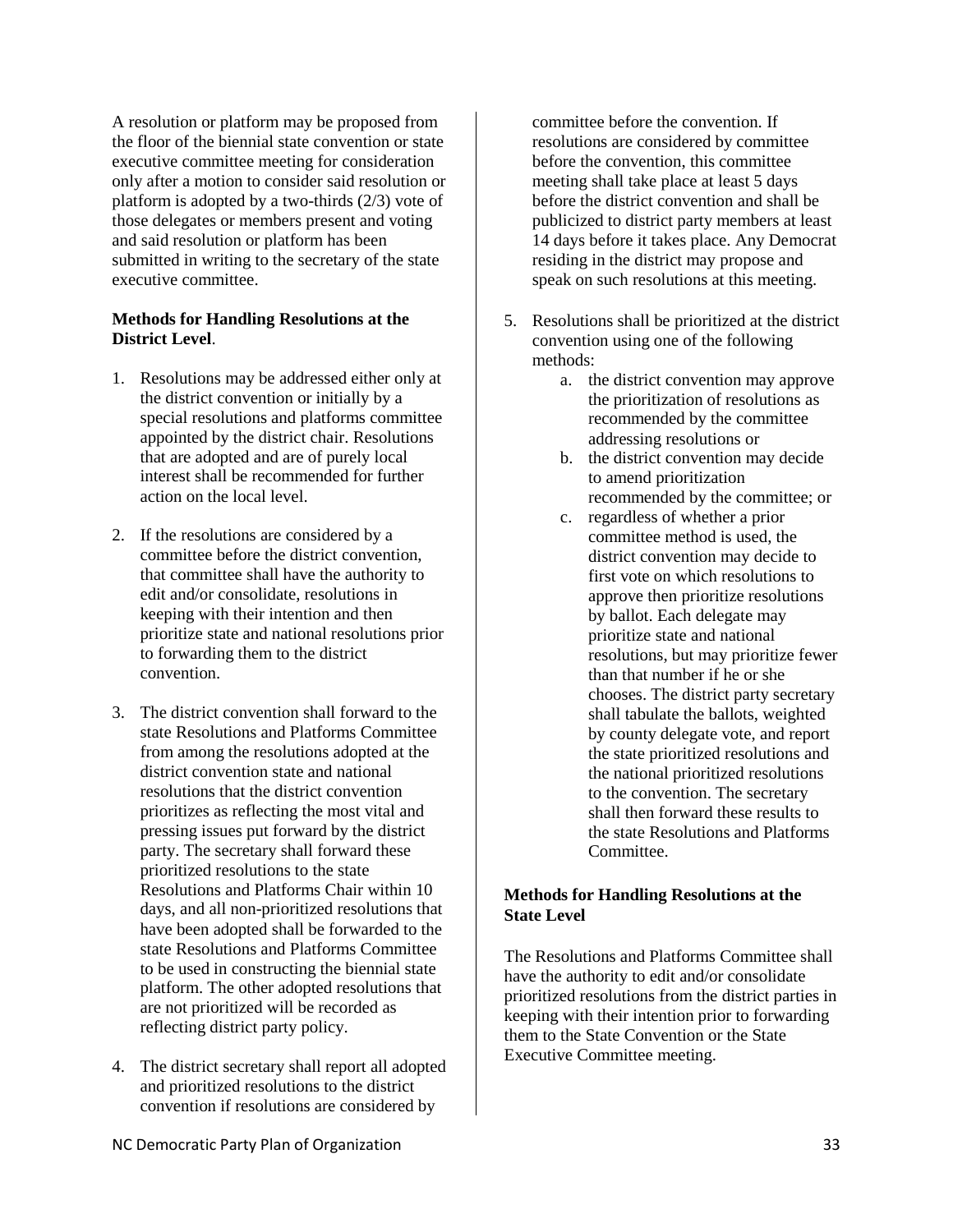A resolution or platform may be proposed from the floor of the biennial state convention or state executive committee meeting for consideration only after a motion to consider said resolution or platform is adopted by a two-thirds (2/3) vote of those delegates or members present and voting and said resolution or platform has been submitted in writing to the secretary of the state executive committee.

**Methods for Handling Resolutions at the District Level**.

1. Resolutions may be addressed either only at the district convention or initially by a special resolutions and platforms committee appointed by the district chair. Resolutions that are adopted and are of purely local interest shall be recommended for further action on the local level.

2. If the resolutions are considered by a committee before the district convention, that committee shall have the authority to edit and/or consolidate, resolutions in keeping with their intention and then prioritize state and national resolutions prior to forwarding them to the district convention.

3. The district convention shall forward to the state Resolutions and Platforms Committee from among the resolutions adopted at the district convention state and national resolutions that the district convention prioritizes as reflecting the most vital and pressing issues put forward by the district party. The secretary shall forward these prioritized resolutions to the state Resolutions and Platforms Chair within 10 days, and all non-prioritized resolutions that have been adopted shall be forwarded to the state Resolutions and Platforms Committee to be used in constructing the biennial state platform. The other adopted resolutions that are not prioritized will be recorded as reflecting district party policy.

4. The district secretary shall report all adopted and prioritized resolutions to the district convention if resolutions are considered by committee before the convention. If resolutions are considered by committee before the convention, this committee meeting shall take place at least 5 days before the district convention and shall be publicized to district party members at least 14 days before it takes place. Any Democrat residing in the district may propose and speak on such resolutions at this meeting.

5. Resolutions shall be prioritized at the district convention using one of the following methods:
   a. the district convention may approve the prioritization of resolutions as recommended by the committee addressing resolutions or
   b. the district convention may decide to amend prioritization recommended by the committee; or
   c. regardless of whether a prior committee method is used, the district convention may decide to first vote on which resolutions to approve then prioritize resolutions by ballot. Each delegate may prioritize state and national resolutions, but may prioritize fewer than that number if he or she chooses. The district party secretary shall tabulate the ballots, weighted by county delegate vote, and report the state prioritized resolutions and the national prioritized resolutions to the convention. The secretary shall then forward these results to the state Resolutions and Platforms Committee.

**Methods for Handling Resolutions at the State Level**

The Resolutions and Platforms Committee shall have the authority to edit and/or consolidate prioritized resolutions from the district parties in keeping with their intention prior to forwarding them to the State Convention or the State Executive Committee meeting.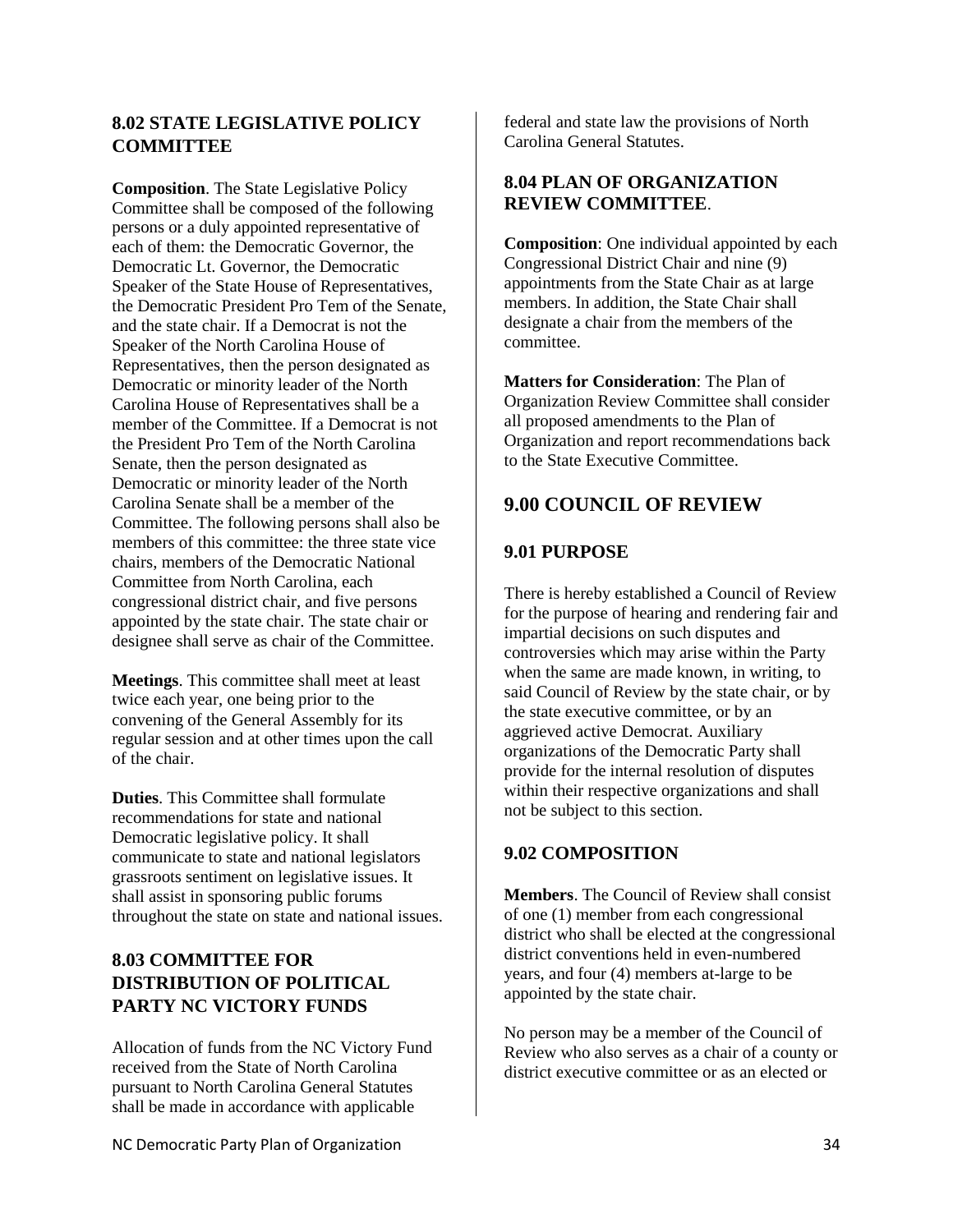## 8.02 STATE LEGISLATIVE POLICY COMMITTEE

**Composition**. The State Legislative Policy Committee shall be composed of the following persons or a duly appointed representative of each of them: the Democratic Governor, the Democratic Lt. Governor, the Democratic Speaker of the State House of Representatives, the Democratic President Pro Tem of the Senate, and the state chair. If a Democrat is not the Speaker of the North Carolina House of Representatives, then the person designated as Democratic or minority leader of the North Carolina House of Representatives shall be a member of the Committee. If a Democrat is not the President Pro Tem of the North Carolina Senate, then the person designated as Democratic or minority leader of the North Carolina Senate shall be a member of the Committee. The following persons shall also be members of this committee: the three state vice chairs, members of the Democratic National Committee from North Carolina, each congressional district chair, and five persons appointed by the state chair. The state chair or designee shall serve as chair of the Committee.

**Meetings**. This committee shall meet at least twice each year, one being prior to the convening of the General Assembly for its regular session and at other times upon the call of the chair.

**Duties**. This Committee shall formulate recommendations for state and national Democratic legislative policy. It shall communicate to state and national legislators grassroots sentiment on legislative issues. It shall assist in sponsoring public forums throughout the state on state and national issues.

## 8.03 COMMITTEE FOR DISTRIBUTION OF POLITICAL PARTY NC VICTORY FUNDS

Allocation of funds from the NC Victory Fund received from the State of North Carolina pursuant to North Carolina General Statutes shall be made in accordance with applicable federal and state law the provisions of North Carolina General Statutes.

## 8.04 PLAN OF ORGANIZATION REVIEW COMMITTEE.

**Composition**: One individual appointed by each Congressional District Chair and nine (9) appointments from the State Chair as at large members. In addition, the State Chair shall designate a chair from the members of the committee.

**Matters for Consideration**: The Plan of Organization Review Committee shall consider all proposed amendments to the Plan of Organization and report recommendations back to the State Executive Committee.

# 9.00 COUNCIL OF REVIEW

## 9.01 PURPOSE

There is hereby established a Council of Review for the purpose of hearing and rendering fair and impartial decisions on such disputes and controversies which may arise within the Party when the same are made known, in writing, to said Council of Review by the state chair, or by the state executive committee, or by an aggrieved active Democrat. Auxiliary organizations of the Democratic Party shall provide for the internal resolution of disputes within their respective organizations and shall not be subject to this section.

## 9.02 COMPOSITION

**Members**. The Council of Review shall consist of one (1) member from each congressional district who shall be elected at the congressional district conventions held in even-numbered years, and four (4) members at-large to be appointed by the state chair.

No person may be a member of the Council of Review who also serves as a chair of a county or district executive committee or as an elected or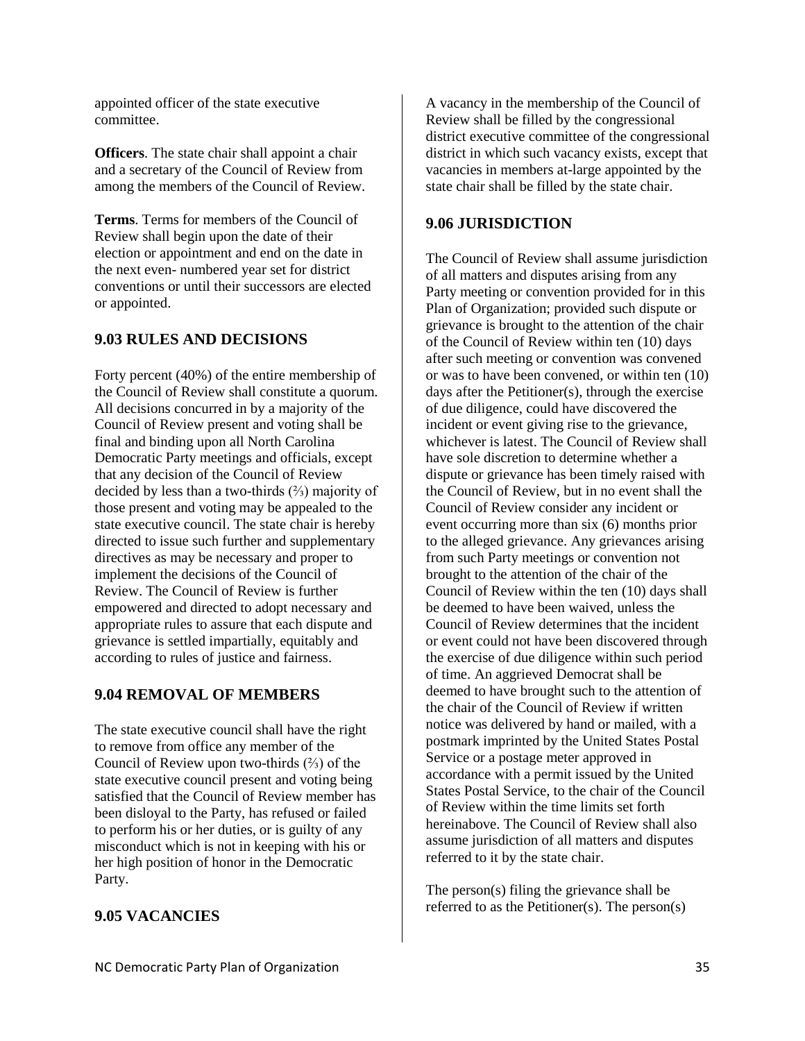appointed officer of the state executive committee.

**Officers**. The state chair shall appoint a chair and a secretary of the Council of Review from among the members of the Council of Review.

**Terms**. Terms for members of the Council of Review shall begin upon the date of their election or appointment and end on the date in the next even- numbered year set for district conventions or until their successors are elected or appointed.

## 9.03 RULES AND DECISIONS

Forty percent (40%) of the entire membership of the Council of Review shall constitute a quorum. All decisions concurred in by a majority of the Council of Review present and voting shall be final and binding upon all North Carolina Democratic Party meetings and officials, except that any decision of the Council of Review decided by less than a two-thirds (⅔) majority of those present and voting may be appealed to the state executive council. The state chair is hereby directed to issue such further and supplementary directives as may be necessary and proper to implement the decisions of the Council of Review. The Council of Review is further empowered and directed to adopt necessary and appropriate rules to assure that each dispute and grievance is settled impartially, equitably and according to rules of justice and fairness.

## 9.04 REMOVAL OF MEMBERS

The state executive council shall have the right to remove from office any member of the Council of Review upon two-thirds (⅔) of the state executive council present and voting being satisfied that the Council of Review member has been disloyal to the Party, has refused or failed to perform his or her duties, or is guilty of any misconduct which is not in keeping with his or her high position of honor in the Democratic Party.

## 9.05 VACANCIES

A vacancy in the membership of the Council of Review shall be filled by the congressional district executive committee of the congressional district in which such vacancy exists, except that vacancies in members at-large appointed by the state chair shall be filled by the state chair.

## 9.06 JURISDICTION

The Council of Review shall assume jurisdiction of all matters and disputes arising from any Party meeting or convention provided for in this Plan of Organization; provided such dispute or grievance is brought to the attention of the chair of the Council of Review within ten (10) days after such meeting or convention was convened or was to have been convened, or within ten (10) days after the Petitioner(s), through the exercise of due diligence, could have discovered the incident or event giving rise to the grievance, whichever is latest. The Council of Review shall have sole discretion to determine whether a dispute or grievance has been timely raised with the Council of Review, but in no event shall the Council of Review consider any incident or event occurring more than six (6) months prior to the alleged grievance. Any grievances arising from such Party meetings or convention not brought to the attention of the chair of the Council of Review within the ten (10) days shall be deemed to have been waived, unless the Council of Review determines that the incident or event could not have been discovered through the exercise of due diligence within such period of time. An aggrieved Democrat shall be deemed to have brought such to the attention of the chair of the Council of Review if written notice was delivered by hand or mailed, with a postmark imprinted by the United States Postal Service or a postage meter approved in accordance with a permit issued by the United States Postal Service, to the chair of the Council of Review within the time limits set forth hereinabove. The Council of Review shall also assume jurisdiction of all matters and disputes referred to it by the state chair.

The person(s) filing the grievance shall be referred to as the Petitioner(s). The person(s)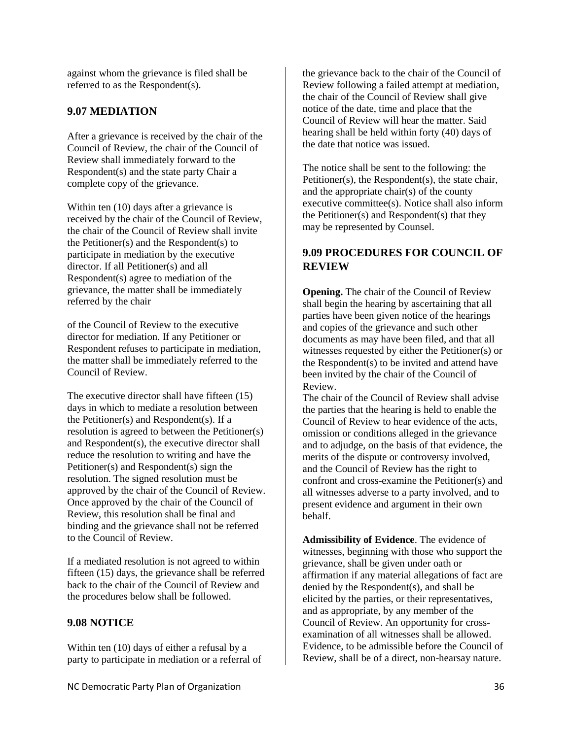against whom the grievance is filed shall be referred to as the Respondent(s).

## 9.07 MEDIATION

After a grievance is received by the chair of the Council of Review, the chair of the Council of Review shall immediately forward to the Respondent(s) and the state party Chair a complete copy of the grievance.

Within ten (10) days after a grievance is received by the chair of the Council of Review, the chair of the Council of Review shall invite the Petitioner(s) and the Respondent(s) to participate in mediation by the executive director. If all Petitioner(s) and all Respondent(s) agree to mediation of the grievance, the matter shall be immediately referred by the chair

of the Council of Review to the executive director for mediation. If any Petitioner or Respondent refuses to participate in mediation, the matter shall be immediately referred to the Council of Review.

The executive director shall have fifteen (15) days in which to mediate a resolution between the Petitioner(s) and Respondent(s). If a resolution is agreed to between the Petitioner(s) and Respondent(s), the executive director shall reduce the resolution to writing and have the Petitioner(s) and Respondent(s) sign the resolution. The signed resolution must be approved by the chair of the Council of Review. Once approved by the chair of the Council of Review, this resolution shall be final and binding and the grievance shall not be referred to the Council of Review.

If a mediated resolution is not agreed to within fifteen (15) days, the grievance shall be referred back to the chair of the Council of Review and the procedures below shall be followed.

## 9.08 NOTICE

Within ten (10) days of either a refusal by a party to participate in mediation or a referral of the grievance back to the chair of the Council of Review following a failed attempt at mediation, the chair of the Council of Review shall give notice of the date, time and place that the Council of Review will hear the matter. Said hearing shall be held within forty (40) days of the date that notice was issued.

The notice shall be sent to the following: the Petitioner(s), the Respondent(s), the state chair, and the appropriate chair(s) of the county executive committee(s). Notice shall also inform the Petitioner(s) and Respondent(s) that they may be represented by Counsel.

## 9.09 PROCEDURES FOR COUNCIL OF REVIEW

**Opening.** The chair of the Council of Review shall begin the hearing by ascertaining that all parties have been given notice of the hearings and copies of the grievance and such other documents as may have been filed, and that all witnesses requested by either the Petitioner(s) or the Respondent(s) to be invited and attend have been invited by the chair of the Council of Review.

The chair of the Council of Review shall advise the parties that the hearing is held to enable the Council of Review to hear evidence of the acts, omission or conditions alleged in the grievance and to adjudge, on the basis of that evidence, the merits of the dispute or controversy involved, and the Council of Review has the right to confront and cross-examine the Petitioner(s) and all witnesses adverse to a party involved, and to present evidence and argument in their own behalf.

**Admissibility of Evidence**. The evidence of witnesses, beginning with those who support the grievance, shall be given under oath or affirmation if any material allegations of fact are denied by the Respondent(s), and shall be elicited by the parties, or their representatives, and as appropriate, by any member of the Council of Review. An opportunity for cross-examination of all witnesses shall be allowed. Evidence, to be admissible before the Council of Review, shall be of a direct, non-hearsay nature.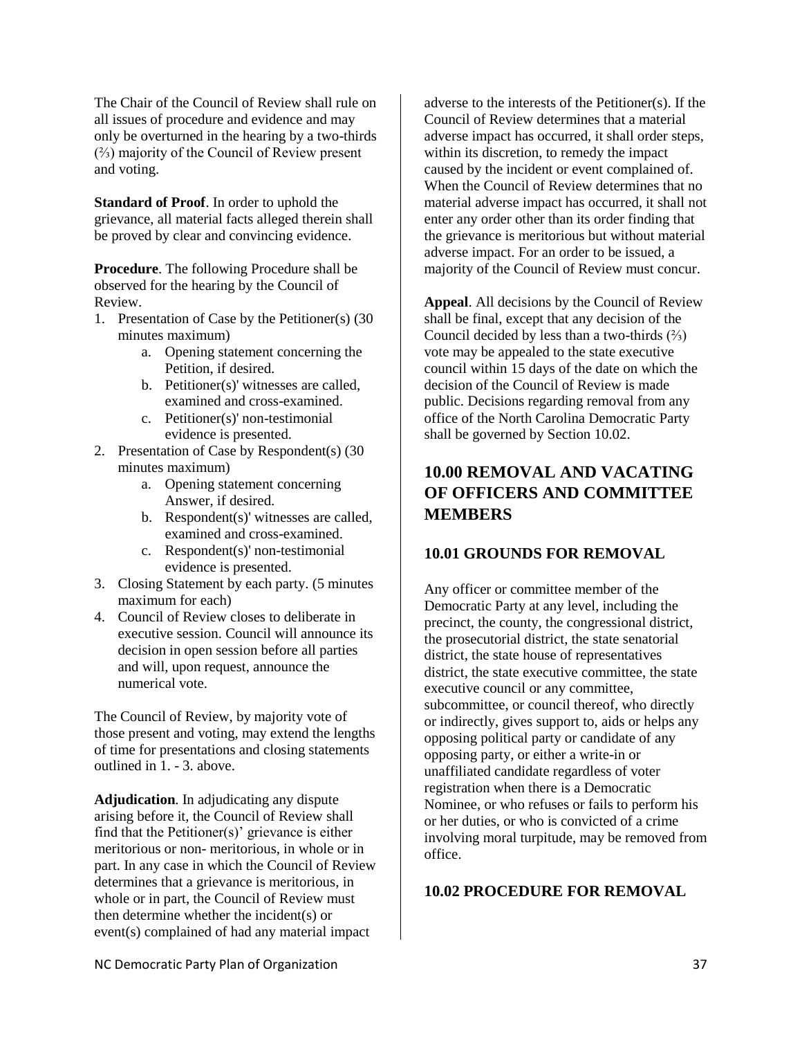The Chair of the Council of Review shall rule on all issues of procedure and evidence and may only be overturned in the hearing by a two-thirds (⅔) majority of the Council of Review present and voting.

**Standard of Proof**. In order to uphold the grievance, all material facts alleged therein shall be proved by clear and convincing evidence.

**Procedure**. The following Procedure shall be observed for the hearing by the Council of Review.

1. Presentation of Case by the Petitioner(s) (30 minutes maximum)
   a. Opening statement concerning the Petition, if desired.
   b. Petitioner(s)' witnesses are called, examined and cross-examined.
   c. Petitioner(s)' non-testimonial evidence is presented.
2. Presentation of Case by Respondent(s) (30 minutes maximum)
   a. Opening statement concerning Answer, if desired.
   b. Respondent(s)' witnesses are called, examined and cross-examined.
   c. Respondent(s)' non-testimonial evidence is presented.
3. Closing Statement by each party. (5 minutes maximum for each)
4. Council of Review closes to deliberate in executive session. Council will announce its decision in open session before all parties and will, upon request, announce the numerical vote.

The Council of Review, by majority vote of those present and voting, may extend the lengths of time for presentations and closing statements outlined in 1. - 3. above.

**Adjudication**. In adjudicating any dispute arising before it, the Council of Review shall find that the Petitioner(s)' grievance is either meritorious or non- meritorious, in whole or in part. In any case in which the Council of Review determines that a grievance is meritorious, in whole or in part, the Council of Review must then determine whether the incident(s) or event(s) complained of had any material impact adverse to the interests of the Petitioner(s). If the Council of Review determines that a material adverse impact has occurred, it shall order steps, within its discretion, to remedy the impact caused by the incident or event complained of. When the Council of Review determines that no material adverse impact has occurred, it shall not enter any order other than its order finding that the grievance is meritorious but without material adverse impact. For an order to be issued, a majority of the Council of Review must concur.

**Appeal**. All decisions by the Council of Review shall be final, except that any decision of the Council decided by less than a two-thirds (⅔) vote may be appealed to the state executive council within 15 days of the date on which the decision of the Council of Review is made public. Decisions regarding removal from any office of the North Carolina Democratic Party shall be governed by Section 10.02.

## 10.00 REMOVAL AND VACATING OF OFFICERS AND COMMITTEE MEMBERS

### 10.01 GROUNDS FOR REMOVAL

Any officer or committee member of the Democratic Party at any level, including the precinct, the county, the congressional district, the prosecutorial district, the state senatorial district, the state house of representatives district, the state executive committee, the state executive council or any committee, subcommittee, or council thereof, who directly or indirectly, gives support to, aids or helps any opposing political party or candidate of any opposing party, or either a write-in or unaffiliated candidate regardless of voter registration when there is a Democratic Nominee, or who refuses or fails to perform his or her duties, or who is convicted of a crime involving moral turpitude, may be removed from office.

### 10.02 PROCEDURE FOR REMOVAL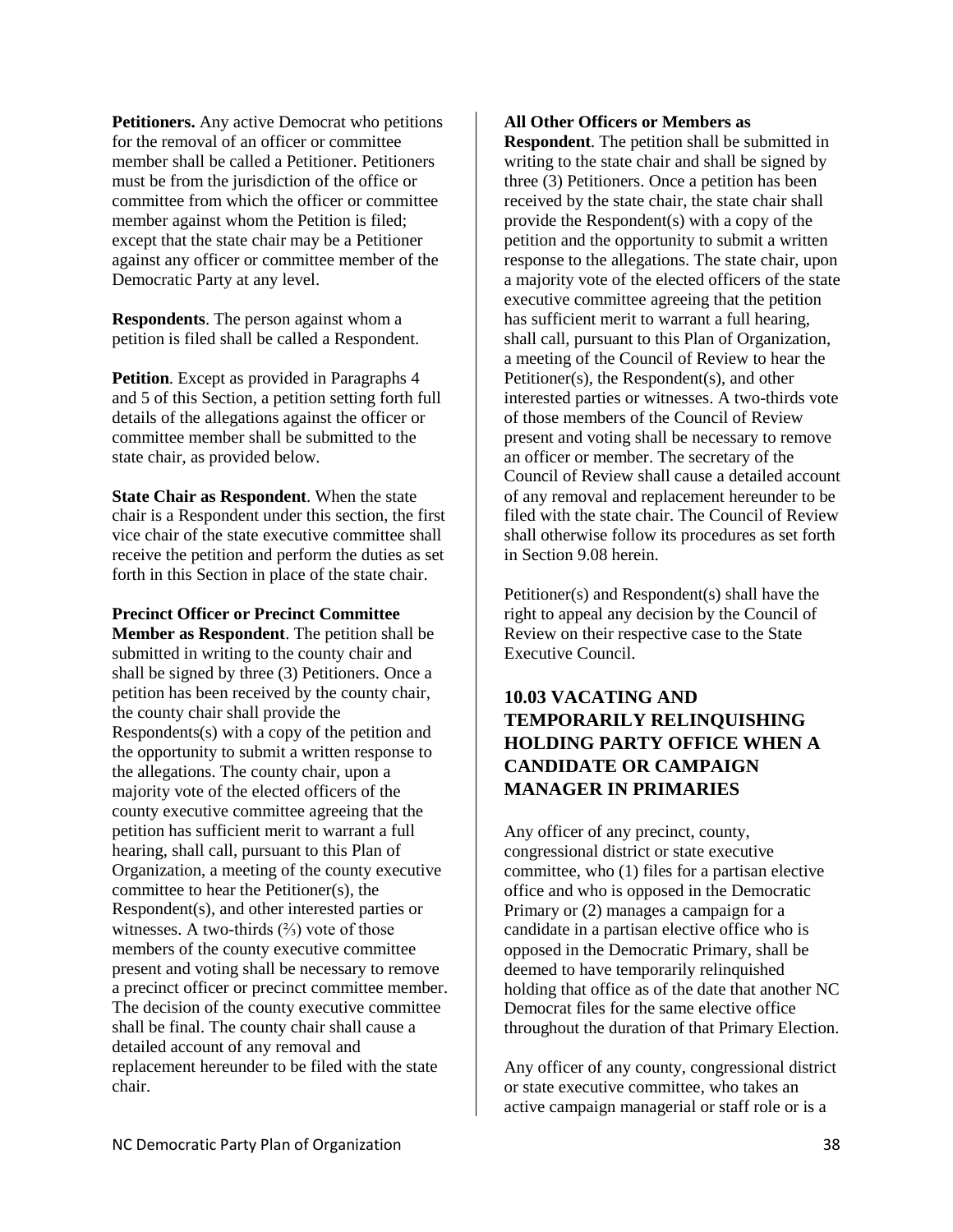**Petitioners.** Any active Democrat who petitions for the removal of an officer or committee member shall be called a Petitioner. Petitioners must be from the jurisdiction of the office or committee from which the officer or committee member against whom the Petition is filed; except that the state chair may be a Petitioner against any officer or committee member of the Democratic Party at any level.

**Respondents**. The person against whom a petition is filed shall be called a Respondent.

**Petition**. Except as provided in Paragraphs 4 and 5 of this Section, a petition setting forth full details of the allegations against the officer or committee member shall be submitted to the state chair, as provided below.

**State Chair as Respondent**. When the state chair is a Respondent under this section, the first vice chair of the state executive committee shall receive the petition and perform the duties as set forth in this Section in place of the state chair.

**Precinct Officer or Precinct Committee Member as Respondent**. The petition shall be submitted in writing to the county chair and shall be signed by three (3) Petitioners. Once a petition has been received by the county chair, the county chair shall provide the Respondents(s) with a copy of the petition and the opportunity to submit a written response to the allegations. The county chair, upon a majority vote of the elected officers of the county executive committee agreeing that the petition has sufficient merit to warrant a full hearing, shall call, pursuant to this Plan of Organization, a meeting of the county executive committee to hear the Petitioner(s), the Respondent(s), and other interested parties or witnesses. A two-thirds (⅔) vote of those members of the county executive committee present and voting shall be necessary to remove a precinct officer or precinct committee member. The decision of the county executive committee shall be final. The county chair shall cause a detailed account of any removal and replacement hereunder to be filed with the state chair.

**All Other Officers or Members as Respondent**. The petition shall be submitted in writing to the state chair and shall be signed by three (3) Petitioners. Once a petition has been received by the state chair, the state chair shall provide the Respondent(s) with a copy of the petition and the opportunity to submit a written response to the allegations. The state chair, upon a majority vote of the elected officers of the state executive committee agreeing that the petition has sufficient merit to warrant a full hearing, shall call, pursuant to this Plan of Organization, a meeting of the Council of Review to hear the Petitioner(s), the Respondent(s), and other interested parties or witnesses. A two-thirds vote of those members of the Council of Review present and voting shall be necessary to remove an officer or member. The secretary of the Council of Review shall cause a detailed account of any removal and replacement hereunder to be filed with the state chair. The Council of Review shall otherwise follow its procedures as set forth in Section 9.08 herein.

Petitioner(s) and Respondent(s) shall have the right to appeal any decision by the Council of Review on their respective case to the State Executive Council.

## 10.03 VACATING AND TEMPORARILY RELINQUISHING HOLDING PARTY OFFICE WHEN A CANDIDATE OR CAMPAIGN MANAGER IN PRIMARIES

Any officer of any precinct, county, congressional district or state executive committee, who (1) files for a partisan elective office and who is opposed in the Democratic Primary or (2) manages a campaign for a candidate in a partisan elective office who is opposed in the Democratic Primary, shall be deemed to have temporarily relinquished holding that office as of the date that another NC Democrat files for the same elective office throughout the duration of that Primary Election.

Any officer of any county, congressional district or state executive committee, who takes an active campaign managerial or staff role or is a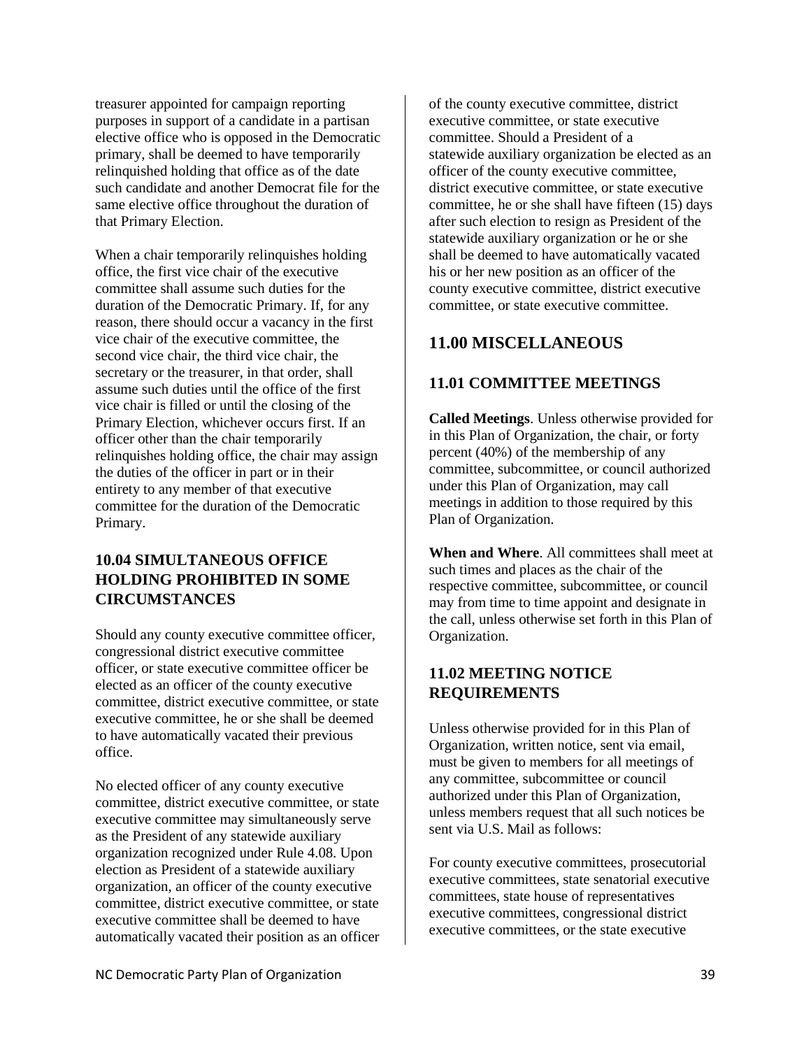treasurer appointed for campaign reporting purposes in support of a candidate in a partisan elective office who is opposed in the Democratic primary, shall be deemed to have temporarily relinquished holding that office as of the date such candidate and another Democrat file for the same elective office throughout the duration of that Primary Election.

When a chair temporarily relinquishes holding office, the first vice chair of the executive committee shall assume such duties for the duration of the Democratic Primary. If, for any reason, there should occur a vacancy in the first vice chair of the executive committee, the second vice chair, the third vice chair, the secretary or the treasurer, in that order, shall assume such duties until the office of the first vice chair is filled or until the closing of the Primary Election, whichever occurs first. If an officer other than the chair temporarily relinquishes holding office, the chair may assign the duties of the officer in part or in their entirety to any member of that executive committee for the duration of the Democratic Primary.

### 10.04 SIMULTANEOUS OFFICE HOLDING PROHIBITED IN SOME CIRCUMSTANCES

Should any county executive committee officer, congressional district executive committee officer, or state executive committee officer be elected as an officer of the county executive committee, district executive committee, or state executive committee, he or she shall be deemed to have automatically vacated their previous office.

No elected officer of any county executive committee, district executive committee, or state executive committee may simultaneously serve as the President of any statewide auxiliary organization recognized under Rule 4.08. Upon election as President of a statewide auxiliary organization, an officer of the county executive committee, district executive committee, or state executive committee shall be deemed to have automatically vacated their position as an officer of the county executive committee, district executive committee, or state executive committee. Should a President of a statewide auxiliary organization be elected as an officer of the county executive committee, district executive committee, or state executive committee, he or she shall have fifteen (15) days after such election to resign as President of the statewide auxiliary organization or he or she shall be deemed to have automatically vacated his or her new position as an officer of the county executive committee, district executive committee, or state executive committee.

## 11.00 MISCELLANEOUS

### 11.01 COMMITTEE MEETINGS

**Called Meetings**. Unless otherwise provided for in this Plan of Organization, the chair, or forty percent (40%) of the membership of any committee, subcommittee, or council authorized under this Plan of Organization, may call meetings in addition to those required by this Plan of Organization.

**When and Where**. All committees shall meet at such times and places as the chair of the respective committee, subcommittee, or council may from time to time appoint and designate in the call, unless otherwise set forth in this Plan of Organization.

### 11.02 MEETING NOTICE REQUIREMENTS

Unless otherwise provided for in this Plan of Organization, written notice, sent via email, must be given to members for all meetings of any committee, subcommittee or council authorized under this Plan of Organization, unless members request that all such notices be sent via U.S. Mail as follows:

For county executive committees, prosecutorial executive committees, state senatorial executive committees, state house of representatives executive committees, congressional district executive committees, or the state executive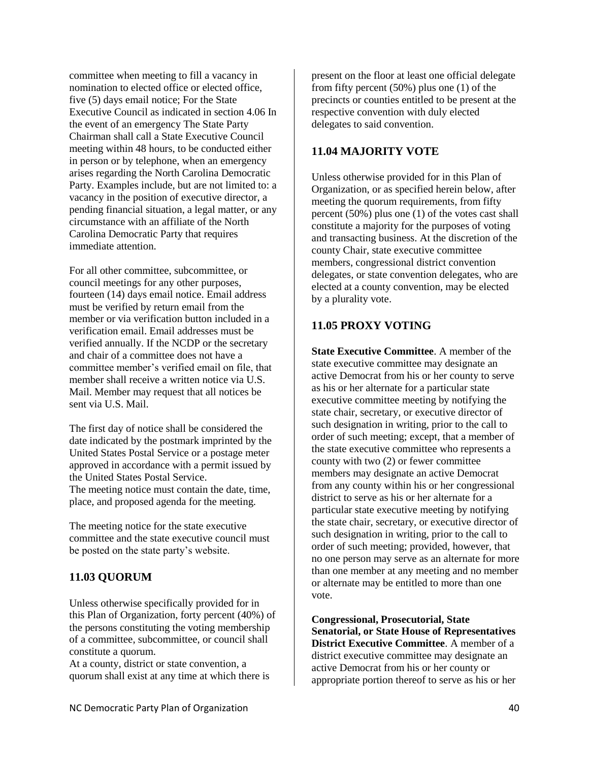committee when meeting to fill a vacancy in nomination to elected office or elected office, five (5) days email notice; For the State Executive Council as indicated in section 4.06 In the event of an emergency The State Party Chairman shall call a State Executive Council meeting within 48 hours, to be conducted either in person or by telephone, when an emergency arises regarding the North Carolina Democratic Party. Examples include, but are not limited to: a vacancy in the position of executive director, a pending financial situation, a legal matter, or any circumstance with an affiliate of the North Carolina Democratic Party that requires immediate attention.

For all other committee, subcommittee, or council meetings for any other purposes, fourteen (14) days email notice. Email address must be verified by return email from the member or via verification button included in a verification email. Email addresses must be verified annually. If the NCDP or the secretary and chair of a committee does not have a committee member's verified email on file, that member shall receive a written notice via U.S. Mail. Member may request that all notices be sent via U.S. Mail.

The first day of notice shall be considered the date indicated by the postmark imprinted by the United States Postal Service or a postage meter approved in accordance with a permit issued by the United States Postal Service.
The meeting notice must contain the date, time, place, and proposed agenda for the meeting.

The meeting notice for the state executive committee and the state executive council must be posted on the state party's website.

## 11.03 QUORUM

Unless otherwise specifically provided for in this Plan of Organization, forty percent (40%) of the persons constituting the voting membership of a committee, subcommittee, or council shall constitute a quorum.
At a county, district or state convention, a quorum shall exist at any time at which there is present on the floor at least one official delegate from fifty percent (50%) plus one (1) of the precincts or counties entitled to be present at the respective convention with duly elected delegates to said convention.

## 11.04 MAJORITY VOTE

Unless otherwise provided for in this Plan of Organization, or as specified herein below, after meeting the quorum requirements, from fifty percent (50%) plus one (1) of the votes cast shall constitute a majority for the purposes of voting and transacting business. At the discretion of the county Chair, state executive committee members, congressional district convention delegates, or state convention delegates, who are elected at a county convention, may be elected by a plurality vote.

## 11.05 PROXY VOTING

**State Executive Committee**. A member of the state executive committee may designate an active Democrat from his or her county to serve as his or her alternate for a particular state executive committee meeting by notifying the state chair, secretary, or executive director of such designation in writing, prior to the call to order of such meeting; except, that a member of the state executive committee who represents a county with two (2) or fewer committee members may designate an active Democrat from any county within his or her congressional district to serve as his or her alternate for a particular state executive meeting by notifying the state chair, secretary, or executive director of such designation in writing, prior to the call to order of such meeting; provided, however, that no one person may serve as an alternate for more than one member at any meeting and no member or alternate may be entitled to more than one vote.

**Congressional, Prosecutorial, State Senatorial, or State House of Representatives District Executive Committee**. A member of a district executive committee may designate an active Democrat from his or her county or appropriate portion thereof to serve as his or her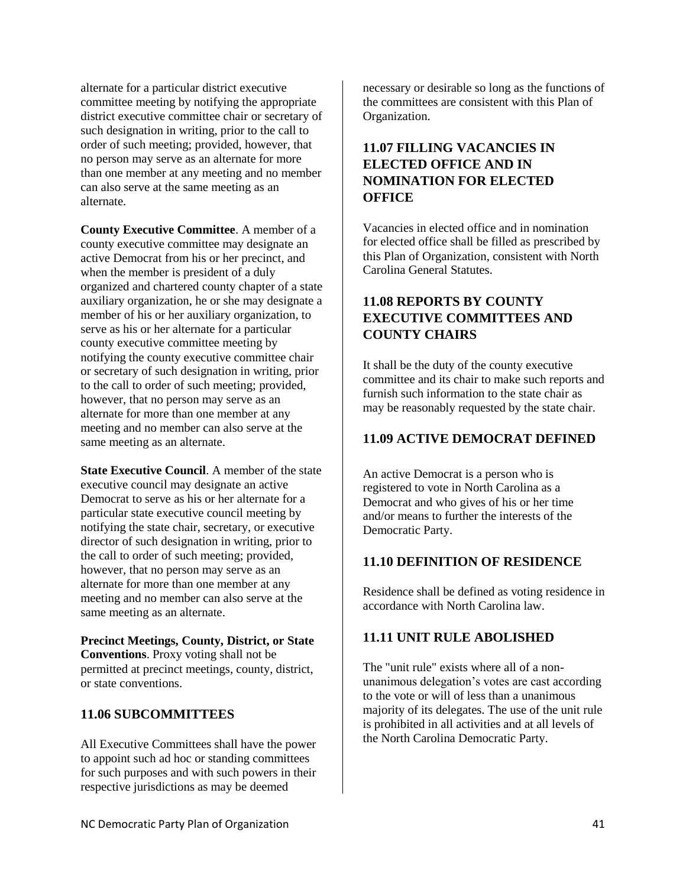alternate for a particular district executive committee meeting by notifying the appropriate district executive committee chair or secretary of such designation in writing, prior to the call to order of such meeting; provided, however, that no person may serve as an alternate for more than one member at any meeting and no member can also serve at the same meeting as an alternate.

**County Executive Committee**. A member of a county executive committee may designate an active Democrat from his or her precinct, and when the member is president of a duly organized and chartered county chapter of a state auxiliary organization, he or she may designate a member of his or her auxiliary organization, to serve as his or her alternate for a particular county executive committee meeting by notifying the county executive committee chair or secretary of such designation in writing, prior to the call to order of such meeting; provided, however, that no person may serve as an alternate for more than one member at any meeting and no member can also serve at the same meeting as an alternate.

**State Executive Council**. A member of the state executive council may designate an active Democrat to serve as his or her alternate for a particular state executive council meeting by notifying the state chair, secretary, or executive director of such designation in writing, prior to the call to order of such meeting; provided, however, that no person may serve as an alternate for more than one member at any meeting and no member can also serve at the same meeting as an alternate.

**Precinct Meetings, County, District, or State Conventions**. Proxy voting shall not be permitted at precinct meetings, county, district, or state conventions.

## 11.06 SUBCOMMITTEES

All Executive Committees shall have the power to appoint such ad hoc or standing committees for such purposes and with such powers in their respective jurisdictions as may be deemed necessary or desirable so long as the functions of the committees are consistent with this Plan of Organization.

## 11.07 FILLING VACANCIES IN ELECTED OFFICE AND IN NOMINATION FOR ELECTED OFFICE

Vacancies in elected office and in nomination for elected office shall be filled as prescribed by this Plan of Organization, consistent with North Carolina General Statutes.

## 11.08 REPORTS BY COUNTY EXECUTIVE COMMITTEES AND COUNTY CHAIRS

It shall be the duty of the county executive committee and its chair to make such reports and furnish such information to the state chair as may be reasonably requested by the state chair.

## 11.09 ACTIVE DEMOCRAT DEFINED

An active Democrat is a person who is registered to vote in North Carolina as a Democrat and who gives of his or her time and/or means to further the interests of the Democratic Party.

## 11.10 DEFINITION OF RESIDENCE

Residence shall be defined as voting residence in accordance with North Carolina law.

## 11.11 UNIT RULE ABOLISHED

The "unit rule" exists where all of a non-unanimous delegation's votes are cast according to the vote or will of less than a unanimous majority of its delegates. The use of the unit rule is prohibited in all activities and at all levels of the North Carolina Democratic Party.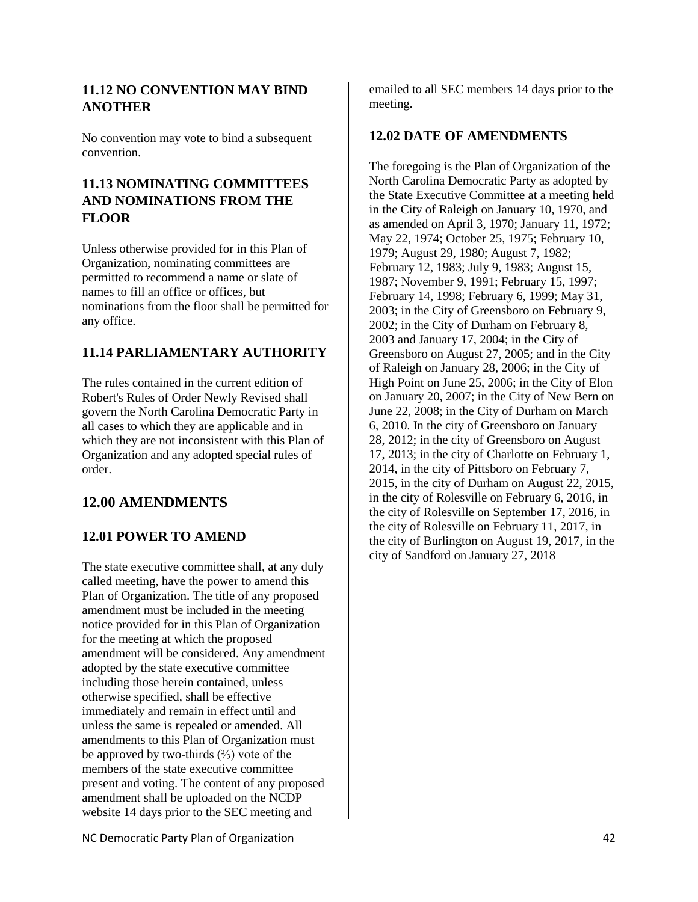## 11.12 NO CONVENTION MAY BIND ANOTHER

No convention may vote to bind a subsequent convention.

## 11.13 NOMINATING COMMITTEES AND NOMINATIONS FROM THE FLOOR

Unless otherwise provided for in this Plan of Organization, nominating committees are permitted to recommend a name or slate of names to fill an office or offices, but nominations from the floor shall be permitted for any office.

## 11.14 PARLIAMENTARY AUTHORITY

The rules contained in the current edition of Robert's Rules of Order Newly Revised shall govern the North Carolina Democratic Party in all cases to which they are applicable and in which they are not inconsistent with this Plan of Organization and any adopted special rules of order.

# 12.00 AMENDMENTS

## 12.01 POWER TO AMEND

The state executive committee shall, at any duly called meeting, have the power to amend this Plan of Organization. The title of any proposed amendment must be included in the meeting notice provided for in this Plan of Organization for the meeting at which the proposed amendment will be considered. Any amendment adopted by the state executive committee including those herein contained, unless otherwise specified, shall be effective immediately and remain in effect until and unless the same is repealed or amended. All amendments to this Plan of Organization must be approved by two-thirds (⅔) vote of the members of the state executive committee present and voting. The content of any proposed amendment shall be uploaded on the NCDP website 14 days prior to the SEC meeting and emailed to all SEC members 14 days prior to the meeting.

## 12.02 DATE OF AMENDMENTS

The foregoing is the Plan of Organization of the North Carolina Democratic Party as adopted by the State Executive Committee at a meeting held in the City of Raleigh on January 10, 1970, and as amended on April 3, 1970; January 11, 1972; May 22, 1974; October 25, 1975; February 10, 1979; August 29, 1980; August 7, 1982; February 12, 1983; July 9, 1983; August 15, 1987; November 9, 1991; February 15, 1997; February 14, 1998; February 6, 1999; May 31, 2003; in the City of Greensboro on February 9, 2002; in the City of Durham on February 8, 2003 and January 17, 2004; in the City of Greensboro on August 27, 2005; and in the City of Raleigh on January 28, 2006; in the City of High Point on June 25, 2006; in the City of Elon on January 20, 2007; in the City of New Bern on June 22, 2008; in the City of Durham on March 6, 2010. In the city of Greensboro on January 28, 2012; in the city of Greensboro on August 17, 2013; in the city of Charlotte on February 1, 2014, in the city of Pittsboro on February 7, 2015, in the city of Durham on August 22, 2015, in the city of Rolesville on February 6, 2016, in the city of Rolesville on September 17, 2016, in the city of Rolesville on February 11, 2017, in the city of Burlington on August 19, 2017, in the city of Sandford on January 27, 2018